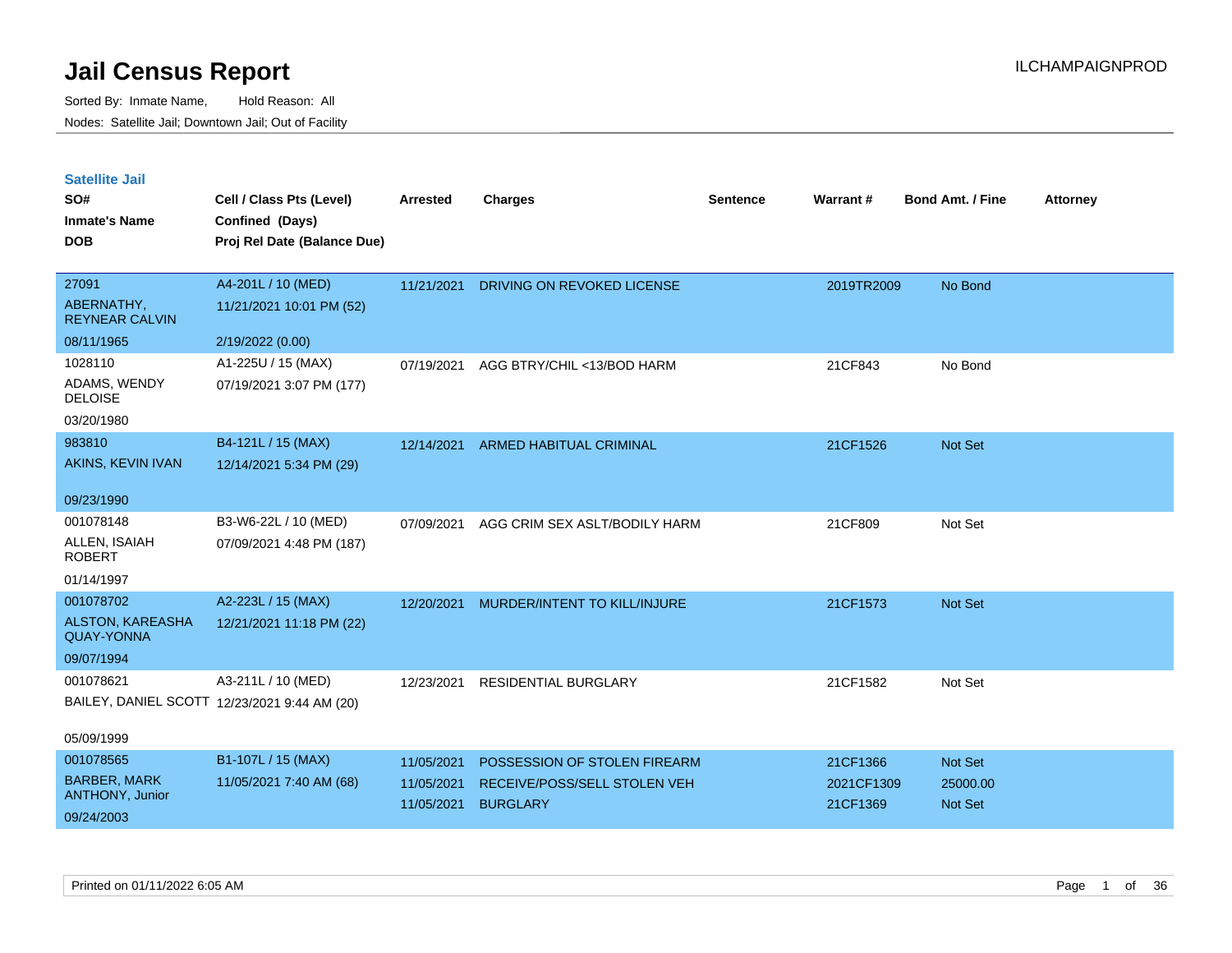# Jail Census Report

ILCHAMPAIGNPROD

Sorted By: Inmate Name, Hold Reason: All

Nodes: Satellite Jail; Downtown Jail; Out of Facility

## Satellite Jail

| SO# / Inmate's Name / DOB | Cell / Class Pts (Level) / Confined (Days) / Proj Rel Date (Balance Due) | Arrested | Charges | Sentence | Warrant # | Bond Amt. / Fine | Attorney |
|---|---|---|---|---|---|---|---|
| 27091<br>ABERNATHY, REYNEAR CALVIN<br>08/11/1965 | A4-201L / 10 (MED)<br>11/21/2021 10:01 PM (52)<br>2/19/2022 (0.00) | 11/21/2021 | DRIVING ON REVOKED LICENSE | | 2019TR2009 | No Bond | |
| 1028110<br>ADAMS, WENDY DELOISE<br>03/20/1980 | A1-225U / 15 (MAX)<br>07/19/2021 3:07 PM (177) | 07/19/2021 | AGG BTRY/CHIL <13/BOD HARM | | 21CF843 | No Bond | |
| 983810<br>AKINS, KEVIN IVAN<br>09/23/1990 | B4-121L / 15 (MAX)<br>12/14/2021 5:34 PM (29) | 12/14/2021 | ARMED HABITUAL CRIMINAL | | 21CF1526 | Not Set | |
| 001078148<br>ALLEN, ISAIAH ROBERT<br>01/14/1997 | B3-W6-22L / 10 (MED)<br>07/09/2021 4:48 PM (187) | 07/09/2021 | AGG CRIM SEX ASLT/BODILY HARM | | 21CF809 | Not Set | |
| 001078702<br>ALSTON, KAREASHA QUAY-YONNA<br>09/07/1994 | A2-223L / 15 (MAX)<br>12/21/2021 11:18 PM (22) | 12/20/2021 | MURDER/INTENT TO KILL/INJURE | | 21CF1573 | Not Set | |
| 001078621<br>BAILEY, DANIEL SCOTT<br>05/09/1999 | A3-211L / 10 (MED)<br>12/23/2021 9:44 AM (20) | 12/23/2021 | RESIDENTIAL BURGLARY | | 21CF1582 | Not Set | |
| 001078565<br>BARBER, MARK ANTHONY, Junior<br>09/24/2003 | B1-107L / 15 (MAX)<br>11/05/2021 7:40 AM (68) | 11/05/2021<br>11/05/2021<br>11/05/2021 | POSSESSION OF STOLEN FIREARM<br>RECEIVE/POSS/SELL STOLEN VEH<br>BURGLARY | | 21CF1366<br>2021CF1309<br>21CF1369 | Not Set<br>25000.00<br>Not Set | |

Printed on 01/11/2022 6:05 AM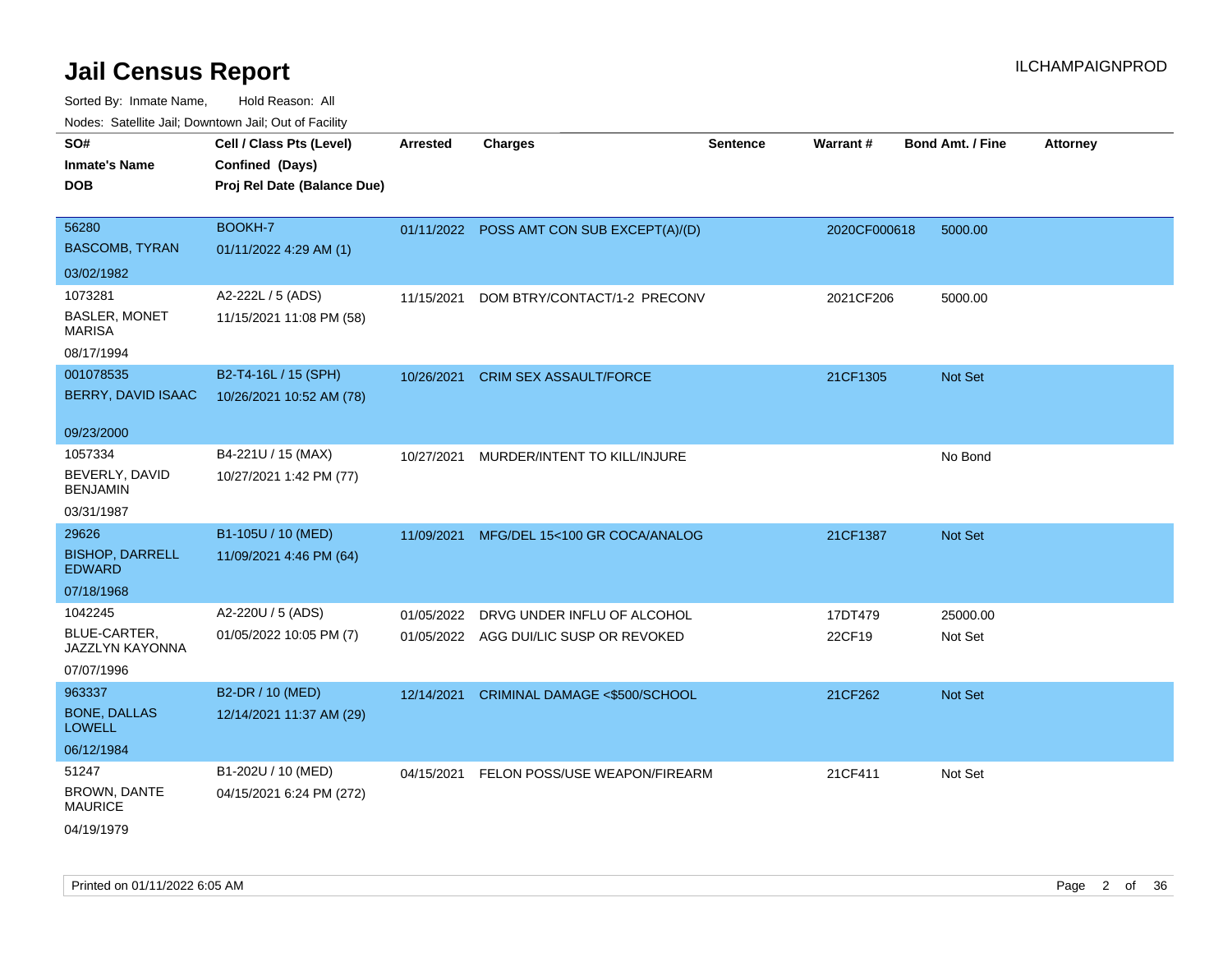# Jail Census Report

ILCHAMPAIGNPROD

Sorted By: Inmate Name, Hold Reason: All

Nodes: Satellite Jail; Downtown Jail; Out of Facility

| SO# / Inmate's Name / DOB | Cell / Class Pts (Level) / Confined (Days) / Proj Rel Date (Balance Due) | Arrested | Charges | Sentence | Warrant # | Bond Amt. / Fine | Attorney |
|---|---|---|---|---|---|---|---|
| 56280<br>BASCOMB, TYRAN<br>03/02/1982 | BOOKH-7<br>01/11/2022 4:29 AM (1) | 01/11/2022 | POSS AMT CON SUB EXCEPT(A)/(D) | | 2020CF000618 | 5000.00 | |
| 1073281<br>BASLER, MONET MARISA<br>08/17/1994 | A2-222L / 5 (ADS)<br>11/15/2021 11:08 PM (58) | 11/15/2021 | DOM BTRY/CONTACT/1-2 PRECONV | | 2021CF206 | 5000.00 | |
| 001078535<br>BERRY, DAVID ISAAC<br>09/23/2000 | B2-T4-16L / 15 (SPH)<br>10/26/2021 10:52 AM (78) | 10/26/2021 | CRIM SEX ASSAULT/FORCE | | 21CF1305 | Not Set | |
| 1057334<br>BEVERLY, DAVID BENJAMIN<br>03/31/1987 | B4-221U / 15 (MAX)<br>10/27/2021 1:42 PM (77) | 10/27/2021 | MURDER/INTENT TO KILL/INJURE | | | No Bond | |
| 29626<br>BISHOP, DARRELL EDWARD<br>07/18/1968 | B1-105U / 10 (MED)<br>11/09/2021 4:46 PM (64) | 11/09/2021 | MFG/DEL 15<100 GR COCA/ANALOG | | 21CF1387 | Not Set | |
| 1042245<br>BLUE-CARTER, JAZZLYN KAYONNA<br>07/07/1996 | A2-220U / 5 (ADS)<br>01/05/2022 10:05 PM (7) | 01/05/2022<br>01/05/2022 | DRVG UNDER INFLU OF ALCOHOL<br>AGG DUI/LIC SUSP OR REVOKED | | 17DT479<br>22CF19 | 25000.00<br>Not Set | |
| 963337<br>BONE, DALLAS LOWELL<br>06/12/1984 | B2-DR / 10 (MED)<br>12/14/2021 11:37 AM (29) | 12/14/2021 | CRIMINAL DAMAGE <$500/SCHOOL | | 21CF262 | Not Set | |
| 51247<br>BROWN, DANTE MAURICE<br>04/19/1979 | B1-202U / 10 (MED)<br>04/15/2021 6:24 PM (272) | 04/15/2021 | FELON POSS/USE WEAPON/FIREARM | | 21CF411 | Not Set | |

Printed on 01/11/2022 6:05 AM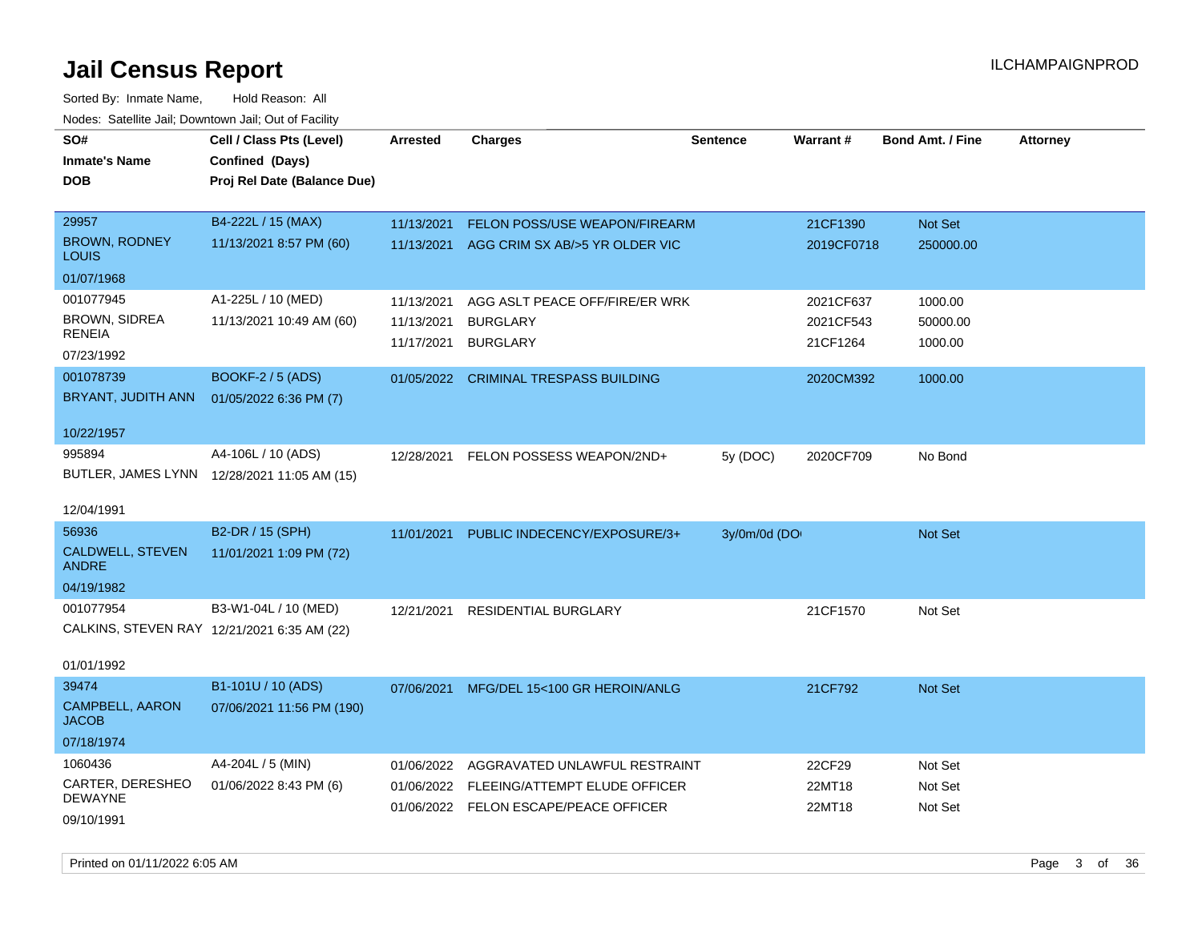# Jail Census Report

Sorted By: Inmate Name, Hold Reason: All

Nodes: Satellite Jail; Downtown Jail; Out of Facility

| SO# / Inmate's Name / DOB | Cell / Class Pts (Level) / Confined (Days) / Proj Rel Date (Balance Due) | Arrested | Charges | Sentence | Warrant # | Bond Amt. / Fine | Attorney |
|---|---|---|---|---|---|---|---|
| 29957<br>BROWN, RODNEY LOUIS<br>01/07/1968 | B4-222L / 15 (MAX)<br>11/13/2021 8:57 PM (60) | 11/13/2021 | FELON POSS/USE WEAPON/FIREARM | | 21CF1390 | Not Set | |
| | | 11/13/2021 | AGG CRIM SX AB/>5 YR OLDER VIC | | 2019CF0718 | 250000.00 | |
| 001077945<br>BROWN, SIDREA RENEIA<br>07/23/1992 | A1-225L / 10 (MED)<br>11/13/2021 10:49 AM (60) | 11/13/2021 | AGG ASLT PEACE OFF/FIRE/ER WRK | | 2021CF637 | 1000.00 | |
| | | 11/13/2021 | BURGLARY | | 2021CF543 | 50000.00 | |
| | | 11/17/2021 | BURGLARY | | 21CF1264 | 1000.00 | |
| 001078739<br>BRYANT, JUDITH ANN<br>10/22/1957 | BOOKF-2 / 5 (ADS)<br>01/05/2022 6:36 PM (7) | 01/05/2022 | CRIMINAL TRESPASS BUILDING | | 2020CM392 | 1000.00 | |
| 995894<br>BUTLER, JAMES LYNN<br>12/04/1991 | A4-106L / 10 (ADS)<br>12/28/2021 11:05 AM (15) | 12/28/2021 | FELON POSSESS WEAPON/2ND+ | 5y (DOC) | 2020CF709 | No Bond | |
| 56936<br>CALDWELL, STEVEN ANDRE<br>04/19/1982 | B2-DR / 15 (SPH)<br>11/01/2021 1:09 PM (72) | 11/01/2021 | PUBLIC INDECENCY/EXPOSURE/3+ | 3y/0m/0d (DO | | Not Set | |
| 001077954<br>CALKINS, STEVEN RAY<br>01/01/1992 | B3-W1-04L / 10 (MED)<br>12/21/2021 6:35 AM (22) | 12/21/2021 | RESIDENTIAL BURGLARY | | 21CF1570 | Not Set | |
| 39474<br>CAMPBELL, AARON JACOB<br>07/18/1974 | B1-101U / 10 (ADS)<br>07/06/2021 11:56 PM (190) | 07/06/2021 | MFG/DEL 15<100 GR HEROIN/ANLG | | 21CF792 | Not Set | |
| 1060436<br>CARTER, DERESHEO DEWAYNE<br>09/10/1991 | A4-204L / 5 (MIN)<br>01/06/2022 8:43 PM (6) | 01/06/2022 | AGGRAVATED UNLAWFUL RESTRAINT | | 22CF29 | Not Set | |
| | | 01/06/2022 | FLEEING/ATTEMPT ELUDE OFFICER | | 22MT18 | Not Set | |
| | | 01/06/2022 | FELON ESCAPE/PEACE OFFICER | | 22MT18 | Not Set | |

Printed on 01/11/2022 6:05 AM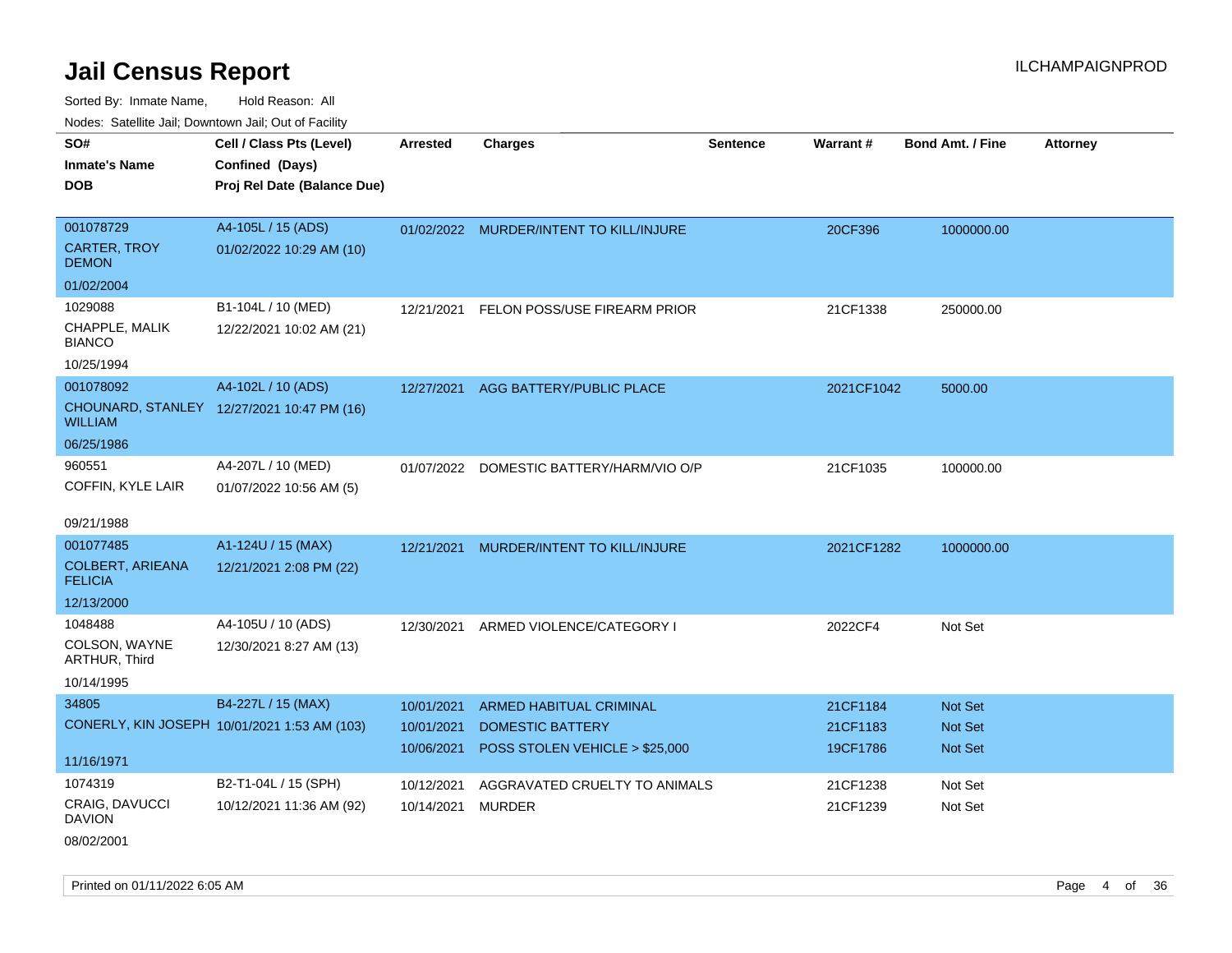# Jail Census Report

ILCHAMPAIGNPROD

Sorted By: Inmate Name, Hold Reason: All

Nodes: Satellite Jail; Downtown Jail; Out of Facility

| SO# / Inmate's Name / DOB | Cell / Class Pts (Level) / Confined (Days) / Proj Rel Date (Balance Due) | Arrested | Charges | Sentence | Warrant # | Bond Amt. / Fine | Attorney |
|---|---|---|---|---|---|---|---|
| 001078729<br>CARTER, TROY DEMON<br>01/02/2004 | A4-105L / 15 (ADS)<br>01/02/2022 10:29 AM (10) | 01/02/2022 | MURDER/INTENT TO KILL/INJURE | | 20CF396 | 1000000.00 | |
| 1029088<br>CHAPPLE, MALIK BIANCO<br>10/25/1994 | B1-104L / 10 (MED)<br>12/22/2021 10:02 AM (21) | 12/21/2021 | FELON POSS/USE FIREARM PRIOR | | 21CF1338 | 250000.00 | |
| 001078092<br>CHOUNARD, STANLEY WILLIAM<br>06/25/1986 | A4-102L / 10 (ADS)<br>12/27/2021 10:47 PM (16) | 12/27/2021 | AGG BATTERY/PUBLIC PLACE | | 2021CF1042 | 5000.00 | |
| 960551<br>COFFIN, KYLE LAIR<br>09/21/1988 | A4-207L / 10 (MED)<br>01/07/2022 10:56 AM (5) | 01/07/2022 | DOMESTIC BATTERY/HARM/VIO O/P | | 21CF1035 | 100000.00 | |
| 001077485<br>COLBERT, ARIEANA FELICIA<br>12/13/2000 | A1-124U / 15 (MAX)<br>12/21/2021 2:08 PM (22) | 12/21/2021 | MURDER/INTENT TO KILL/INJURE | | 2021CF1282 | 1000000.00 | |
| 1048488<br>COLSON, WAYNE ARTHUR, Third<br>10/14/1995 | A4-105U / 10 (ADS)<br>12/30/2021 8:27 AM (13) | 12/30/2021 | ARMED VIOLENCE/CATEGORY I | | 2022CF4 | Not Set | |
| 34805<br>CONERLY, KIN JOSEPH<br>11/16/1971 | B4-227L / 15 (MAX)<br>10/01/2021 1:53 AM (103) | 10/01/2021 | ARMED HABITUAL CRIMINAL | | 21CF1184 | Not Set | |
| | | 10/01/2021 | DOMESTIC BATTERY | | 21CF1183 | Not Set | |
| | | 10/06/2021 | POSS STOLEN VEHICLE > $25,000 | | 19CF1786 | Not Set | |
| 1074319<br>CRAIG, DAVUCCI DAVION<br>08/02/2001 | B2-T1-04L / 15 (SPH)<br>10/12/2021 11:36 AM (92) | 10/12/2021 | AGGRAVATED CRUELTY TO ANIMALS | | 21CF1238 | Not Set | |
| | | 10/14/2021 | MURDER | | 21CF1239 | Not Set | |

Printed on 01/11/2022 6:05 AM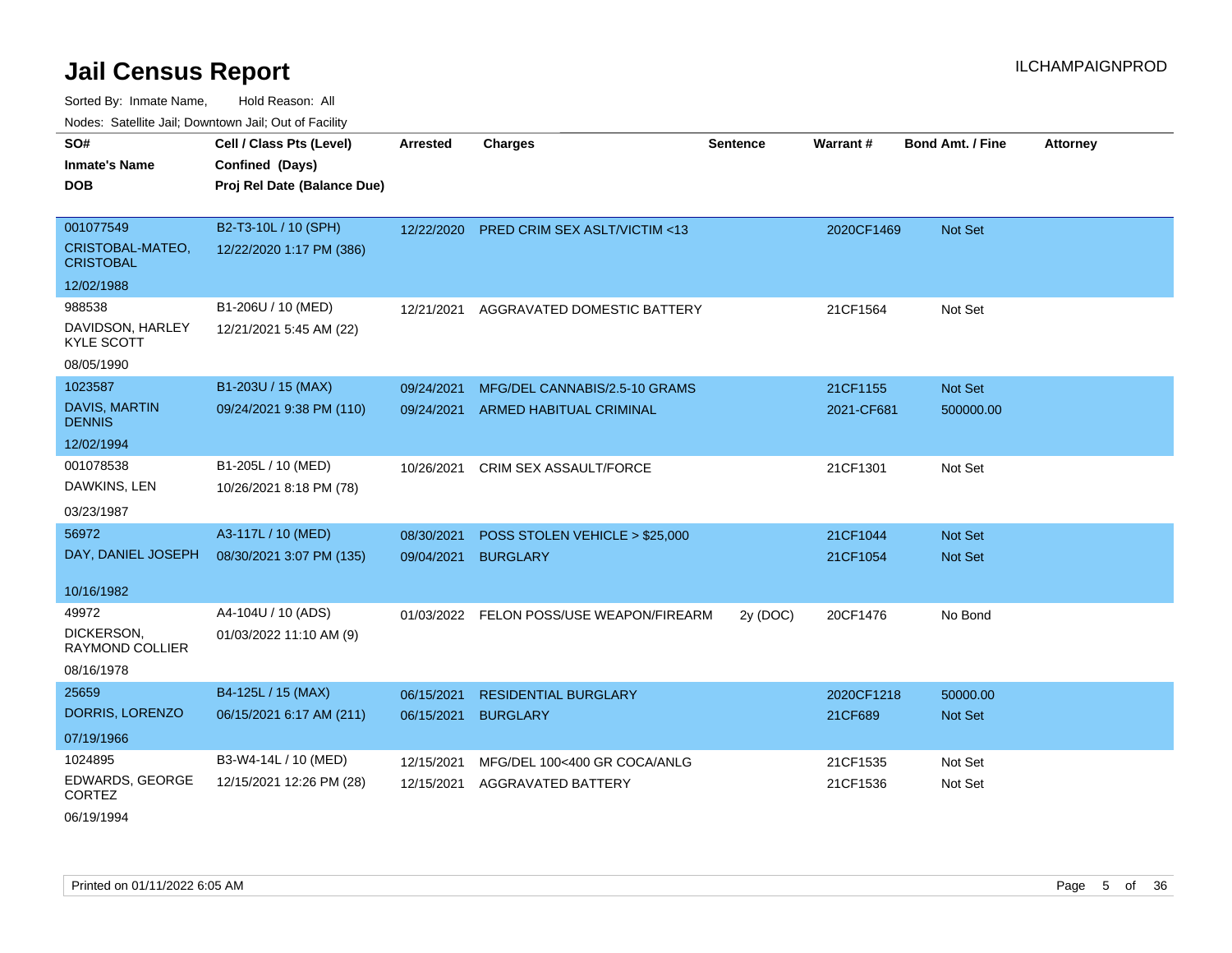# Jail Census Report

ILCHAMPAIGNPROD

Sorted By: Inmate Name, Hold Reason: All

Nodes: Satellite Jail; Downtown Jail; Out of Facility

| SO# / Inmate's Name / DOB | Cell / Class Pts (Level) / Confined (Days) / Proj Rel Date (Balance Due) | Arrested | Charges | Sentence | Warrant # | Bond Amt. / Fine | Attorney |
|---|---|---|---|---|---|---|---|
| 001077549<br>CRISTOBAL-MATEO, CRISTOBAL<br>12/02/1988 | B2-T3-10L / 10 (SPH)<br>12/22/2020 1:17 PM (386) | 12/22/2020 | PRED CRIM SEX ASLT/VICTIM <13 | | 2020CF1469 | Not Set | |
| 988538<br>DAVIDSON, HARLEY KYLE SCOTT<br>08/05/1990 | B1-206U / 10 (MED)<br>12/21/2021 5:45 AM (22) | 12/21/2021 | AGGRAVATED DOMESTIC BATTERY | | 21CF1564 | Not Set | |
| 1023587<br>DAVIS, MARTIN DENNIS<br>12/02/1994 | B1-203U / 15 (MAX)<br>09/24/2021 9:38 PM (110) | 09/24/2021 | MFG/DEL CANNABIS/2.5-10 GRAMS | | 21CF1155 | Not Set | |
| | | 09/24/2021 | ARMED HABITUAL CRIMINAL | | 2021-CF681 | 500000.00 | |
| 001078538<br>DAWKINS, LEN<br>03/23/1987 | B1-205L / 10 (MED)<br>10/26/2021 8:18 PM (78) | 10/26/2021 | CRIM SEX ASSAULT/FORCE | | 21CF1301 | Not Set | |
| 56972<br>DAY, DANIEL JOSEPH<br>10/16/1982 | A3-117L / 10 (MED)<br>08/30/2021 3:07 PM (135) | 08/30/2021 | POSS STOLEN VEHICLE > $25,000 | | 21CF1044 | Not Set | |
| | | 09/04/2021 | BURGLARY | | 21CF1054 | Not Set | |
| 49972<br>DICKERSON, RAYMOND COLLIER<br>08/16/1978 | A4-104U / 10 (ADS)<br>01/03/2022 11:10 AM (9) | 01/03/2022 | FELON POSS/USE WEAPON/FIREARM | 2y (DOC) | 20CF1476 | No Bond | |
| 25659<br>DORRIS, LORENZO<br>07/19/1966 | B4-125L / 15 (MAX)<br>06/15/2021 6:17 AM (211) | 06/15/2021 | RESIDENTIAL BURGLARY | | 2020CF1218 | 50000.00 | |
| | | 06/15/2021 | BURGLARY | | 21CF689 | Not Set | |
| 1024895<br>EDWARDS, GEORGE CORTEZ<br>06/19/1994 | B3-W4-14L / 10 (MED)<br>12/15/2021 12:26 PM (28) | 12/15/2021 | MFG/DEL 100<400 GR COCA/ANLG | | 21CF1535 | Not Set | |
| | | 12/15/2021 | AGGRAVATED BATTERY | | 21CF1536 | Not Set | |

Printed on 01/11/2022 6:05 AM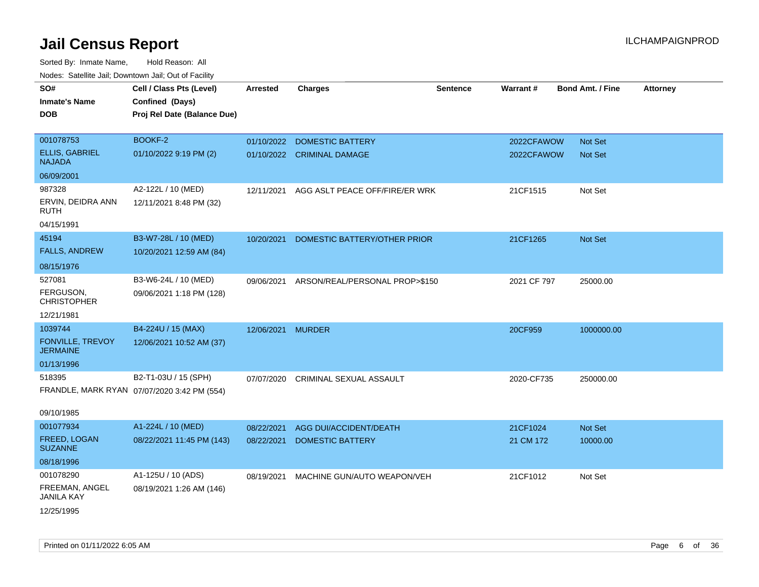# Jail Census Report

ILCHAMPAIGNPROD

Sorted By: Inmate Name, Hold Reason: All

Nodes: Satellite Jail; Downtown Jail; Out of Facility

| SO# / Inmate's Name / DOB | Cell / Class Pts (Level) / Confined (Days) / Proj Rel Date (Balance Due) | Arrested | Charges | Sentence | Warrant # | Bond Amt. / Fine | Attorney |
|---|---|---|---|---|---|---|---|
| 001078753 ELLIS, GABRIEL NAJADA 06/09/2001 | BOOKF-2 01/10/2022 9:19 PM (2) | 01/10/2022 | DOMESTIC BATTERY | | 2022CFAWOW | Not Set | |
| | | 01/10/2022 | CRIMINAL DAMAGE | | 2022CFAWOW | Not Set | |
| 987328 ERVIN, DEIDRA ANN RUTH 04/15/1991 | A2-122L / 10 (MED) 12/11/2021 8:48 PM (32) | 12/11/2021 | AGG ASLT PEACE OFF/FIRE/ER WRK | | 21CF1515 | Not Set | |
| 45194 FALLS, ANDREW 08/15/1976 | B3-W7-28L / 10 (MED) 10/20/2021 12:59 AM (84) | 10/20/2021 | DOMESTIC BATTERY/OTHER PRIOR | | 21CF1265 | Not Set | |
| 527081 FERGUSON, CHRISTOPHER 12/21/1981 | B3-W6-24L / 10 (MED) 09/06/2021 1:18 PM (128) | 09/06/2021 | ARSON/REAL/PERSONAL PROP>$150 | | 2021 CF 797 | 25000.00 | |
| 1039744 FONVILLE, TREVOY JERMAINE 01/13/1996 | B4-224U / 15 (MAX) 12/06/2021 10:52 AM (37) | 12/06/2021 | MURDER | | 20CF959 | 1000000.00 | |
| 518395 FRANDLE, MARK RYAN 09/10/1985 | B2-T1-03U / 15 (SPH) 07/07/2020 3:42 PM (554) | 07/07/2020 | CRIMINAL SEXUAL ASSAULT | | 2020-CF735 | 250000.00 | |
| 001077934 FREED, LOGAN SUZANNE 08/18/1996 | A1-224L / 10 (MED) 08/22/2021 11:45 PM (143) | 08/22/2021 | AGG DUI/ACCIDENT/DEATH | | 21CF1024 | Not Set | |
| | | 08/22/2021 | DOMESTIC BATTERY | | 21 CM 172 | 10000.00 | |
| 001078290 FREEMAN, ANGEL JANILA KAY 12/25/1995 | A1-125U / 10 (ADS) 08/19/2021 1:26 AM (146) | 08/19/2021 | MACHINE GUN/AUTO WEAPON/VEH | | 21CF1012 | Not Set | |

Printed on 01/11/2022 6:05 AM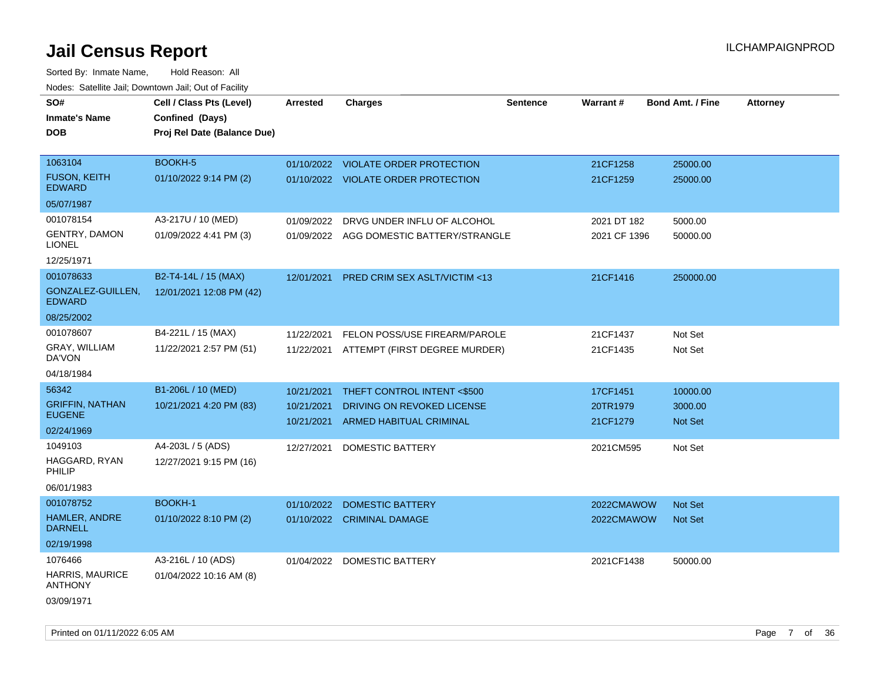# Jail Census Report

ILCHAMPAIGNPROD

Sorted By: Inmate Name, Hold Reason: All

Nodes: Satellite Jail; Downtown Jail; Out of Facility

| SO# / Inmate's Name / DOB | Cell / Class Pts (Level) / Confined (Days) / Proj Rel Date (Balance Due) | Arrested | Charges | Sentence | Warrant # | Bond Amt. / Fine | Attorney |
|---|---|---|---|---|---|---|---|
| 1063104<br>FUSON, KEITH EDWARD<br>05/07/1987 | BOOKH-5<br>01/10/2022 9:14 PM (2) | 01/10/2022<br>01/10/2022 | VIOLATE ORDER PROTECTION<br>VIOLATE ORDER PROTECTION | | 21CF1258<br>21CF1259 | 25000.00<br>25000.00 | |
| 001078154<br>GENTRY, DAMON LIONEL<br>12/25/1971 | A3-217U / 10 (MED)<br>01/09/2022 4:41 PM (3) | 01/09/2022<br>01/09/2022 | DRVG UNDER INFLU OF ALCOHOL<br>AGG DOMESTIC BATTERY/STRANGLE | | 2021 DT 182<br>2021 CF 1396 | 5000.00<br>50000.00 | |
| 001078633<br>GONZALEZ-GUILLEN, EDWARD<br>08/25/2002 | B2-T4-14L / 15 (MAX)<br>12/01/2021 12:08 PM (42) | 12/01/2021 | PRED CRIM SEX ASLT/VICTIM <13 | | 21CF1416 | 250000.00 | |
| 001078607<br>GRAY, WILLIAM DA'VON<br>04/18/1984 | B4-221L / 15 (MAX)<br>11/22/2021 2:57 PM (51) | 11/22/2021<br>11/22/2021 | FELON POSS/USE FIREARM/PAROLE<br>ATTEMPT (FIRST DEGREE MURDER) | | 21CF1437<br>21CF1435 | Not Set<br>Not Set | |
| 56342<br>GRIFFIN, NATHAN EUGENE<br>02/24/1969 | B1-206L / 10 (MED)<br>10/21/2021 4:20 PM (83) | 10/21/2021<br>10/21/2021<br>10/21/2021 | THEFT CONTROL INTENT <$500<br>DRIVING ON REVOKED LICENSE<br>ARMED HABITUAL CRIMINAL | | 17CF1451<br>20TR1979<br>21CF1279 | 10000.00<br>3000.00<br>Not Set | |
| 1049103<br>HAGGARD, RYAN PHILIP<br>06/01/1983 | A4-203L / 5 (ADS)<br>12/27/2021 9:15 PM (16) | 12/27/2021 | DOMESTIC BATTERY | | 2021CM595 | Not Set | |
| 001078752<br>HAMLER, ANDRE DARNELL<br>02/19/1998 | BOOKH-1<br>01/10/2022 8:10 PM (2) | 01/10/2022<br>01/10/2022 | DOMESTIC BATTERY<br>CRIMINAL DAMAGE | | 2022CMAWOW<br>2022CMAWOW | Not Set<br>Not Set | |
| 1076466<br>HARRIS, MAURICE ANTHONY<br>03/09/1971 | A3-216L / 10 (ADS)<br>01/04/2022 10:16 AM (8) | 01/04/2022 | DOMESTIC BATTERY | | 2021CF1438 | 50000.00 | |

Printed on 01/11/2022 6:05 AM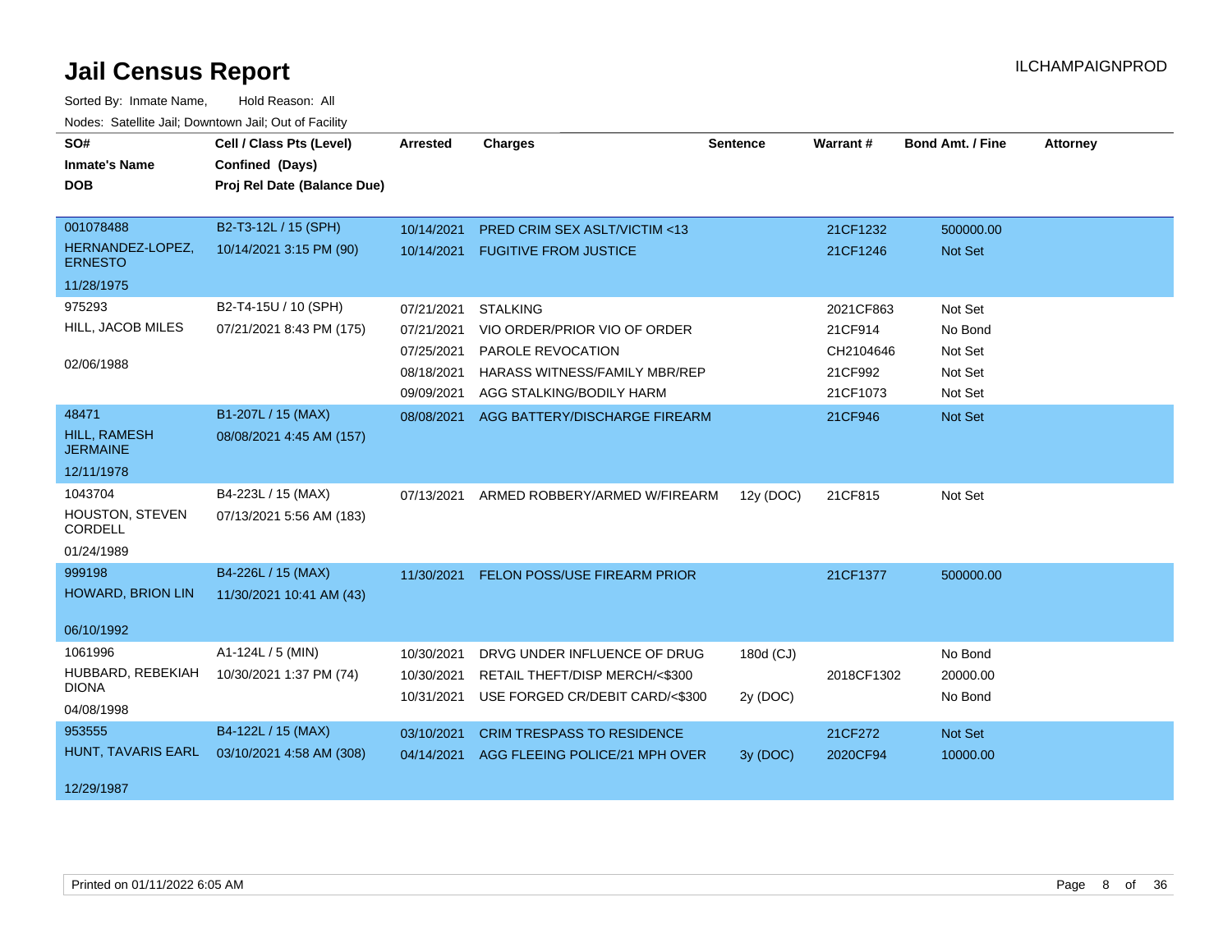# Jail Census Report

ILCHAMPAIGNPROD

Sorted By: Inmate Name, Hold Reason: All

Nodes: Satellite Jail; Downtown Jail; Out of Facility

| SO# / Inmate's Name / DOB | Cell / Class Pts (Level) / Confined (Days) / Proj Rel Date (Balance Due) | Arrested | Charges | Sentence | Warrant # | Bond Amt. / Fine | Attorney |
|---|---|---|---|---|---|---|---|
| 001078488 HERNANDEZ-LOPEZ, ERNESTO 11/28/1975 | B2-T3-12L / 15 (SPH) 10/14/2021 3:15 PM (90) | 10/14/2021 | PRED CRIM SEX ASLT/VICTIM <13 | | 21CF1232 | 500000.00 | |
| | | 10/14/2021 | FUGITIVE FROM JUSTICE | | 21CF1246 | Not Set | |
| 975293 HILL, JACOB MILES 02/06/1988 | B2-T4-15U / 10 (SPH) 07/21/2021 8:43 PM (175) | 07/21/2021 | STALKING | | 2021CF863 | Not Set | |
| | | 07/21/2021 | VIO ORDER/PRIOR VIO OF ORDER | | 21CF914 | No Bond | |
| | | 07/25/2021 | PAROLE REVOCATION | | CH2104646 | Not Set | |
| | | 08/18/2021 | HARASS WITNESS/FAMILY MBR/REP | | 21CF992 | Not Set | |
| | | 09/09/2021 | AGG STALKING/BODILY HARM | | 21CF1073 | Not Set | |
| 48471 HILL, RAMESH JERMAINE 12/11/1978 | B1-207L / 15 (MAX) 08/08/2021 4:45 AM (157) | 08/08/2021 | AGG BATTERY/DISCHARGE FIREARM | | 21CF946 | Not Set | |
| 1043704 HOUSTON, STEVEN CORDELL 01/24/1989 | B4-223L / 15 (MAX) 07/13/2021 5:56 AM (183) | 07/13/2021 | ARMED ROBBERY/ARMED W/FIREARM | 12y (DOC) | 21CF815 | Not Set | |
| 999198 HOWARD, BRION LIN 06/10/1992 | B4-226L / 15 (MAX) 11/30/2021 10:41 AM (43) | 11/30/2021 | FELON POSS/USE FIREARM PRIOR | | 21CF1377 | 500000.00 | |
| 1061996 HUBBARD, REBEKIAH DIONA 04/08/1998 | A1-124L / 5 (MIN) 10/30/2021 1:37 PM (74) | 10/30/2021 | DRVG UNDER INFLUENCE OF DRUG | 180d (CJ) | | No Bond | |
| | | 10/30/2021 | RETAIL THEFT/DISP MERCH/<$300 | | 2018CF1302 | 20000.00 | |
| | | 10/31/2021 | USE FORGED CR/DEBIT CARD/<$300 | 2y (DOC) | | No Bond | |
| 953555 HUNT, TAVARIS EARL 12/29/1987 | B4-122L / 15 (MAX) 03/10/2021 4:58 AM (308) | 03/10/2021 | CRIM TRESPASS TO RESIDENCE | | 21CF272 | Not Set | |
| | | 04/14/2021 | AGG FLEEING POLICE/21 MPH OVER | 3y (DOC) | 2020CF94 | 10000.00 | |

Printed on 01/11/2022 6:05 AM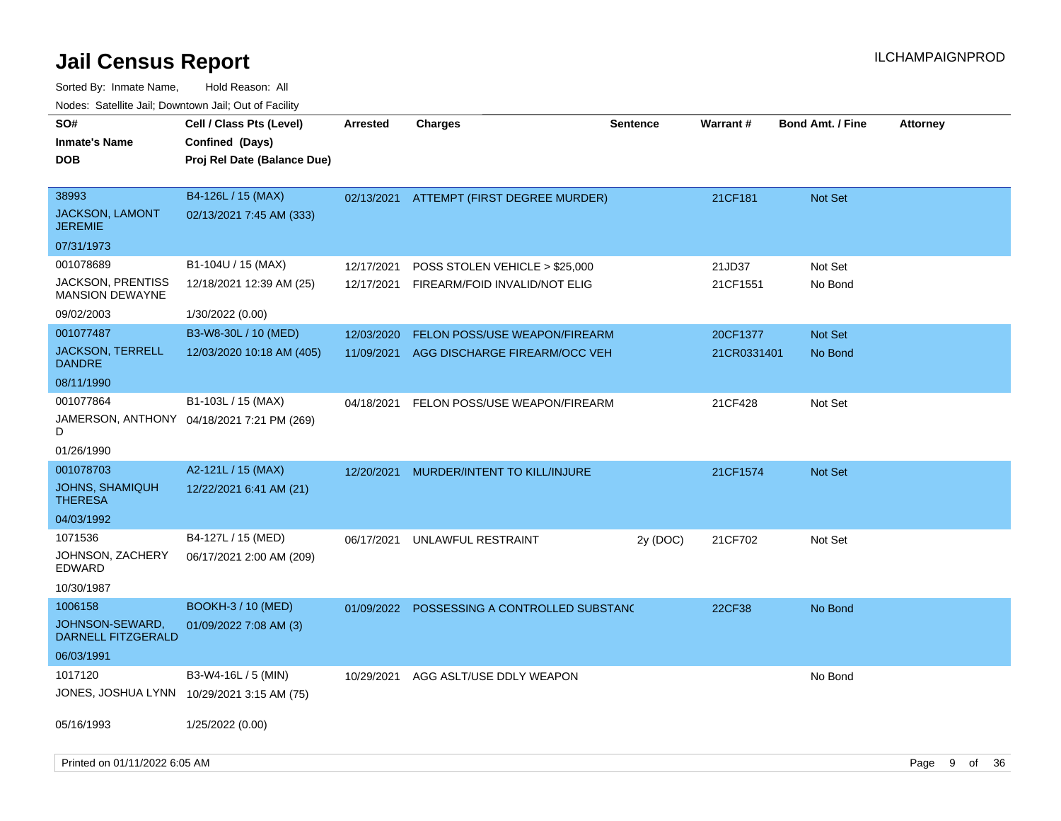# Jail Census Report

ILCHAMPAIGNPROD

Sorted By: Inmate Name, Hold Reason: All

Nodes: Satellite Jail; Downtown Jail; Out of Facility

| SO# / Inmate's Name / DOB | Cell / Class Pts (Level) / Confined (Days) / Proj Rel Date (Balance Due) | Arrested | Charges | Sentence | Warrant # | Bond Amt. / Fine | Attorney |
|---|---|---|---|---|---|---|---|
| 38993<br>JACKSON, LAMONT JEREMIE<br>07/31/1973 | B4-126L / 15 (MAX)<br>02/13/2021 7:45 AM (333) | 02/13/2021 | ATTEMPT (FIRST DEGREE MURDER) | | 21CF181 | Not Set | |
| 001078689<br>JACKSON, PRENTISS MANSION DEWAYNE<br>09/02/2003 | B1-104U / 15 (MAX)<br>12/18/2021 12:39 AM (25)<br>1/30/2022 (0.00) | 12/17/2021<br>12/17/2021 | POSS STOLEN VEHICLE > $25,000<br>FIREARM/FOID INVALID/NOT ELIG | | 21JD37<br>21CF1551 | Not Set<br>No Bond | |
| 001077487<br>JACKSON, TERRELL DANDRE<br>08/11/1990 | B3-W8-30L / 10 (MED)<br>12/03/2020 10:18 AM (405) | 12/03/2020<br>11/09/2021 | FELON POSS/USE WEAPON/FIREARM<br>AGG DISCHARGE FIREARM/OCC VEH | | 20CF1377<br>21CR0331401 | Not Set<br>No Bond | |
| 001077864<br>JAMERSON, ANTHONY D<br>01/26/1990 | B1-103L / 15 (MAX)<br>04/18/2021 7:21 PM (269) | 04/18/2021 | FELON POSS/USE WEAPON/FIREARM | | 21CF428 | Not Set | |
| 001078703<br>JOHNS, SHAMIQUH THERESA<br>04/03/1992 | A2-121L / 15 (MAX)<br>12/22/2021 6:41 AM (21) | 12/20/2021 | MURDER/INTENT TO KILL/INJURE | | 21CF1574 | Not Set | |
| 1071536<br>JOHNSON, ZACHERY EDWARD<br>10/30/1987 | B4-127L / 15 (MED)<br>06/17/2021 2:00 AM (209) | 06/17/2021 | UNLAWFUL RESTRAINT | 2y (DOC) | 21CF702 | Not Set | |
| 1006158<br>JOHNSON-SEWARD, DARNELL FITZGERALD<br>06/03/1991 | BOOKH-3 / 10 (MED)<br>01/09/2022 7:08 AM (3) | 01/09/2022 | POSSESSING A CONTROLLED SUBSTANC | | 22CF38 | No Bond | |
| 1017120<br>JONES, JOSHUA LYNN<br>05/16/1993 | B3-W4-16L / 5 (MIN)<br>10/29/2021 3:15 AM (75)<br>1/25/2022 (0.00) | 10/29/2021 | AGG ASLT/USE DDLY WEAPON | | | No Bond | |

Printed on 01/11/2022 6:05 AM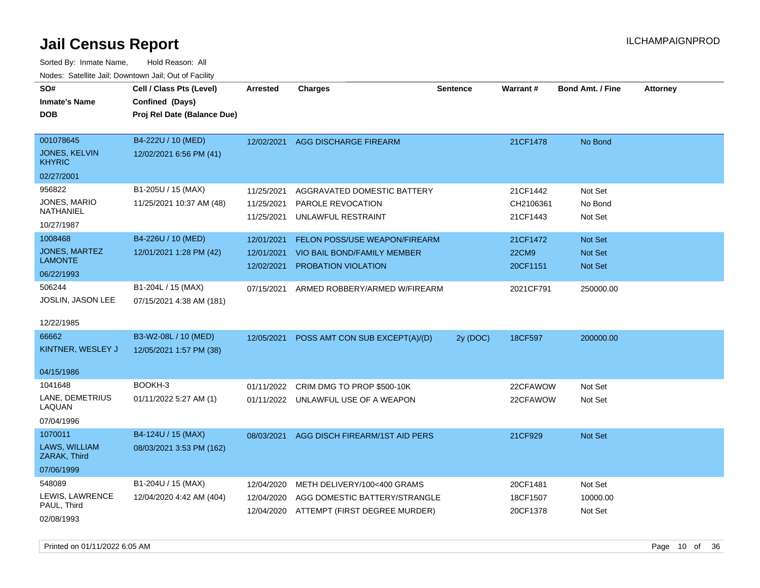# Jail Census Report

ILCHAMPAIGNPROD

Sorted By: Inmate Name, Hold Reason: All

Nodes: Satellite Jail; Downtown Jail; Out of Facility

| SO#<br>Inmate's Name<br>DOB | Cell / Class Pts (Level)<br>Confined (Days)<br>Proj Rel Date (Balance Due) | Arrested | Charges | Sentence | Warrant # | Bond Amt. / Fine | Attorney |
|---|---|---|---|---|---|---|---|
| 001078645<br>JONES, KELVIN KHYRIC<br>02/27/2001 | B4-222U / 10 (MED)<br>12/02/2021 6:56 PM (41) | 12/02/2021 | AGG DISCHARGE FIREARM | | 21CF1478 | No Bond | |
| 956822<br>JONES, MARIO NATHANIEL<br>10/27/1987 | B1-205U / 15 (MAX)<br>11/25/2021 10:37 AM (48) | 11/25/2021<br>11/25/2021<br>11/25/2021 | AGGRAVATED DOMESTIC BATTERY<br>PAROLE REVOCATION<br>UNLAWFUL RESTRAINT | | 21CF1442<br>CH2106361<br>21CF1443 | Not Set<br>No Bond<br>Not Set | |
| 1008468<br>JONES, MARTEZ LAMONTE<br>06/22/1993 | B4-226U / 10 (MED)<br>12/01/2021 1:28 PM (42) | 12/01/2021<br>12/01/2021<br>12/02/2021 | FELON POSS/USE WEAPON/FIREARM<br>VIO BAIL BOND/FAMILY MEMBER<br>PROBATION VIOLATION | | 21CF1472<br>22CM9<br>20CF1151 | Not Set<br>Not Set<br>Not Set | |
| 506244<br>JOSLIN, JASON LEE<br>12/22/1985 | B1-204L / 15 (MAX)<br>07/15/2021 4:38 AM (181) | 07/15/2021 | ARMED ROBBERY/ARMED W/FIREARM | | 2021CF791 | 250000.00 | |
| 66662<br>KINTNER, WESLEY J<br>04/15/1986 | B3-W2-08L / 10 (MED)<br>12/05/2021 1:57 PM (38) | 12/05/2021 | POSS AMT CON SUB EXCEPT(A)/(D) | 2y (DOC) | 18CF597 | 200000.00 | |
| 1041648<br>LANE, DEMETRIUS LAQUAN<br>07/04/1996 | BOOKH-3<br>01/11/2022 5:27 AM (1) | 01/11/2022<br>01/11/2022 | CRIM DMG TO PROP $500-10K<br>UNLAWFUL USE OF A WEAPON | | 22CFAWOW<br>22CFAWOW | Not Set<br>Not Set | |
| 1070011<br>LAWS, WILLIAM ZARAK, Third<br>07/06/1999 | B4-124U / 15 (MAX)<br>08/03/2021 3:53 PM (162) | 08/03/2021 | AGG DISCH FIREARM/1ST AID PERS | | 21CF929 | Not Set | |
| 548089<br>LEWIS, LAWRENCE PAUL, Third<br>02/08/1993 | B1-204U / 15 (MAX)<br>12/04/2020 4:42 AM (404) | 12/04/2020<br>12/04/2020<br>12/04/2020 | METH DELIVERY/100<400 GRAMS<br>AGG DOMESTIC BATTERY/STRANGLE<br>ATTEMPT (FIRST DEGREE MURDER) | | 20CF1481<br>18CF1507<br>20CF1378 | Not Set<br>10000.00<br>Not Set | |

Printed on 01/11/2022 6:05 AM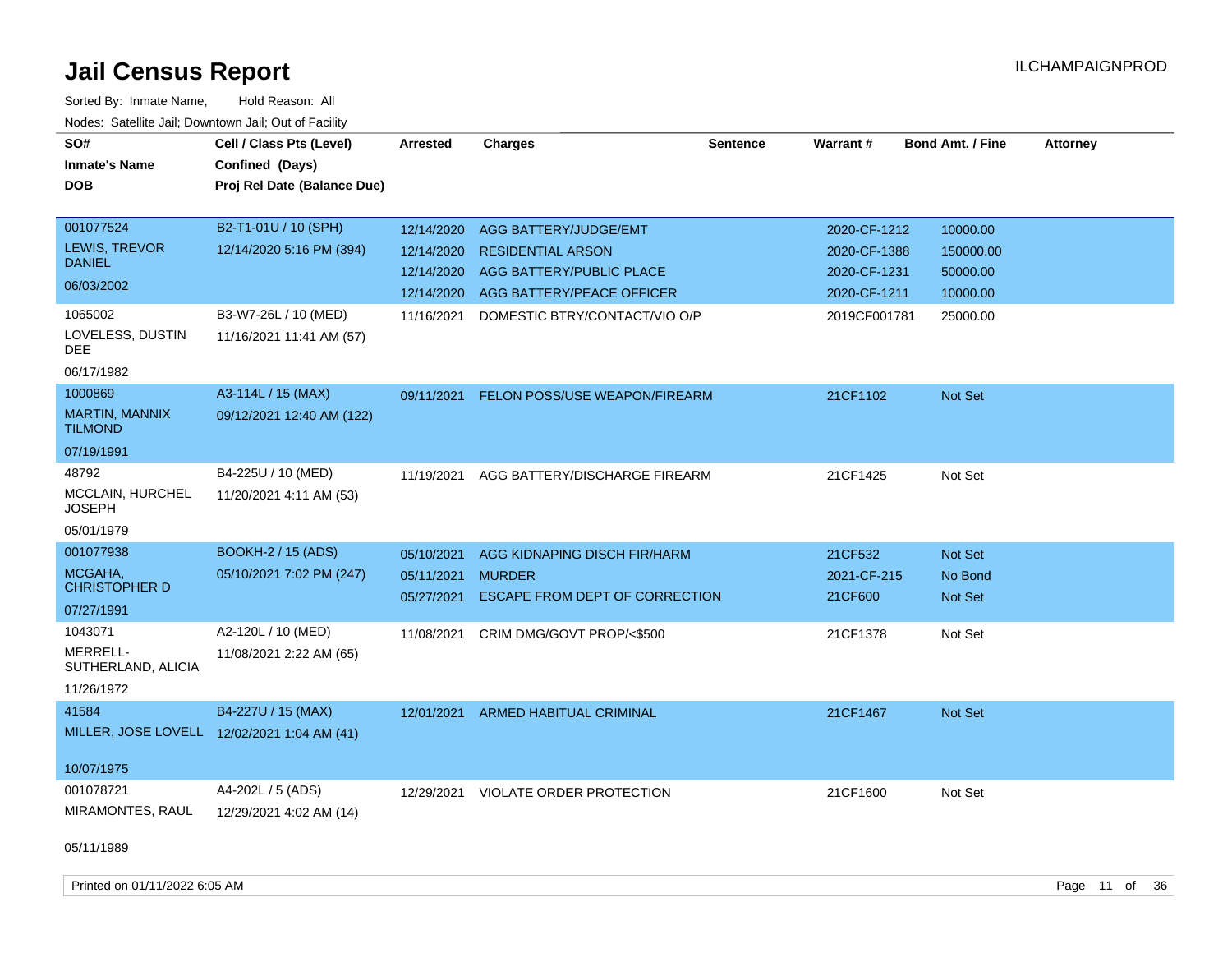# Jail Census Report

Sorted By: Inmate Name, Hold Reason: All

Nodes: Satellite Jail; Downtown Jail; Out of Facility

| SO# / Inmate's Name / DOB | Cell / Class Pts (Level) / Confined (Days) / Proj Rel Date (Balance Due) | Arrested | Charges | Sentence | Warrant # | Bond Amt. / Fine | Attorney |
|---|---|---|---|---|---|---|---|
| 001077524<br>LEWIS, TREVOR DANIEL<br>06/03/2002 | B2-T1-01U / 10 (SPH)<br>12/14/2020 5:16 PM (394) | 12/14/2020 | AGG BATTERY/JUDGE/EMT | | 2020-CF-1212 | 10000.00 | |
| | | 12/14/2020 | RESIDENTIAL ARSON | | 2020-CF-1388 | 150000.00 | |
| | | 12/14/2020 | AGG BATTERY/PUBLIC PLACE | | 2020-CF-1231 | 50000.00 | |
| | | 12/14/2020 | AGG BATTERY/PEACE OFFICER | | 2020-CF-1211 | 10000.00 | |
| 1065002<br>LOVELESS, DUSTIN DEE<br>06/17/1982 | B3-W7-26L / 10 (MED)<br>11/16/2021 11:41 AM (57) | 11/16/2021 | DOMESTIC BTRY/CONTACT/VIO O/P | | 2019CF001781 | 25000.00 | |
| 1000869<br>MARTIN, MANNIX TILMOND<br>07/19/1991 | A3-114L / 15 (MAX)<br>09/12/2021 12:40 AM (122) | 09/11/2021 | FELON POSS/USE WEAPON/FIREARM | | 21CF1102 | Not Set | |
| 48792<br>MCCLAIN, HURCHEL JOSEPH<br>05/01/1979 | B4-225U / 10 (MED)<br>11/20/2021 4:11 AM (53) | 11/19/2021 | AGG BATTERY/DISCHARGE FIREARM | | 21CF1425 | Not Set | |
| 001077938<br>MCGAHA, CHRISTOPHER D<br>07/27/1991 | BOOKH-2 / 15 (ADS)<br>05/10/2021 7:02 PM (247) | 05/10/2021 | AGG KIDNAPING DISCH FIR/HARM | | 21CF532 | Not Set | |
| | | 05/11/2021 | MURDER | | 2021-CF-215 | No Bond | |
| | | 05/27/2021 | ESCAPE FROM DEPT OF CORRECTION | | 21CF600 | Not Set | |
| 1043071<br>MERRELL-SUTHERLAND, ALICIA<br>11/26/1972 | A2-120L / 10 (MED)<br>11/08/2021 2:22 AM (65) | 11/08/2021 | CRIM DMG/GOVT PROP/<$500 | | 21CF1378 | Not Set | |
| 41584<br>MILLER, JOSE LOVELL<br>10/07/1975 | B4-227U / 15 (MAX)<br>12/02/2021 1:04 AM (41) | 12/01/2021 | ARMED HABITUAL CRIMINAL | | 21CF1467 | Not Set | |
| 001078721<br>MIRAMONTES, RAUL<br>05/11/1989 | A4-202L / 5 (ADS)<br>12/29/2021 4:02 AM (14) | 12/29/2021 | VIOLATE ORDER PROTECTION | | 21CF1600 | Not Set | |

Printed on 01/11/2022 6:05 AM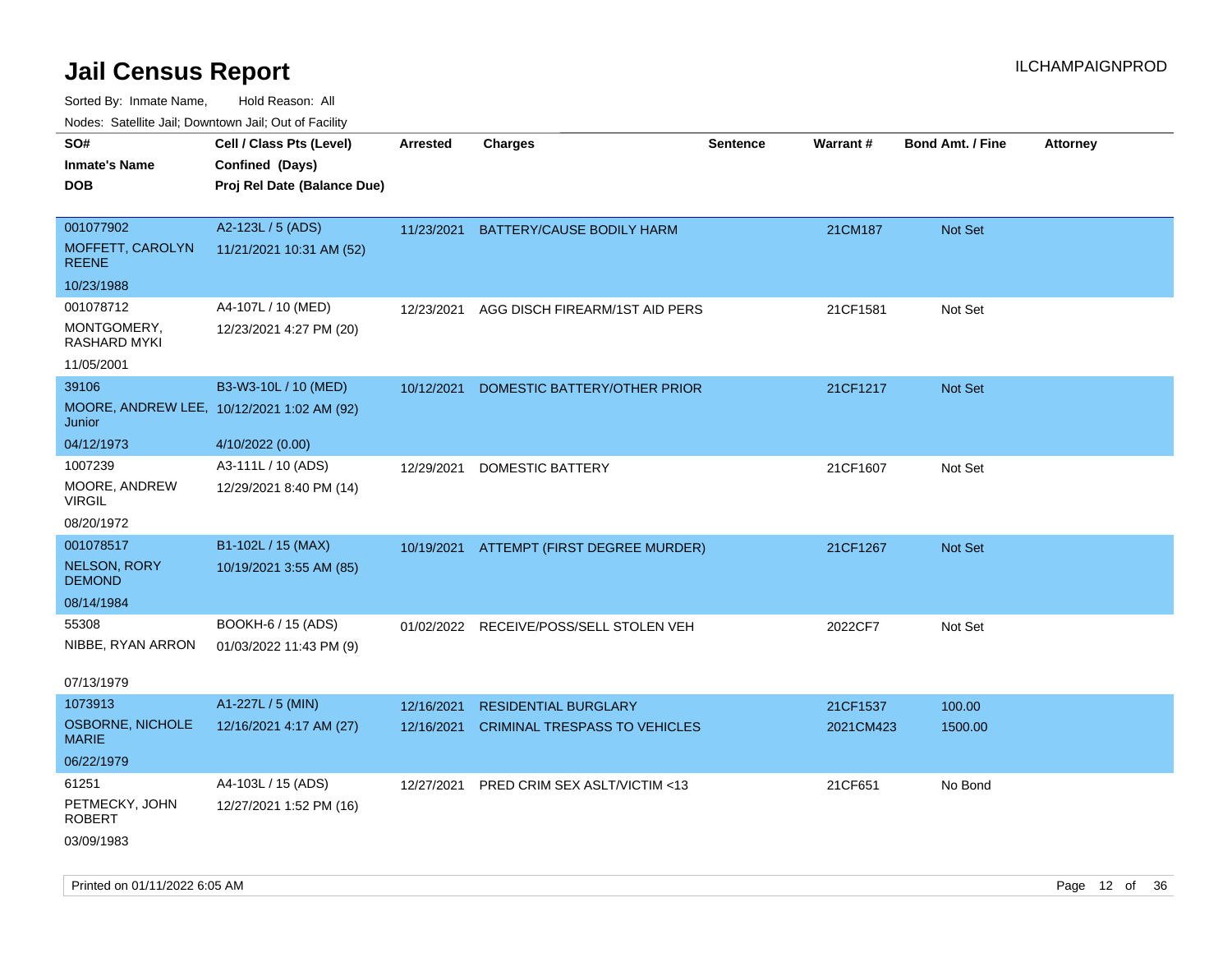# Jail Census Report

Sorted By: Inmate Name, Hold Reason: All

Nodes: Satellite Jail; Downtown Jail; Out of Facility

ILCHAMPAIGNPROD

| SO# / Inmate's Name / DOB | Cell / Class Pts (Level) / Confined (Days) / Proj Rel Date (Balance Due) | Arrested | Charges | Sentence | Warrant # | Bond Amt. / Fine | Attorney |
|---|---|---|---|---|---|---|---|
| 001077902<br>MOFFETT, CAROLYN REENE<br>10/23/1988 | A2-123L / 5 (ADS)<br>11/21/2021 10:31 AM (52) | 11/23/2021 | BATTERY/CAUSE BODILY HARM | | 21CM187 | Not Set | |
| 001078712<br>MONTGOMERY, RASHARD MYKI<br>11/05/2001 | A4-107L / 10 (MED)<br>12/23/2021 4:27 PM (20) | 12/23/2021 | AGG DISCH FIREARM/1ST AID PERS | | 21CF1581 | Not Set | |
| 39106<br>MOORE, ANDREW LEE, Junior<br>04/12/1973 | B3-W3-10L / 10 (MED)<br>10/12/2021 1:02 AM (92)<br>4/10/2022 (0.00) | 10/12/2021 | DOMESTIC BATTERY/OTHER PRIOR | | 21CF1217 | Not Set | |
| 1007239<br>MOORE, ANDREW VIRGIL<br>08/20/1972 | A3-111L / 10 (ADS)<br>12/29/2021 8:40 PM (14) | 12/29/2021 | DOMESTIC BATTERY | | 21CF1607 | Not Set | |
| 001078517<br>NELSON, RORY DEMOND<br>08/14/1984 | B1-102L / 15 (MAX)<br>10/19/2021 3:55 AM (85) | 10/19/2021 | ATTEMPT (FIRST DEGREE MURDER) | | 21CF1267 | Not Set | |
| 55308<br>NIBBE, RYAN ARRON<br>07/13/1979 | BOOKH-6 / 15 (ADS)<br>01/03/2022 11:43 PM (9) | 01/02/2022 | RECEIVE/POSS/SELL STOLEN VEH | | 2022CF7 | Not Set | |
| 1073913<br>OSBORNE, NICHOLE MARIE<br>06/22/1979 | A1-227L / 5 (MIN)<br>12/16/2021 4:17 AM (27) | 12/16/2021<br>12/16/2021 | RESIDENTIAL BURGLARY<br>CRIMINAL TRESPASS TO VEHICLES | | 21CF1537<br>2021CM423 | 100.00<br>1500.00 | |
| 61251<br>PETMECKY, JOHN ROBERT<br>03/09/1983 | A4-103L / 15 (ADS)<br>12/27/2021 1:52 PM (16) | 12/27/2021 | PRED CRIM SEX ASLT/VICTIM <13 | | 21CF651 | No Bond | |

Printed on 01/11/2022 6:05 AM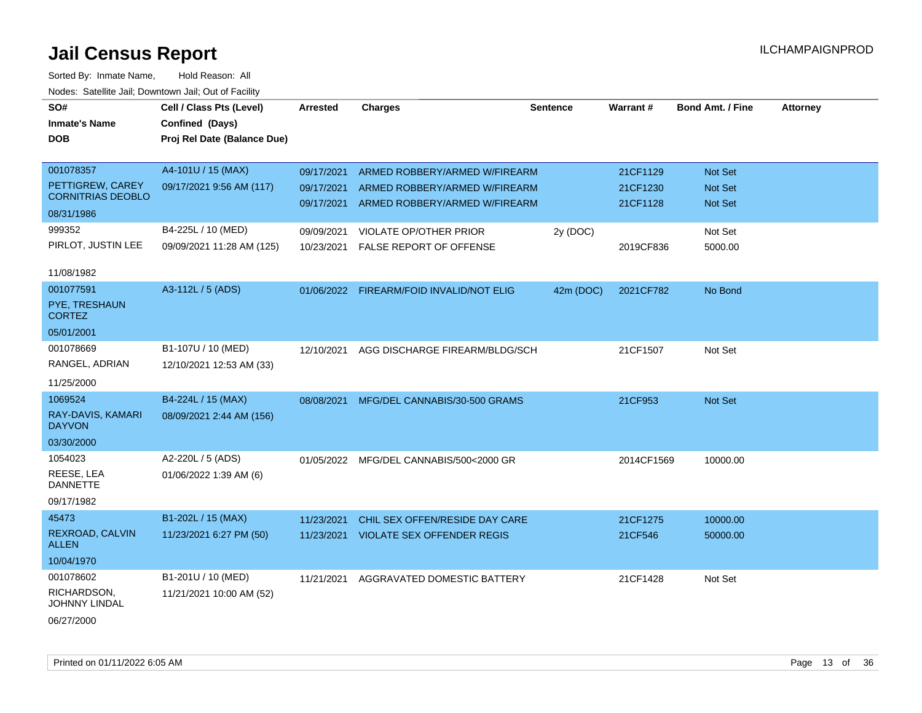# Jail Census Report

ILCHAMPAIGNPROD

Sorted By: Inmate Name, Hold Reason: All

Nodes: Satellite Jail; Downtown Jail; Out of Facility

| SO# / Inmate's Name / DOB | Cell / Class Pts (Level) / Confined (Days) / Proj Rel Date (Balance Due) | Arrested | Charges | Sentence | Warrant # | Bond Amt. / Fine | Attorney |
|---|---|---|---|---|---|---|---|
| 001078357<br>PETTIGREW, CAREY CORNITRIAS DEOBLO<br>08/31/1986 | A4-101U / 15 (MAX)<br>09/17/2021 9:56 AM (117) | 09/17/2021 | ARMED ROBBERY/ARMED W/FIREARM | | 21CF1129 | Not Set | |
| | | 09/17/2021 | ARMED ROBBERY/ARMED W/FIREARM | | 21CF1230 | Not Set | |
| | | 09/17/2021 | ARMED ROBBERY/ARMED W/FIREARM | | 21CF1128 | Not Set | |
| 999352<br>PIRLOT, JUSTIN LEE<br>11/08/1982 | B4-225L / 10 (MED)<br>09/09/2021 11:28 AM (125) | 09/09/2021 | VIOLATE OP/OTHER PRIOR | 2y (DOC) | | Not Set | |
| | | 10/23/2021 | FALSE REPORT OF OFFENSE | | 2019CF836 | 5000.00 | |
| 001077591<br>PYE, TRESHAUN CORTEZ<br>05/01/2001 | A3-112L / 5 (ADS) | 01/06/2022 | FIREARM/FOID INVALID/NOT ELIG | 42m (DOC) | 2021CF782 | No Bond | |
| 001078669<br>RANGEL, ADRIAN<br>11/25/2000 | B1-107U / 10 (MED)<br>12/10/2021 12:53 AM (33) | 12/10/2021 | AGG DISCHARGE FIREARM/BLDG/SCH | | 21CF1507 | Not Set | |
| 1069524<br>RAY-DAVIS, KAMARI DAYVON<br>03/30/2000 | B4-224L / 15 (MAX)<br>08/09/2021 2:44 AM (156) | 08/08/2021 | MFG/DEL CANNABIS/30-500 GRAMS | | 21CF953 | Not Set | |
| 1054023<br>REESE, LEA DANNETTE<br>09/17/1982 | A2-220L / 5 (ADS)<br>01/06/2022 1:39 AM (6) | 01/05/2022 | MFG/DEL CANNABIS/500<2000 GR | | 2014CF1569 | 10000.00 | |
| 45473<br>REXROAD, CALVIN ALLEN<br>10/04/1970 | B1-202L / 15 (MAX)<br>11/23/2021 6:27 PM (50) | 11/23/2021 | CHIL SEX OFFEN/RESIDE DAY CARE | | 21CF1275 | 10000.00 | |
| | | 11/23/2021 | VIOLATE SEX OFFENDER REGIS | | 21CF546 | 50000.00 | |
| 001078602<br>RICHARDSON, JOHNNY LINDAL<br>06/27/2000 | B1-201U / 10 (MED)<br>11/21/2021 10:00 AM (52) | 11/21/2021 | AGGRAVATED DOMESTIC BATTERY | | 21CF1428 | Not Set | |

Printed on 01/11/2022 6:05 AM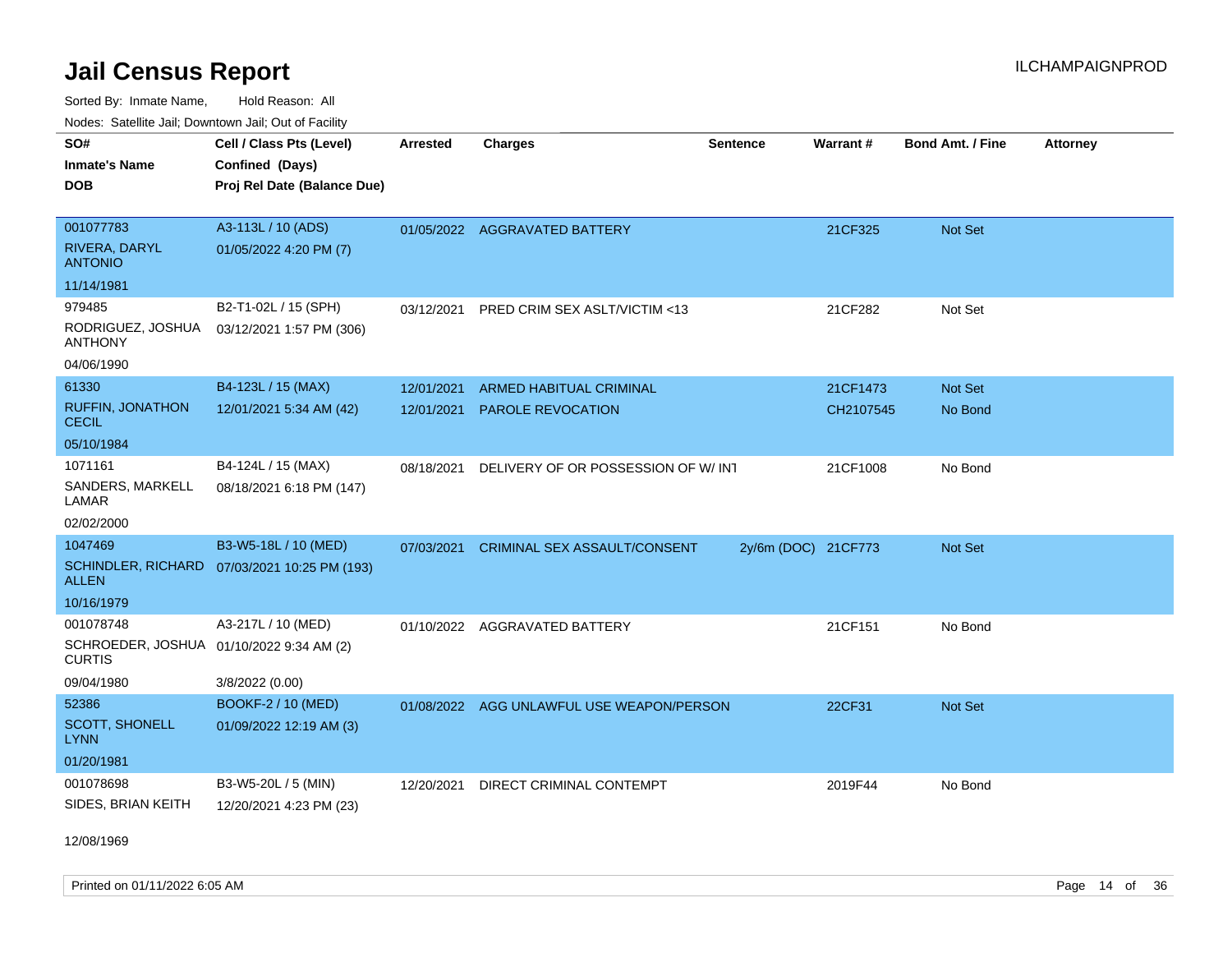# Jail Census Report

ILCHAMPAIGNPROD

Sorted By: Inmate Name, Hold Reason: All

Nodes: Satellite Jail; Downtown Jail; Out of Facility

| SO# / Inmate's Name / DOB | Cell / Class Pts (Level) / Confined (Days) / Proj Rel Date (Balance Due) | Arrested | Charges | Sentence | Warrant # | Bond Amt. / Fine | Attorney |
|---|---|---|---|---|---|---|---|
| 001077783<br>RIVERA, DARYL ANTONIO<br>11/14/1981 | A3-113L / 10 (ADS)<br>01/05/2022 4:20 PM (7) | 01/05/2022 | AGGRAVATED BATTERY | | 21CF325 | Not Set | |
| 979485<br>RODRIGUEZ, JOSHUA ANTHONY<br>04/06/1990 | B2-T1-02L / 15 (SPH)<br>03/12/2021 1:57 PM (306) | 03/12/2021 | PRED CRIM SEX ASLT/VICTIM <13 | | 21CF282 | Not Set | |
| 61330<br>RUFFIN, JONATHON CECIL<br>05/10/1984 | B4-123L / 15 (MAX)<br>12/01/2021 5:34 AM (42) | 12/01/2021 | ARMED HABITUAL CRIMINAL | | 21CF1473 | Not Set | |
| | | 12/01/2021 | PAROLE REVOCATION | | CH2107545 | No Bond | |
| 1071161<br>SANDERS, MARKELL LAMAR<br>02/02/2000 | B4-124L / 15 (MAX)<br>08/18/2021 6:18 PM (147) | 08/18/2021 | DELIVERY OF OR POSSESSION OF W/ INT | | 21CF1008 | No Bond | |
| 1047469<br>SCHINDLER, RICHARD ALLEN<br>10/16/1979 | B3-W5-18L / 10 (MED)<br>07/03/2021 10:25 PM (193) | 07/03/2021 | CRIMINAL SEX ASSAULT/CONSENT | 2y/6m (DOC) | 21CF773 | Not Set | |
| 001078748<br>SCHROEDER, JOSHUA CURTIS<br>09/04/1980 | A3-217L / 10 (MED)<br>01/10/2022 9:34 AM (2)<br>3/8/2022 (0.00) | 01/10/2022 | AGGRAVATED BATTERY | | 21CF151 | No Bond | |
| 52386<br>SCOTT, SHONELL LYNN<br>01/20/1981 | BOOKF-2 / 10 (MED)<br>01/09/2022 12:19 AM (3) | 01/08/2022 | AGG UNLAWFUL USE WEAPON/PERSON | | 22CF31 | Not Set | |
| 001078698<br>SIDES, BRIAN KEITH<br>12/08/1969 | B3-W5-20L / 5 (MIN)<br>12/20/2021 4:23 PM (23) | 12/20/2021 | DIRECT CRIMINAL CONTEMPT | | 2019F44 | No Bond | |

Printed on 01/11/2022 6:05 AM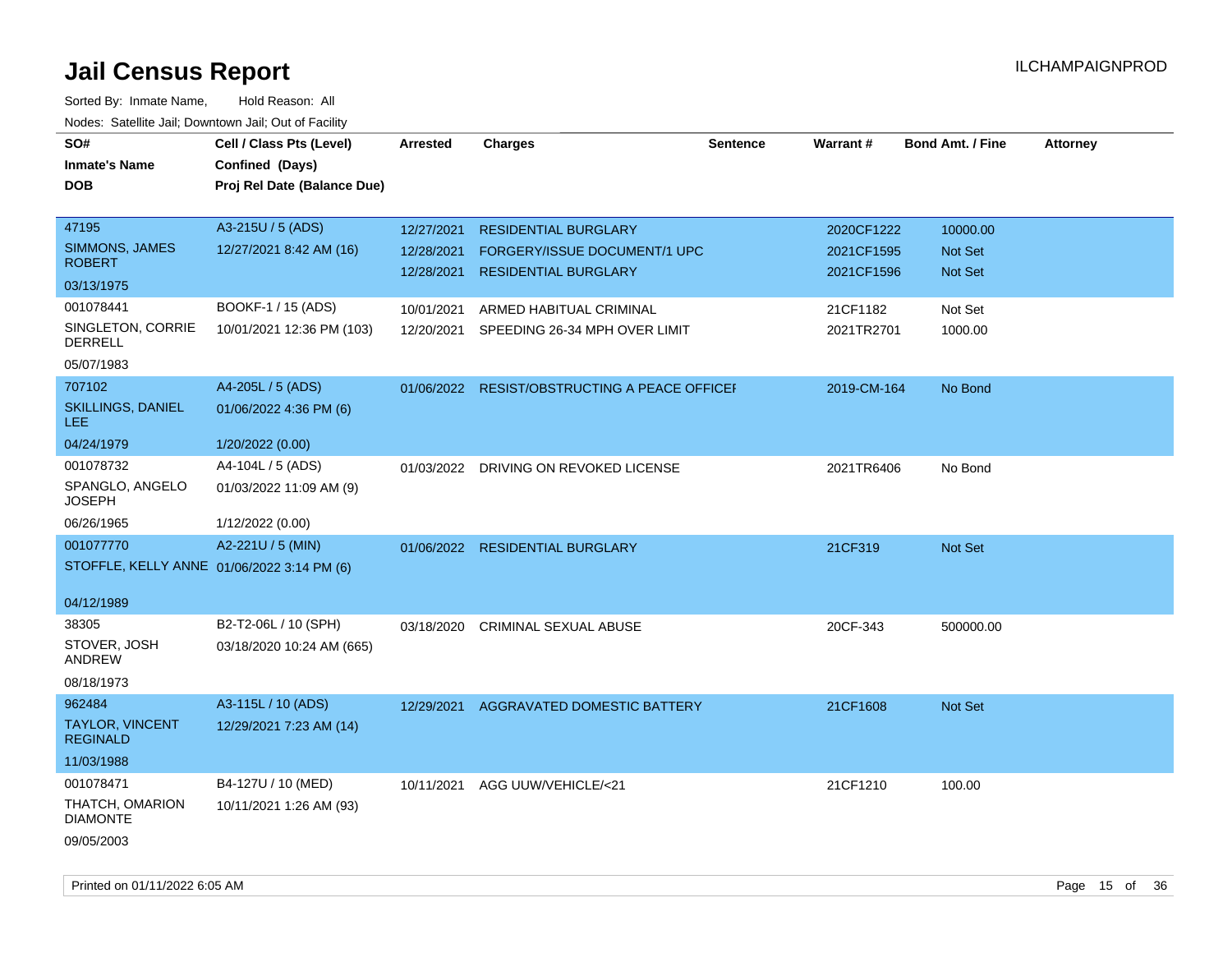# Jail Census Report

ILCHAMPAIGNPROD

Sorted By: Inmate Name, Hold Reason: All

Nodes: Satellite Jail; Downtown Jail; Out of Facility

| SO# / Inmate's Name / DOB | Cell / Class Pts (Level) / Confined (Days) / Proj Rel Date (Balance Due) | Arrested | Charges | Sentence | Warrant # | Bond Amt. / Fine | Attorney |
|---|---|---|---|---|---|---|---|
| 47195<br>SIMMONS, JAMES ROBERT<br>03/13/1975 | A3-215U / 5 (ADS)<br>12/27/2021 8:42 AM (16) | 12/27/2021<br>12/28/2021<br>12/28/2021 | RESIDENTIAL BURGLARY<br>FORGERY/ISSUE DOCUMENT/1 UPC<br>RESIDENTIAL BURGLARY | | 2020CF1222<br>2021CF1595<br>2021CF1596 | 10000.00<br>Not Set<br>Not Set | |
| 001078441<br>SINGLETON, CORRIE DERRELL<br>05/07/1983 | BOOKF-1 / 15 (ADS)<br>10/01/2021 12:36 PM (103) | 10/01/2021<br>12/20/2021 | ARMED HABITUAL CRIMINAL<br>SPEEDING 26-34 MPH OVER LIMIT | | 21CF1182<br>2021TR2701 | Not Set<br>1000.00 | |
| 707102<br>SKILLINGS, DANIEL LEE<br>04/24/1979 | A4-205L / 5 (ADS)<br>01/06/2022 4:36 PM (6)<br>1/20/2022 (0.00) | 01/06/2022 | RESIST/OBSTRUCTING A PEACE OFFICEI | | 2019-CM-164 | No Bond | |
| 001078732<br>SPANGLO, ANGELO JOSEPH<br>06/26/1965 | A4-104L / 5 (ADS)<br>01/03/2022 11:09 AM (9)<br>1/12/2022 (0.00) | 01/03/2022 | DRIVING ON REVOKED LICENSE | | 2021TR6406 | No Bond | |
| 001077770<br>STOFFLE, KELLY ANNE<br>04/12/1989 | A2-221U / 5 (MIN)<br>01/06/2022 3:14 PM (6) | 01/06/2022 | RESIDENTIAL BURGLARY | | 21CF319 | Not Set | |
| 38305<br>STOVER, JOSH ANDREW<br>08/18/1973 | B2-T2-06L / 10 (SPH)<br>03/18/2020 10:24 AM (665) | 03/18/2020 | CRIMINAL SEXUAL ABUSE | | 20CF-343 | 500000.00 | |
| 962484<br>TAYLOR, VINCENT REGINALD<br>11/03/1988 | A3-115L / 10 (ADS)<br>12/29/2021 7:23 AM (14) | 12/29/2021 | AGGRAVATED DOMESTIC BATTERY | | 21CF1608 | Not Set | |
| 001078471<br>THATCH, OMARION DIAMONTE<br>09/05/2003 | B4-127U / 10 (MED)<br>10/11/2021 1:26 AM (93) | 10/11/2021 | AGG UUW/VEHICLE/<21 | | 21CF1210 | 100.00 | |

Printed on 01/11/2022 6:05 AM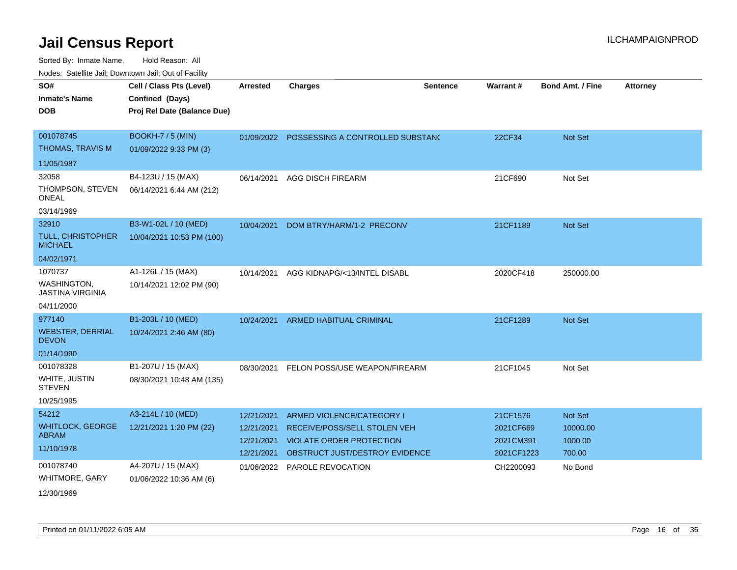# Jail Census Report

ILCHAMPAIGNPROD

Sorted By: Inmate Name, Hold Reason: All

Nodes: Satellite Jail; Downtown Jail; Out of Facility

| SO# / Inmate's Name / DOB | Cell / Class Pts (Level) / Confined (Days) / Proj Rel Date (Balance Due) | Arrested | Charges | Sentence | Warrant # | Bond Amt. / Fine | Attorney |
|---|---|---|---|---|---|---|---|
| 001078745<br>THOMAS, TRAVIS M<br>11/05/1987 | BOOKH-7 / 5 (MIN)<br>01/09/2022 9:33 PM (3) | 01/09/2022 | POSSESSING A CONTROLLED SUBSTANC | | 22CF34 | Not Set | |
| 32058<br>THOMPSON, STEVEN ONEAL<br>03/14/1969 | B4-123U / 15 (MAX)<br>06/14/2021 6:44 AM (212) | 06/14/2021 | AGG DISCH FIREARM | | 21CF690 | Not Set | |
| 32910<br>TULL, CHRISTOPHER MICHAEL<br>04/02/1971 | B3-W1-02L / 10 (MED)<br>10/04/2021 10:53 PM (100) | 10/04/2021 | DOM BTRY/HARM/1-2 PRECONV | | 21CF1189 | Not Set | |
| 1070737<br>WASHINGTON, JASTINA VIRGINIA<br>04/11/2000 | A1-126L / 15 (MAX)<br>10/14/2021 12:02 PM (90) | 10/14/2021 | AGG KIDNAPG/<13/INTEL DISABL | | 2020CF418 | 250000.00 | |
| 977140<br>WEBSTER, DERRIAL DEVON<br>01/14/1990 | B1-203L / 10 (MED)<br>10/24/2021 2:46 AM (80) | 10/24/2021 | ARMED HABITUAL CRIMINAL | | 21CF1289 | Not Set | |
| 001078328<br>WHITE, JUSTIN STEVEN<br>10/25/1995 | B1-207U / 15 (MAX)<br>08/30/2021 10:48 AM (135) | 08/30/2021 | FELON POSS/USE WEAPON/FIREARM | | 21CF1045 | Not Set | |
| 54212<br>WHITLOCK, GEORGE ABRAM<br>11/10/1978 | A3-214L / 10 (MED)<br>12/21/2021 1:20 PM (22) | 12/21/2021 | ARMED VIOLENCE/CATEGORY I | | 21CF1576 | Not Set | |
| | | 12/21/2021 | RECEIVE/POSS/SELL STOLEN VEH | | 2021CF669 | 10000.00 | |
| | | 12/21/2021 | VIOLATE ORDER PROTECTION | | 2021CM391 | 1000.00 | |
| | | 12/21/2021 | OBSTRUCT JUST/DESTROY EVIDENCE | | 2021CF1223 | 700.00 | |
| 001078740<br>WHITMORE, GARY<br>12/30/1969 | A4-207U / 15 (MAX)<br>01/06/2022 10:36 AM (6) | 01/06/2022 | PAROLE REVOCATION | | CH2200093 | No Bond | |

Printed on 01/11/2022 6:05 AM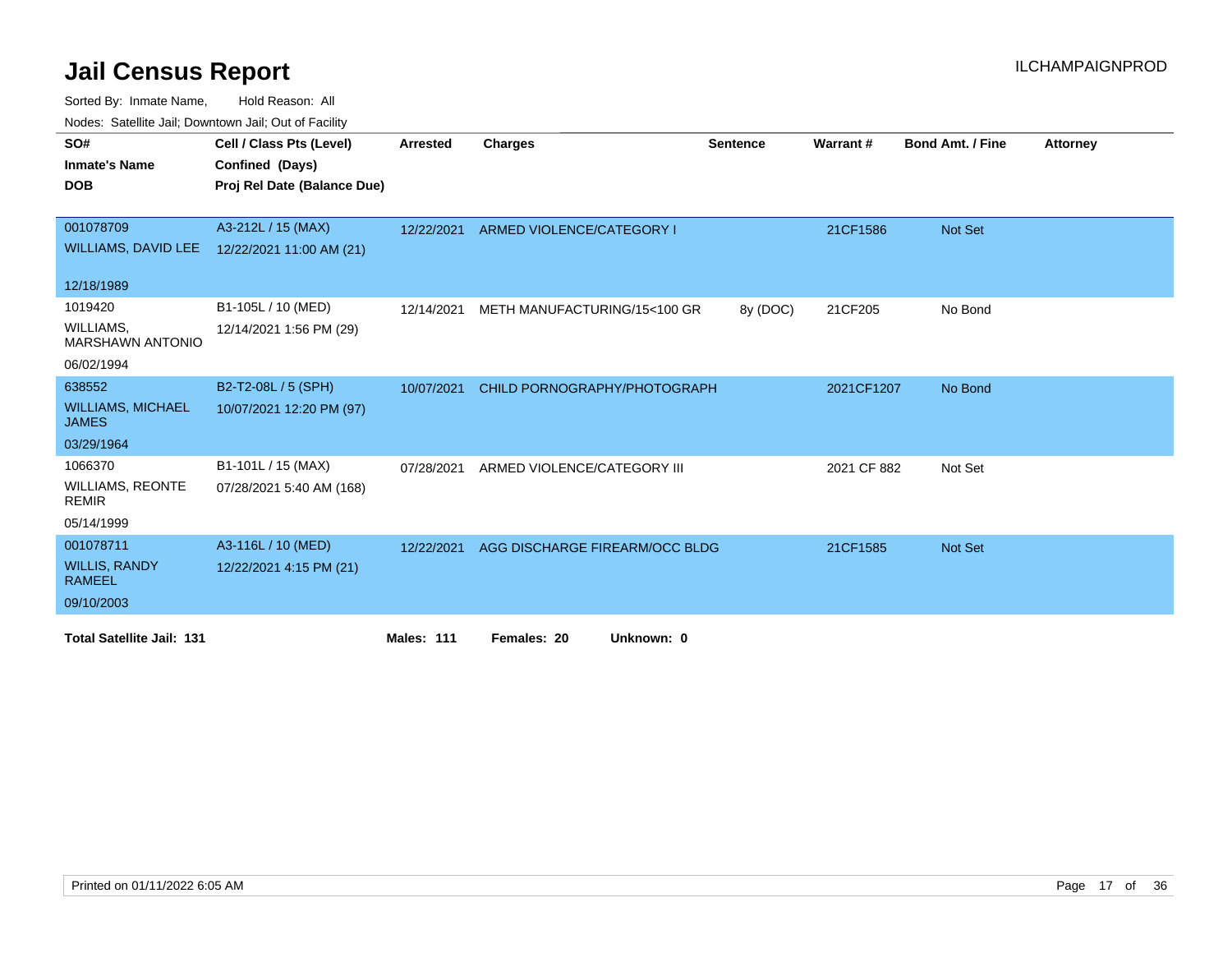# Jail Census Report

ILCHAMPAIGNPROD

Sorted By: Inmate Name, Hold Reason: All

Nodes: Satellite Jail; Downtown Jail; Out of Facility

| SO#<br>Inmate's Name<br>DOB | Cell / Class Pts (Level)<br>Confined (Days)<br>Proj Rel Date (Balance Due) | Arrested | Charges | Sentence | Warrant # | Bond Amt. / Fine | Attorney |
|---|---|---|---|---|---|---|---|
| 001078709<br>WILLIAMS, DAVID LEE<br>12/18/1989 | A3-212L / 15 (MAX)<br>12/22/2021 11:00 AM (21) | 12/22/2021 | ARMED VIOLENCE/CATEGORY I | | 21CF1586 | Not Set | |
| 1019420<br>WILLIAMS, MARSHAWN ANTONIO<br>06/02/1994 | B1-105L / 10 (MED)<br>12/14/2021 1:56 PM (29) | 12/14/2021 | METH MANUFACTURING/15<100 GR | 8y (DOC) | 21CF205 | No Bond | |
| 638552<br>WILLIAMS, MICHAEL JAMES<br>03/29/1964 | B2-T2-08L / 5 (SPH)<br>10/07/2021 12:20 PM (97) | 10/07/2021 | CHILD PORNOGRAPHY/PHOTOGRAPH | | 2021CF1207 | No Bond | |
| 1066370<br>WILLIAMS, REONTE REMIR<br>05/14/1999 | B1-101L / 15 (MAX)<br>07/28/2021 5:40 AM (168) | 07/28/2021 | ARMED VIOLENCE/CATEGORY III | | 2021 CF 882 | Not Set | |
| 001078711<br>WILLIS, RANDY RAMEEL<br>09/10/2003 | A3-116L / 10 (MED)<br>12/22/2021 4:15 PM (21) | 12/22/2021 | AGG DISCHARGE FIREARM/OCC BLDG | | 21CF1585 | Not Set | |

**Total Satellite Jail: 131** **Males: 111** **Females: 20** **Unknown: 0**

Printed on 01/11/2022 6:05 AM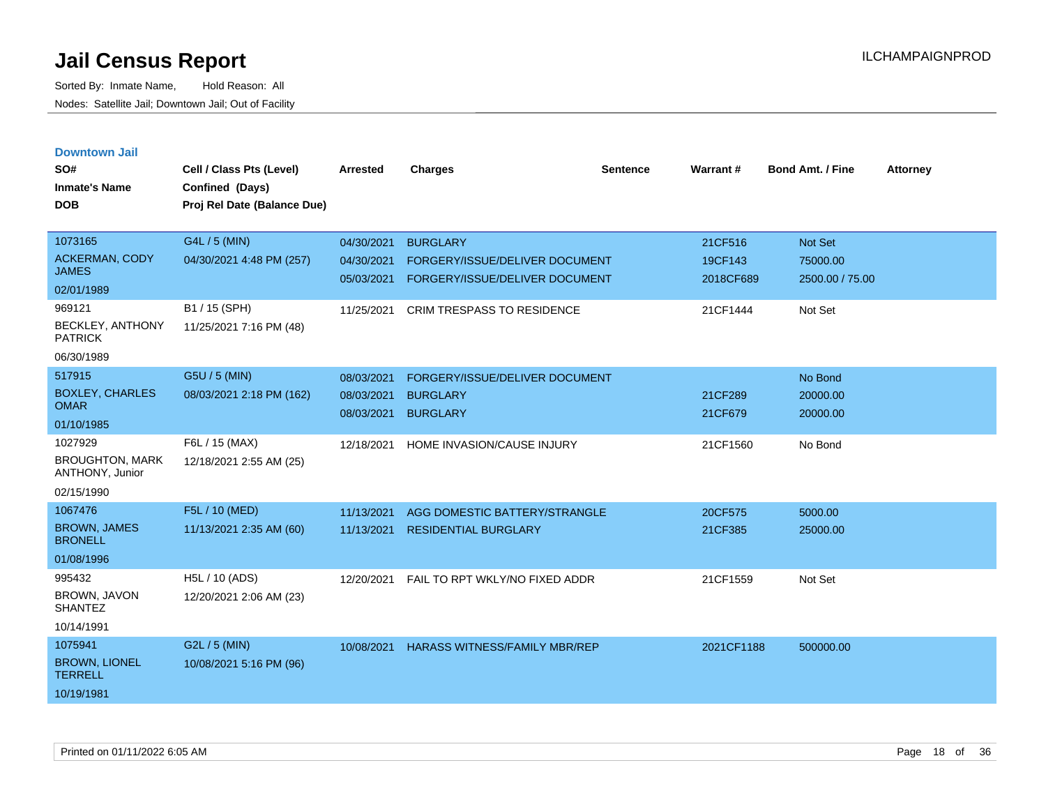# Jail Census Report

Sorted By: Inmate Name, Hold Reason: All

Nodes: Satellite Jail; Downtown Jail; Out of Facility

## Downtown Jail

| SO# / Inmate's Name / DOB | Cell / Class Pts (Level) / Confined (Days) / Proj Rel Date (Balance Due) | Arrested | Charges | Sentence | Warrant # | Bond Amt. / Fine | Attorney |
|---|---|---|---|---|---|---|---|
| 1073165 ACKERMAN, CODY JAMES 02/01/1989 | G4L / 5 (MIN) 04/30/2021 4:48 PM (257) | 04/30/2021 | BURGLARY | | 21CF516 | Not Set | |
| | | 04/30/2021 | FORGERY/ISSUE/DELIVER DOCUMENT | | 19CF143 | 75000.00 | |
| | | 05/03/2021 | FORGERY/ISSUE/DELIVER DOCUMENT | | 2018CF689 | 2500.00 / 75.00 | |
| 969121 BECKLEY, ANTHONY PATRICK 06/30/1989 | B1 / 15 (SPH) 11/25/2021 7:16 PM (48) | 11/25/2021 | CRIM TRESPASS TO RESIDENCE | | 21CF1444 | Not Set | |
| 517915 BOXLEY, CHARLES OMAR 01/10/1985 | G5U / 5 (MIN) 08/03/2021 2:18 PM (162) | 08/03/2021 | FORGERY/ISSUE/DELIVER DOCUMENT | | | No Bond | |
| | | 08/03/2021 | BURGLARY | | 21CF289 | 20000.00 | |
| | | 08/03/2021 | BURGLARY | | 21CF679 | 20000.00 | |
| 1027929 BROUGHTON, MARK ANTHONY, Junior 02/15/1990 | F6L / 15 (MAX) 12/18/2021 2:55 AM (25) | 12/18/2021 | HOME INVASION/CAUSE INJURY | | 21CF1560 | No Bond | |
| 1067476 BROWN, JAMES BRONELL 01/08/1996 | F5L / 10 (MED) 11/13/2021 2:35 AM (60) | 11/13/2021 | AGG DOMESTIC BATTERY/STRANGLE | | 20CF575 | 5000.00 | |
| | | 11/13/2021 | RESIDENTIAL BURGLARY | | 21CF385 | 25000.00 | |
| 995432 BROWN, JAVON SHANTEZ 10/14/1991 | H5L / 10 (ADS) 12/20/2021 2:06 AM (23) | 12/20/2021 | FAIL TO RPT WKLY/NO FIXED ADDR | | 21CF1559 | Not Set | |
| 1075941 BROWN, LIONEL TERRELL 10/19/1981 | G2L / 5 (MIN) 10/08/2021 5:16 PM (96) | 10/08/2021 | HARASS WITNESS/FAMILY MBR/REP | | 2021CF1188 | 500000.00 | |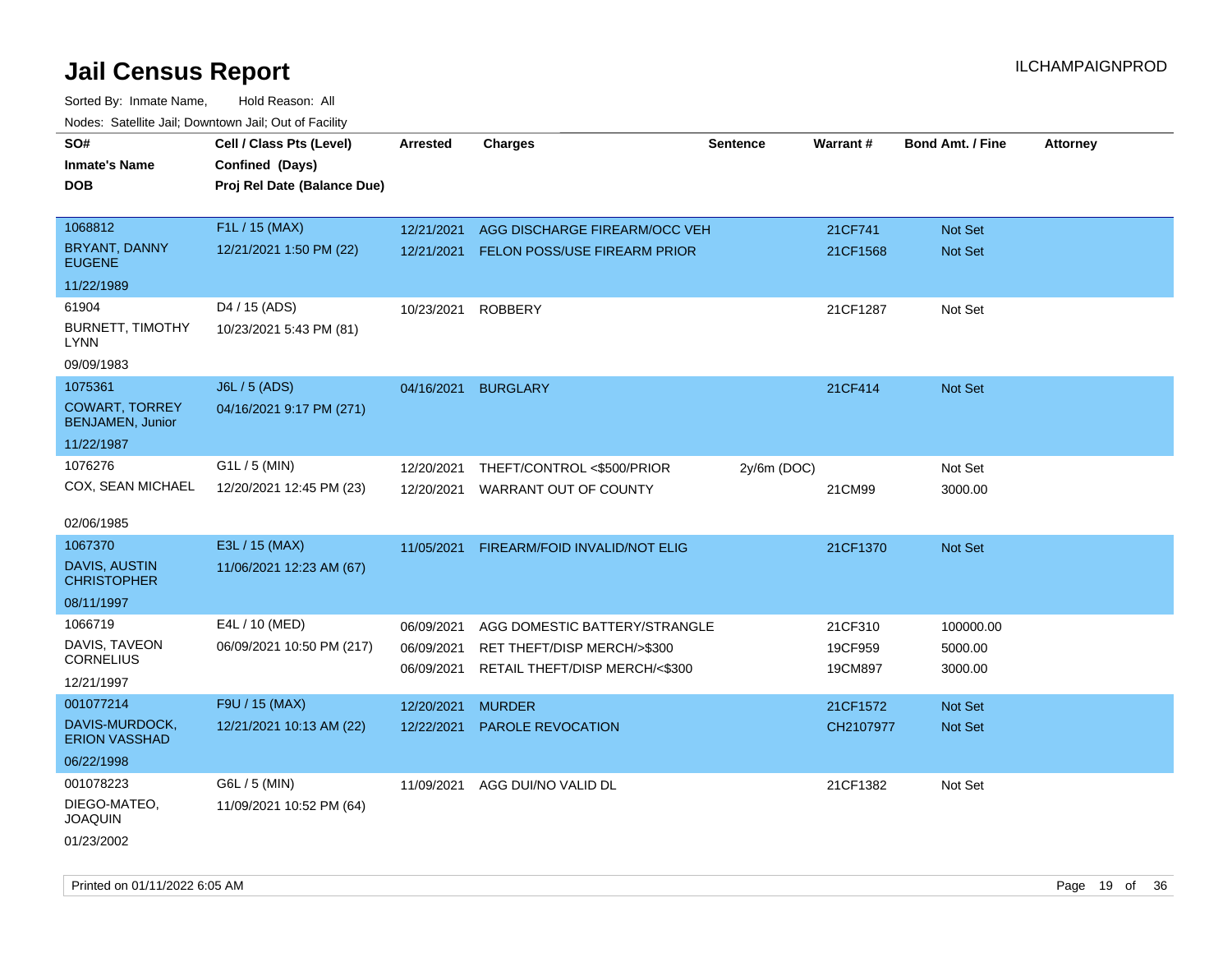# Jail Census Report

Sorted By: Inmate Name, Hold Reason: All

Nodes: Satellite Jail; Downtown Jail; Out of Facility

| SO# / Inmate's Name / DOB | Cell / Class Pts (Level) / Confined (Days) / Proj Rel Date (Balance Due) | Arrested | Charges | Sentence | Warrant # | Bond Amt. / Fine | Attorney |
|---|---|---|---|---|---|---|---|
| 1068812<br>BRYANT, DANNY EUGENE<br>11/22/1989 | F1L / 15 (MAX)<br>12/21/2021 1:50 PM (22) | 12/21/2021<br>12/21/2021 | AGG DISCHARGE FIREARM/OCC VEH<br>FELON POSS/USE FIREARM PRIOR | | 21CF741<br>21CF1568 | Not Set<br>Not Set | |
| 61904<br>BURNETT, TIMOTHY LYNN<br>09/09/1983 | D4 / 15 (ADS)<br>10/23/2021 5:43 PM (81) | 10/23/2021 | ROBBERY | | 21CF1287 | Not Set | |
| 1075361<br>COWART, TORREY BENJAMEN, Junior<br>11/22/1987 | J6L / 5 (ADS)<br>04/16/2021 9:17 PM (271) | 04/16/2021 | BURGLARY | | 21CF414 | Not Set | |
| 1076276<br>COX, SEAN MICHAEL<br>02/06/1985 | G1L / 5 (MIN)<br>12/20/2021 12:45 PM (23) | 12/20/2021<br>12/20/2021 | THEFT/CONTROL <$500/PRIOR<br>WARRANT OUT OF COUNTY | 2y/6m (DOC) | <br>21CM99 | Not Set<br>3000.00 | |
| 1067370<br>DAVIS, AUSTIN CHRISTOPHER<br>08/11/1997 | E3L / 15 (MAX)<br>11/06/2021 12:23 AM (67) | 11/05/2021 | FIREARM/FOID INVALID/NOT ELIG | | 21CF1370 | Not Set | |
| 1066719<br>DAVIS, TAVEON CORNELIUS<br>12/21/1997 | E4L / 10 (MED)<br>06/09/2021 10:50 PM (217) | 06/09/2021<br>06/09/2021<br>06/09/2021 | AGG DOMESTIC BATTERY/STRANGLE<br>RET THEFT/DISP MERCH/>$300<br>RETAIL THEFT/DISP MERCH/<$300 | | 21CF310<br>19CF959<br>19CM897 | 100000.00<br>5000.00<br>3000.00 | |
| 001077214<br>DAVIS-MURDOCK, ERION VASSHAD<br>06/22/1998 | F9U / 15 (MAX)<br>12/21/2021 10:13 AM (22) | 12/20/2021<br>12/22/2021 | MURDER<br>PAROLE REVOCATION | | 21CF1572<br>CH2107977 | Not Set<br>Not Set | |
| 001078223<br>DIEGO-MATEO, JOAQUIN<br>01/23/2002 | G6L / 5 (MIN)<br>11/09/2021 10:52 PM (64) | 11/09/2021 | AGG DUI/NO VALID DL | | 21CF1382 | Not Set | |

Printed on 01/11/2022 6:05 AM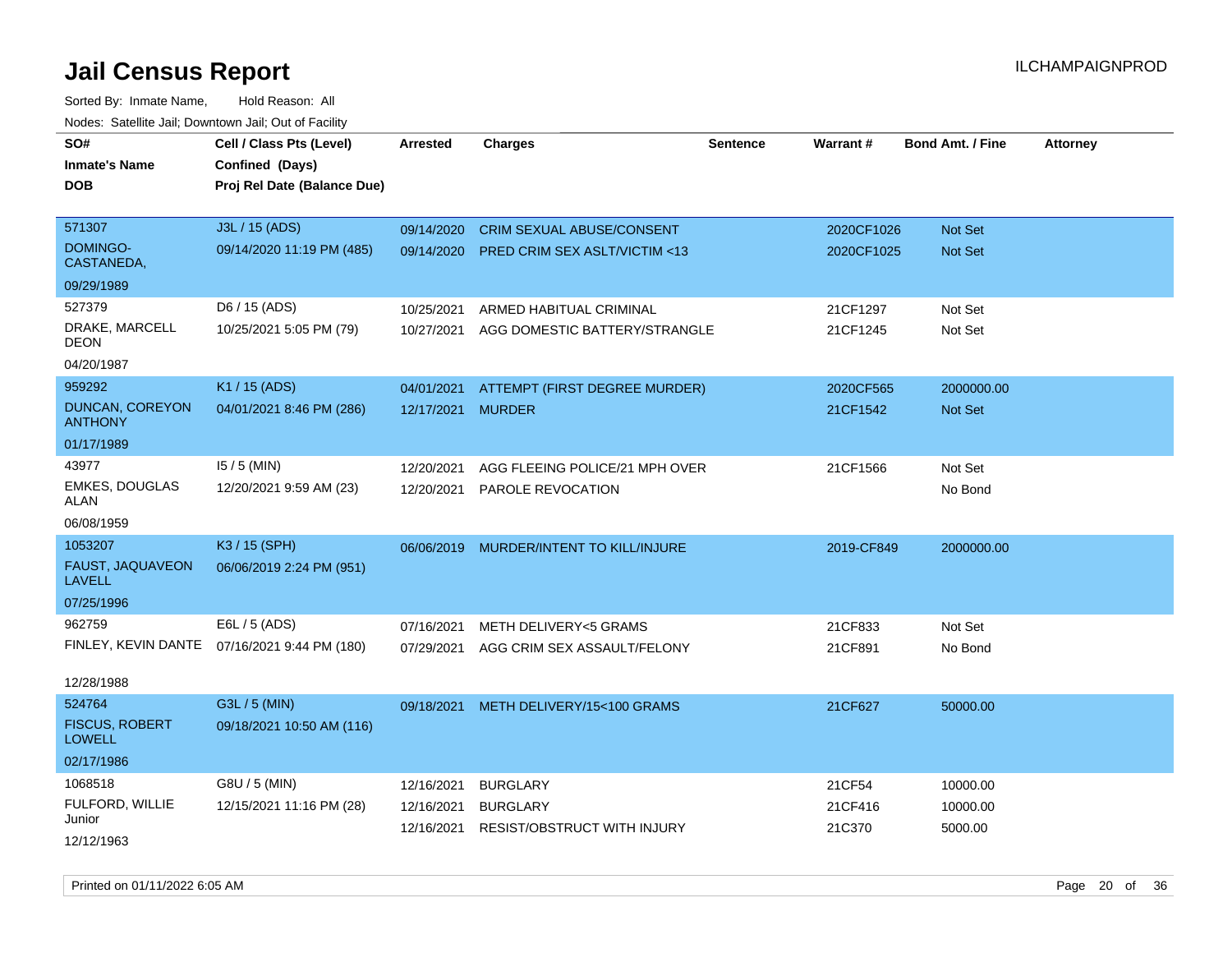# Jail Census Report

ILCHAMPAIGNPROD

Sorted By: Inmate Name, Hold Reason: All

Nodes: Satellite Jail; Downtown Jail; Out of Facility

| SO# / Inmate's Name / DOB | Cell / Class Pts (Level) / Confined (Days) / Proj Rel Date (Balance Due) | Arrested | Charges | Sentence | Warrant # | Bond Amt. / Fine | Attorney |
|---|---|---|---|---|---|---|---|
| 571307<br>DOMINGO-CASTANEDA,<br>09/29/1989 | J3L / 15 (ADS)<br>09/14/2020 11:19 PM (485) | 09/14/2020<br>09/14/2020 | CRIM SEXUAL ABUSE/CONSENT<br>PRED CRIM SEX ASLT/VICTIM <13 | | 2020CF1026<br>2020CF1025 | Not Set<br>Not Set | |
| 527379<br>DRAKE, MARCELL DEON<br>04/20/1987 | D6 / 15 (ADS)<br>10/25/2021 5:05 PM (79) | 10/25/2021<br>10/27/2021 | ARMED HABITUAL CRIMINAL<br>AGG DOMESTIC BATTERY/STRANGLE | | 21CF1297<br>21CF1245 | Not Set<br>Not Set | |
| 959292<br>DUNCAN, COREYON ANTHONY<br>01/17/1989 | K1 / 15 (ADS)<br>04/01/2021 8:46 PM (286) | 04/01/2021<br>12/17/2021 | ATTEMPT (FIRST DEGREE MURDER)<br>MURDER | | 2020CF565<br>21CF1542 | 2000000.00<br>Not Set | |
| 43977<br>EMKES, DOUGLAS ALAN<br>06/08/1959 | I5 / 5 (MIN)<br>12/20/2021 9:59 AM (23) | 12/20/2021<br>12/20/2021 | AGG FLEEING POLICE/21 MPH OVER<br>PAROLE REVOCATION | | 21CF1566 | Not Set<br>No Bond | |
| 1053207<br>FAUST, JAQUAVEON LAVELL<br>07/25/1996 | K3 / 15 (SPH)<br>06/06/2019 2:24 PM (951) | 06/06/2019 | MURDER/INTENT TO KILL/INJURE | | 2019-CF849 | 2000000.00 | |
| 962759<br>FINLEY, KEVIN DANTE<br>12/28/1988 | E6L / 5 (ADS)<br>07/16/2021 9:44 PM (180) | 07/16/2021<br>07/29/2021 | METH DELIVERY<5 GRAMS<br>AGG CRIM SEX ASSAULT/FELONY | | 21CF833<br>21CF891 | Not Set<br>No Bond | |
| 524764<br>FISCUS, ROBERT LOWELL<br>02/17/1986 | G3L / 5 (MIN)<br>09/18/2021 10:50 AM (116) | 09/18/2021 | METH DELIVERY/15<100 GRAMS | | 21CF627 | 50000.00 | |
| 1068518<br>FULFORD, WILLIE Junior<br>12/12/1963 | G8U / 5 (MIN)<br>12/15/2021 11:16 PM (28) | 12/16/2021<br>12/16/2021<br>12/16/2021 | BURGLARY<br>BURGLARY<br>RESIST/OBSTRUCT WITH INJURY | | 21CF54<br>21CF416<br>21C370 | 10000.00<br>10000.00<br>5000.00 | |

Printed on 01/11/2022 6:05 AM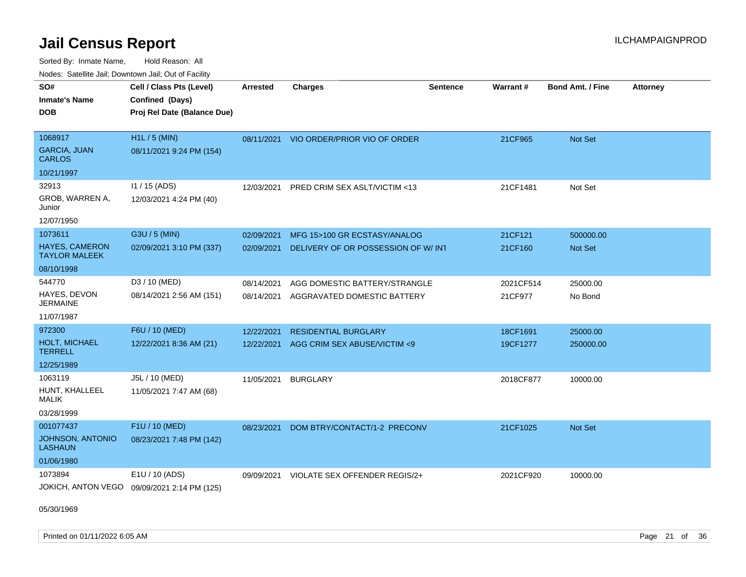# Jail Census Report

Sorted By: Inmate Name, Hold Reason: All

Nodes: Satellite Jail; Downtown Jail; Out of Facility

| SO# / Inmate's Name / DOB | Cell / Class Pts (Level) / Confined (Days) / Proj Rel Date (Balance Due) | Arrested | Charges | Sentence | Warrant # | Bond Amt. / Fine | Attorney |
|---|---|---|---|---|---|---|---|
| 1068917<br>GARCIA, JUAN CARLOS<br>10/21/1997 | H1L / 5 (MIN)<br>08/11/2021 9:24 PM (154) | 08/11/2021 | VIO ORDER/PRIOR VIO OF ORDER | | 21CF965 | Not Set | |
| 32913<br>GROB, WARREN A, Junior<br>12/07/1950 | I1 / 15 (ADS)<br>12/03/2021 4:24 PM (40) | 12/03/2021 | PRED CRIM SEX ASLT/VICTIM <13 | | 21CF1481 | Not Set | |
| 1073611<br>HAYES, CAMERON TAYLOR MALEEK<br>08/10/1998 | G3U / 5 (MIN)<br>02/09/2021 3:10 PM (337) | 02/09/2021 | MFG 15>100 GR ECSTASY/ANALOG | | 21CF121 | 500000.00 | |
| | | 02/09/2021 | DELIVERY OF OR POSSESSION OF W/ INT | | 21CF160 | Not Set | |
| 544770<br>HAYES, DEVON JERMAINE<br>11/07/1987 | D3 / 10 (MED)<br>08/14/2021 2:56 AM (151) | 08/14/2021 | AGG DOMESTIC BATTERY/STRANGLE | | 2021CF514 | 25000.00 | |
| | | 08/14/2021 | AGGRAVATED DOMESTIC BATTERY | | 21CF977 | No Bond | |
| 972300<br>HOLT, MICHAEL TERRELL<br>12/25/1989 | F6U / 10 (MED)<br>12/22/2021 8:36 AM (21) | 12/22/2021 | RESIDENTIAL BURGLARY | | 18CF1691 | 25000.00 | |
| | | 12/22/2021 | AGG CRIM SEX ABUSE/VICTIM <9 | | 19CF1277 | 250000.00 | |
| 1063119<br>HUNT, KHALLEEL MALIK<br>03/28/1999 | J5L / 10 (MED)<br>11/05/2021 7:47 AM (68) | 11/05/2021 | BURGLARY | | 2018CF877 | 10000.00 | |
| 001077437<br>JOHNSON, ANTONIO LASHAUN<br>01/06/1980 | F1U / 10 (MED)<br>08/23/2021 7:48 PM (142) | 08/23/2021 | DOM BTRY/CONTACT/1-2 PRECONV | | 21CF1025 | Not Set | |
| 1073894<br>JOKICH, ANTON VEGO<br>05/30/1969 | E1U / 10 (ADS)<br>09/09/2021 2:14 PM (125) | 09/09/2021 | VIOLATE SEX OFFENDER REGIS/2+ | | 2021CF920 | 10000.00 | |

Printed on 01/11/2022 6:05 AM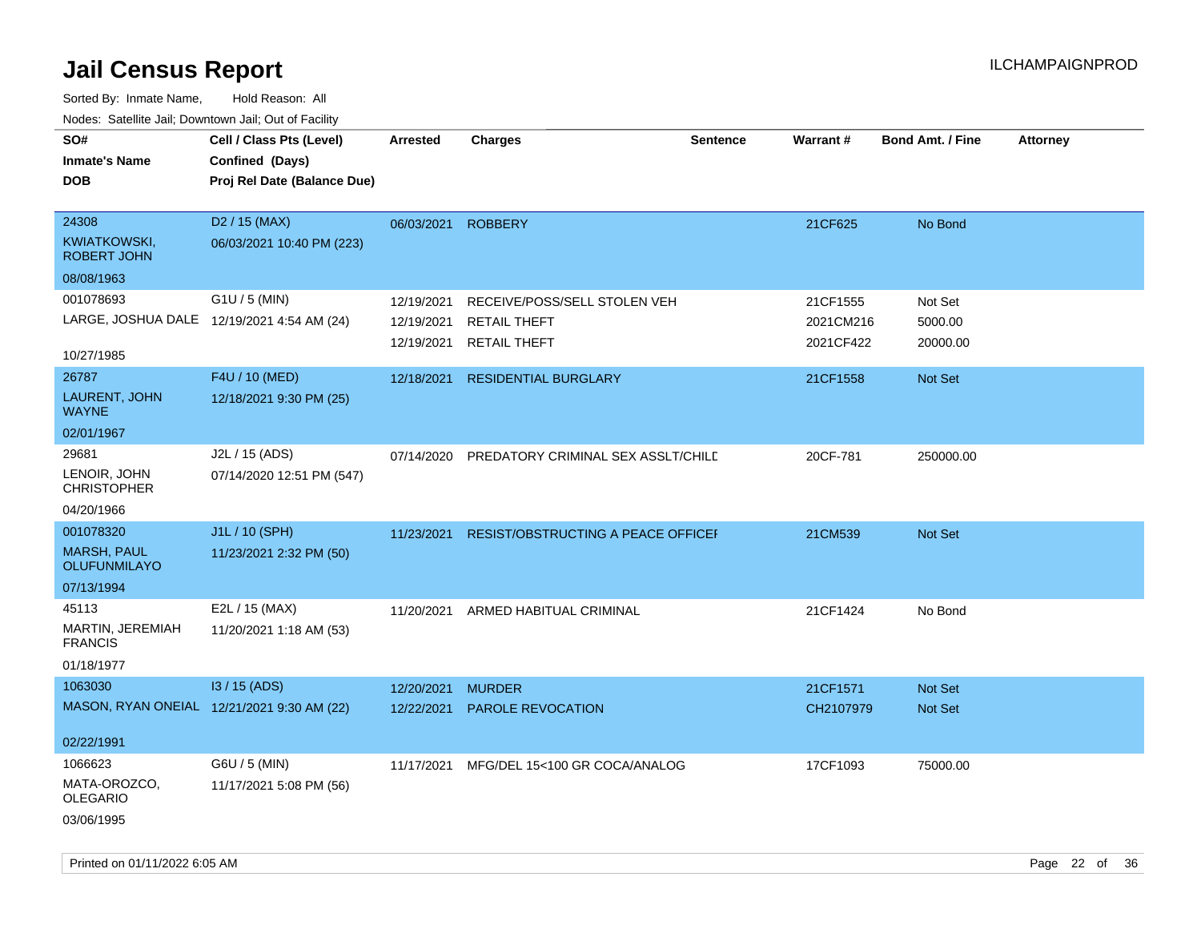# Jail Census Report

ILCHAMPAIGNPROD

Sorted By: Inmate Name, Hold Reason: All

Nodes: Satellite Jail; Downtown Jail; Out of Facility

| SO# / Inmate's Name / DOB | Cell / Class Pts (Level) / Confined (Days) / Proj Rel Date (Balance Due) | Arrested | Charges | Sentence | Warrant # | Bond Amt. / Fine | Attorney |
|---|---|---|---|---|---|---|---|
| 24308<br>KWIATKOWSKI, ROBERT JOHN<br>08/08/1963 | D2 / 15 (MAX)<br>06/03/2021 10:40 PM (223) | 06/03/2021 | ROBBERY | | 21CF625 | No Bond | |
| 001078693<br>LARGE, JOSHUA DALE<br>10/27/1985 | G1U / 5 (MIN)<br>12/19/2021 4:54 AM (24) | 12/19/2021<br>12/19/2021<br>12/19/2021 | RECEIVE/POSS/SELL STOLEN VEH<br>RETAIL THEFT<br>RETAIL THEFT | | 21CF1555<br>2021CM216<br>2021CF422 | Not Set<br>5000.00<br>20000.00 | |
| 26787<br>LAURENT, JOHN WAYNE<br>02/01/1967 | F4U / 10 (MED)<br>12/18/2021 9:30 PM (25) | 12/18/2021 | RESIDENTIAL BURGLARY | | 21CF1558 | Not Set | |
| 29681<br>LENOIR, JOHN CHRISTOPHER<br>04/20/1966 | J2L / 15 (ADS)<br>07/14/2020 12:51 PM (547) | 07/14/2020 | PREDATORY CRIMINAL SEX ASSLT/CHILD | | 20CF-781 | 250000.00 | |
| 001078320<br>MARSH, PAUL OLUFUNMILAYO<br>07/13/1994 | J1L / 10 (SPH)<br>11/23/2021 2:32 PM (50) | 11/23/2021 | RESIST/OBSTRUCTING A PEACE OFFICER | | 21CM539 | Not Set | |
| 45113<br>MARTIN, JEREMIAH FRANCIS<br>01/18/1977 | E2L / 15 (MAX)<br>11/20/2021 1:18 AM (53) | 11/20/2021 | ARMED HABITUAL CRIMINAL | | 21CF1424 | No Bond | |
| 1063030<br>MASON, RYAN ONEIAL<br>02/22/1991 | I3 / 15 (ADS)<br>12/21/2021 9:30 AM (22) | 12/20/2021<br>12/22/2021 | MURDER<br>PAROLE REVOCATION | | 21CF1571<br>CH2107979 | Not Set<br>Not Set | |
| 1066623<br>MATA-OROZCO, OLEGARIO<br>03/06/1995 | G6U / 5 (MIN)<br>11/17/2021 5:08 PM (56) | 11/17/2021 | MFG/DEL 15<100 GR COCA/ANALOG | | 17CF1093 | 75000.00 | |

Printed on 01/11/2022 6:05 AM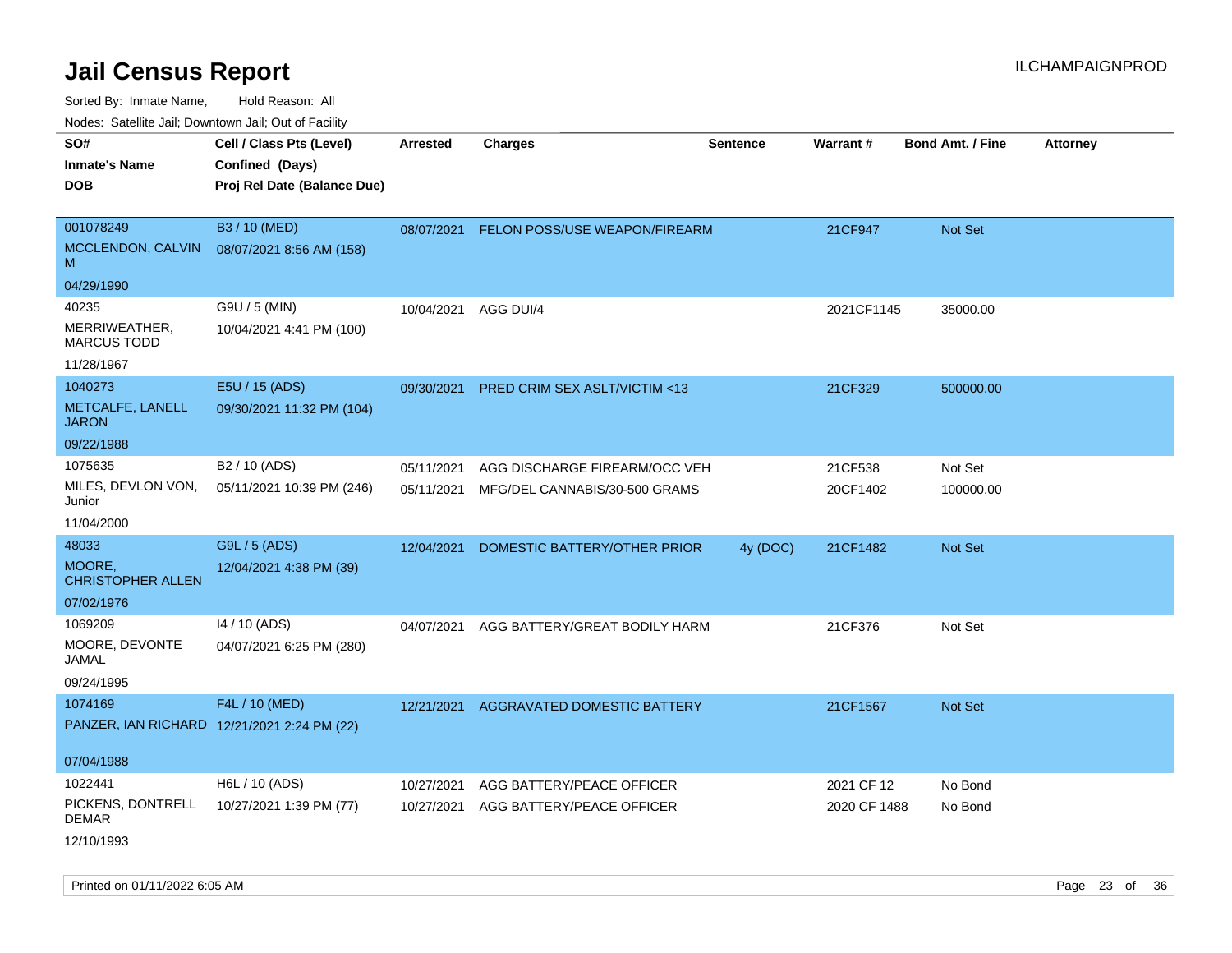# Jail Census Report

ILCHAMPAIGNPROD

Sorted By: Inmate Name, Hold Reason: All

Nodes: Satellite Jail; Downtown Jail; Out of Facility

| SO# / Inmate's Name / DOB | Cell / Class Pts (Level) / Confined (Days) / Proj Rel Date (Balance Due) | Arrested | Charges | Sentence | Warrant # | Bond Amt. / Fine | Attorney |
|---|---|---|---|---|---|---|---|
| 001078249<br>MCCLENDON, CALVIN M<br>04/29/1990 | B3 / 10 (MED)<br>08/07/2021 8:56 AM (158) | 08/07/2021 | FELON POSS/USE WEAPON/FIREARM | | 21CF947 | Not Set | |
| 40235<br>MERRIWEATHER, MARCUS TODD<br>11/28/1967 | G9U / 5 (MIN)<br>10/04/2021 4:41 PM (100) | 10/04/2021 | AGG DUI/4 | | 2021CF1145 | 35000.00 | |
| 1040273<br>METCALFE, LANELL JARON<br>09/22/1988 | E5U / 15 (ADS)<br>09/30/2021 11:32 PM (104) | 09/30/2021 | PRED CRIM SEX ASLT/VICTIM <13 | | 21CF329 | 500000.00 | |
| 1075635<br>MILES, DEVLON VON, Junior<br>11/04/2000 | B2 / 10 (ADS)<br>05/11/2021 10:39 PM (246) | 05/11/2021<br>05/11/2021 | AGG DISCHARGE FIREARM/OCC VEH<br>MFG/DEL CANNABIS/30-500 GRAMS | | 21CF538<br>20CF1402 | Not Set<br>100000.00 | |
| 48033<br>MOORE, CHRISTOPHER ALLEN<br>07/02/1976 | G9L / 5 (ADS)<br>12/04/2021 4:38 PM (39) | 12/04/2021 | DOMESTIC BATTERY/OTHER PRIOR | 4y (DOC) | 21CF1482 | Not Set | |
| 1069209<br>MOORE, DEVONTE JAMAL<br>09/24/1995 | I4 / 10 (ADS)<br>04/07/2021 6:25 PM (280) | 04/07/2021 | AGG BATTERY/GREAT BODILY HARM | | 21CF376 | Not Set | |
| 1074169<br>PANZER, IAN RICHARD<br>07/04/1988 | F4L / 10 (MED)<br>12/21/2021 2:24 PM (22) | 12/21/2021 | AGGRAVATED DOMESTIC BATTERY | | 21CF1567 | Not Set | |
| 1022441<br>PICKENS, DONTRELL DEMAR<br>12/10/1993 | H6L / 10 (ADS)<br>10/27/2021 1:39 PM (77) | 10/27/2021<br>10/27/2021 | AGG BATTERY/PEACE OFFICER<br>AGG BATTERY/PEACE OFFICER | | 2021 CF 12<br>2020 CF 1488 | No Bond<br>No Bond | |

Printed on 01/11/2022 6:05 AM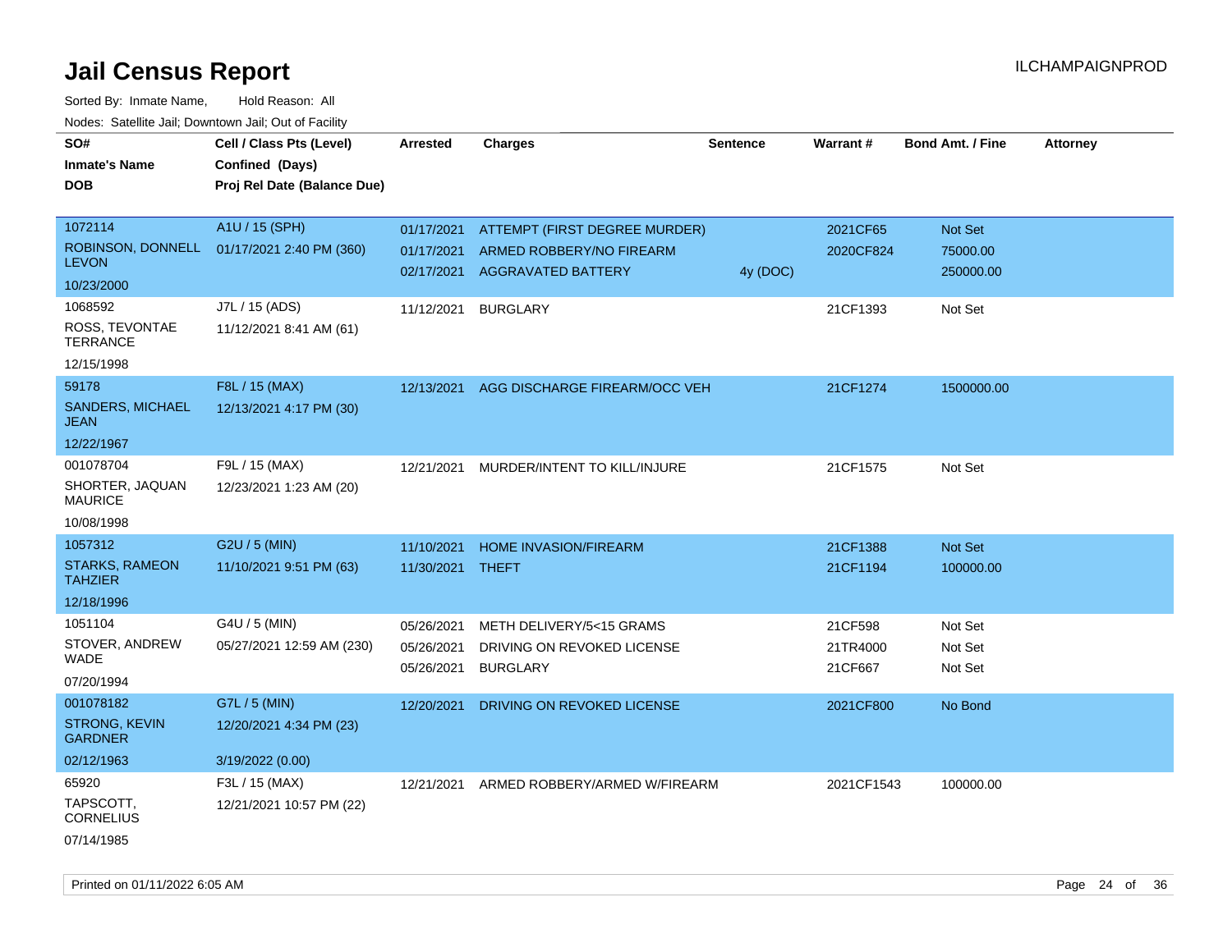# Jail Census Report

Sorted By: Inmate Name, Hold Reason: All

Nodes: Satellite Jail; Downtown Jail; Out of Facility

| SO# / Inmate's Name / DOB | Cell / Class Pts (Level) / Confined (Days) / Proj Rel Date (Balance Due) | Arrested | Charges | Sentence | Warrant # | Bond Amt. / Fine | Attorney |
|---|---|---|---|---|---|---|---|
| 1072114 ROBINSON, DONNELL LEVON 10/23/2000 | A1U / 15 (SPH) 01/17/2021 2:40 PM (360) | 01/17/2021 | ATTEMPT (FIRST DEGREE MURDER) | | 2021CF65 | Not Set | |
| | | 01/17/2021 | ARMED ROBBERY/NO FIREARM | | 2020CF824 | 75000.00 | |
| | | 02/17/2021 | AGGRAVATED BATTERY | 4y (DOC) | | 250000.00 | |
| 1068592 ROSS, TEVONTAE TERRANCE 12/15/1998 | J7L / 15 (ADS) 11/12/2021 8:41 AM (61) | 11/12/2021 | BURGLARY | | 21CF1393 | Not Set | |
| 59178 SANDERS, MICHAEL JEAN 12/22/1967 | F8L / 15 (MAX) 12/13/2021 4:17 PM (30) | 12/13/2021 | AGG DISCHARGE FIREARM/OCC VEH | | 21CF1274 | 1500000.00 | |
| 001078704 SHORTER, JAQUAN MAURICE 10/08/1998 | F9L / 15 (MAX) 12/23/2021 1:23 AM (20) | 12/21/2021 | MURDER/INTENT TO KILL/INJURE | | 21CF1575 | Not Set | |
| 1057312 STARKS, RAMEON TAHZIER 12/18/1996 | G2U / 5 (MIN) 11/10/2021 9:51 PM (63) | 11/10/2021 | HOME INVASION/FIREARM | | 21CF1388 | Not Set | |
| | | 11/30/2021 | THEFT | | 21CF1194 | 100000.00 | |
| 1051104 STOVER, ANDREW WADE 07/20/1994 | G4U / 5 (MIN) 05/27/2021 12:59 AM (230) | 05/26/2021 | METH DELIVERY/5<15 GRAMS | | 21CF598 | Not Set | |
| | | 05/26/2021 | DRIVING ON REVOKED LICENSE | | 21TR4000 | Not Set | |
| | | 05/26/2021 | BURGLARY | | 21CF667 | Not Set | |
| 001078182 STRONG, KEVIN GARDNER 02/12/1963 | G7L / 5 (MIN) 12/20/2021 4:34 PM (23) 3/19/2022 (0.00) | 12/20/2021 | DRIVING ON REVOKED LICENSE | | 2021CF800 | No Bond | |
| 65920 TAPSCOTT, CORNELIUS 07/14/1985 | F3L / 15 (MAX) 12/21/2021 10:57 PM (22) | 12/21/2021 | ARMED ROBBERY/ARMED W/FIREARM | | 2021CF1543 | 100000.00 | |

Printed on 01/11/2022 6:05 AM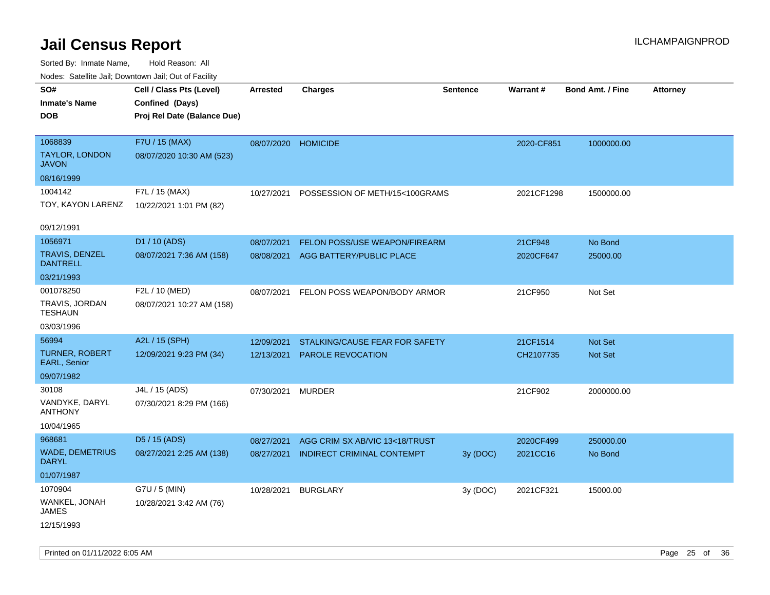# Jail Census Report

ILCHAMPAIGNPROD

Sorted By: Inmate Name, Hold Reason: All

Nodes: Satellite Jail; Downtown Jail; Out of Facility

| SO# / Inmate's Name / DOB | Cell / Class Pts (Level) / Confined (Days) / Proj Rel Date (Balance Due) | Arrested | Charges | Sentence | Warrant # | Bond Amt. / Fine | Attorney |
|---|---|---|---|---|---|---|---|
| 1068839<br>TAYLOR, LONDON JAVON<br>08/16/1999 | F7U / 15 (MAX)<br>08/07/2020 10:30 AM (523) | 08/07/2020 | HOMICIDE | | 2020-CF851 | 1000000.00 | |
| 1004142<br>TOY, KAYON LARENZ<br>09/12/1991 | F7L / 15 (MAX)<br>10/22/2021 1:01 PM (82) | 10/27/2021 | POSSESSION OF METH/15<100GRAMS | | 2021CF1298 | 1500000.00 | |
| 1056971<br>TRAVIS, DENZEL DANTRELL<br>03/21/1993 | D1 / 10 (ADS)<br>08/07/2021 7:36 AM (158) | 08/07/2021 | FELON POSS/USE WEAPON/FIREARM | | 21CF948 | No Bond | |
| | | 08/08/2021 | AGG BATTERY/PUBLIC PLACE | | 2020CF647 | 25000.00 | |
| 001078250<br>TRAVIS, JORDAN TESHAUN<br>03/03/1996 | F2L / 10 (MED)<br>08/07/2021 10:27 AM (158) | 08/07/2021 | FELON POSS WEAPON/BODY ARMOR | | 21CF950 | Not Set | |
| 56994<br>TURNER, ROBERT EARL, Senior<br>09/07/1982 | A2L / 15 (SPH)<br>12/09/2021 9:23 PM (34) | 12/09/2021 | STALKING/CAUSE FEAR FOR SAFETY | | 21CF1514 | Not Set | |
| | | 12/13/2021 | PAROLE REVOCATION | | CH2107735 | Not Set | |
| 30108<br>VANDYKE, DARYL ANTHONY<br>10/04/1965 | J4L / 15 (ADS)<br>07/30/2021 8:29 PM (166) | 07/30/2021 | MURDER | | 21CF902 | 2000000.00 | |
| 968681<br>WADE, DEMETRIUS DARYL<br>01/07/1987 | D5 / 15 (ADS)<br>08/27/2021 2:25 AM (138) | 08/27/2021 | AGG CRIM SX AB/VIC 13<18/TRUST | | 2020CF499 | 250000.00 | |
| | | 08/27/2021 | INDIRECT CRIMINAL CONTEMPT | 3y (DOC) | 2021CC16 | No Bond | |
| 1070904<br>WANKEL, JONAH JAMES<br>12/15/1993 | G7U / 5 (MIN)<br>10/28/2021 3:42 AM (76) | 10/28/2021 | BURGLARY | 3y (DOC) | 2021CF321 | 15000.00 | |

Printed on 01/11/2022 6:05 AM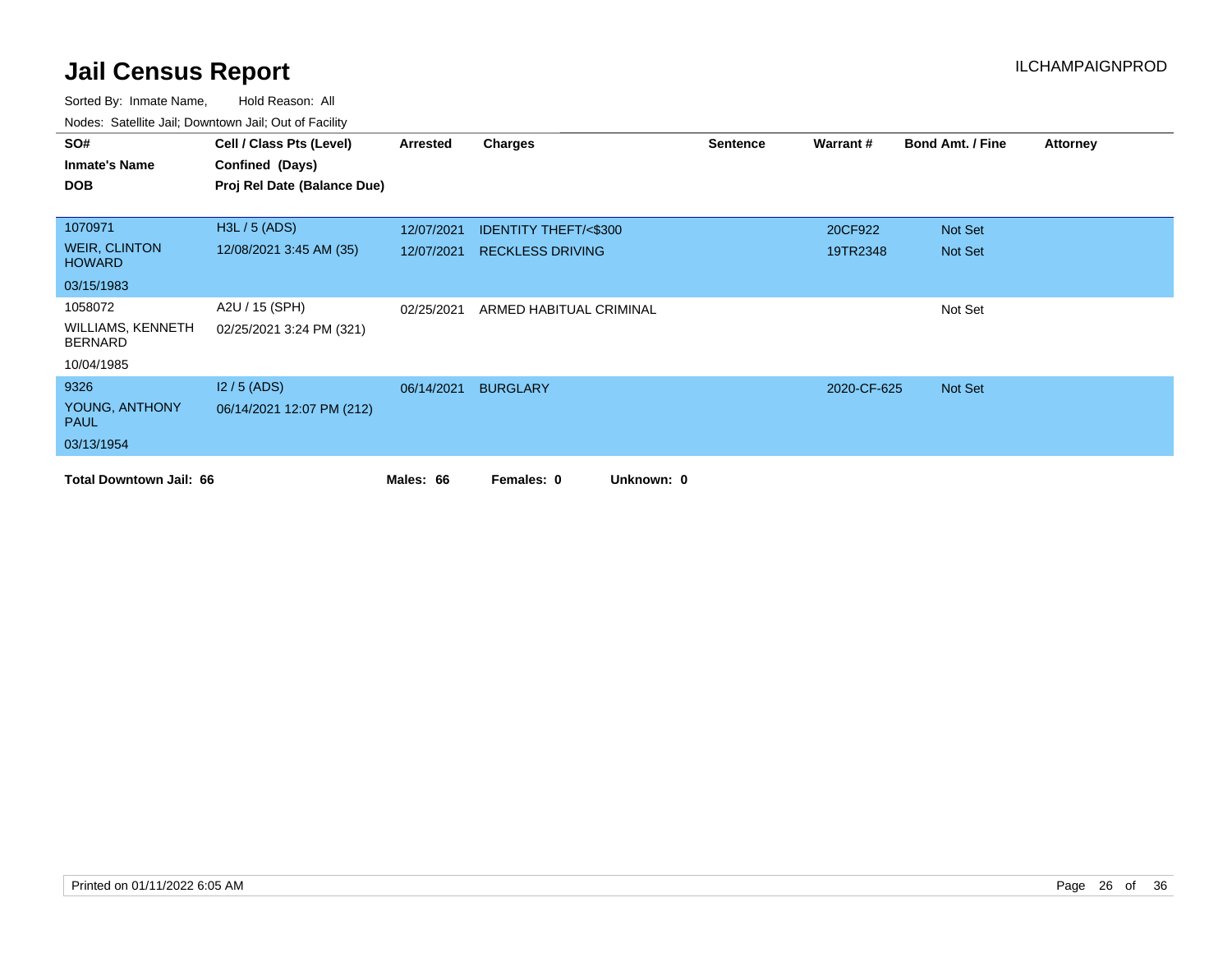# Jail Census Report

ILCHAMPAIGNPROD

Sorted By: Inmate Name, Hold Reason: All

Nodes: Satellite Jail; Downtown Jail; Out of Facility

| SO# / Inmate's Name / DOB | Cell / Class Pts (Level) / Confined (Days) / Proj Rel Date (Balance Due) | Arrested | Charges | Sentence | Warrant # | Bond Amt. / Fine | Attorney |
|---|---|---|---|---|---|---|---|
| 1070971<br>WEIR, CLINTON HOWARD<br>03/15/1983 | H3L / 5 (ADS)<br>12/08/2021 3:45 AM (35) | 12/07/2021 | IDENTITY THEFT/<$300 | | 20CF922 | Not Set | |
| | | 12/07/2021 | RECKLESS DRIVING | | 19TR2348 | Not Set | |
| 1058072<br>WILLIAMS, KENNETH BERNARD<br>10/04/1985 | A2U / 15 (SPH)<br>02/25/2021 3:24 PM (321) | 02/25/2021 | ARMED HABITUAL CRIMINAL | | | Not Set | |
| 9326<br>YOUNG, ANTHONY PAUL<br>03/13/1954 | I2 / 5 (ADS)<br>06/14/2021 12:07 PM (212) | 06/14/2021 | BURGLARY | | 2020-CF-625 | Not Set | |

**Total Downtown Jail: 66** **Males: 66** **Females: 0** **Unknown: 0**

Printed on 01/11/2022 6:05 AM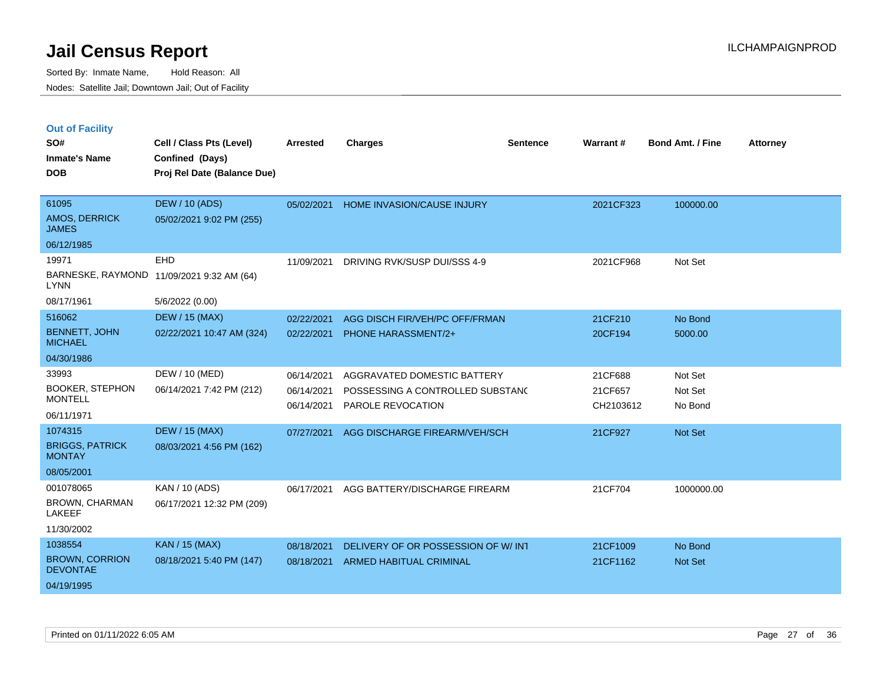# Jail Census Report

Sorted By: Inmate Name, Hold Reason: All

Nodes: Satellite Jail; Downtown Jail; Out of Facility

ILCHAMPAIGNPROD

## Out of Facility

| SO# / Inmate's Name / DOB | Cell / Class Pts (Level) / Confined (Days) / Proj Rel Date (Balance Due) | Arrested | Charges | Sentence | Warrant # | Bond Amt. / Fine | Attorney |
|---|---|---|---|---|---|---|---|
| 61095<br>AMOS, DERRICK JAMES<br>06/12/1985 | DEW / 10 (ADS)<br>05/02/2021 9:02 PM (255) | 05/02/2021 | HOME INVASION/CAUSE INJURY | | 2021CF323 | 100000.00 | |
| 19971<br>BARNESKE, RAYMOND LYNN<br>08/17/1961 | EHD<br>11/09/2021 9:32 AM (64)<br>5/6/2022 (0.00) | 11/09/2021 | DRIVING RVK/SUSP DUI/SSS 4-9 | | 2021CF968 | Not Set | |
| 516062<br>BENNETT, JOHN MICHAEL<br>04/30/1986 | DEW / 15 (MAX)<br>02/22/2021 10:47 AM (324) | 02/22/2021<br>02/22/2021 | AGG DISCH FIR/VEH/PC OFF/FRMAN<br>PHONE HARASSMENT/2+ | | 21CF210<br>20CF194 | No Bond<br>5000.00 | |
| 33993<br>BOOKER, STEPHON MONTELL<br>06/11/1971 | DEW / 10 (MED)<br>06/14/2021 7:42 PM (212) | 06/14/2021<br>06/14/2021<br>06/14/2021 | AGGRAVATED DOMESTIC BATTERY<br>POSSESSING A CONTROLLED SUBSTANC<br>PAROLE REVOCATION | | 21CF688<br>21CF657<br>CH2103612 | Not Set<br>Not Set<br>No Bond | |
| 1074315<br>BRIGGS, PATRICK MONTAY<br>08/05/2001 | DEW / 15 (MAX)<br>08/03/2021 4:56 PM (162) | 07/27/2021 | AGG DISCHARGE FIREARM/VEH/SCH | | 21CF927 | Not Set | |
| 001078065<br>BROWN, CHARMAN LAKEEF<br>11/30/2002 | KAN / 10 (ADS)<br>06/17/2021 12:32 PM (209) | 06/17/2021 | AGG BATTERY/DISCHARGE FIREARM | | 21CF704 | 1000000.00 | |
| 1038554<br>BROWN, CORRION DEVONTAE<br>04/19/1995 | KAN / 15 (MAX)<br>08/18/2021 5:40 PM (147) | 08/18/2021<br>08/18/2021 | DELIVERY OF OR POSSESSION OF W/ INT<br>ARMED HABITUAL CRIMINAL | | 21CF1009<br>21CF1162 | No Bond<br>Not Set | |

Printed on 01/11/2022 6:05 AM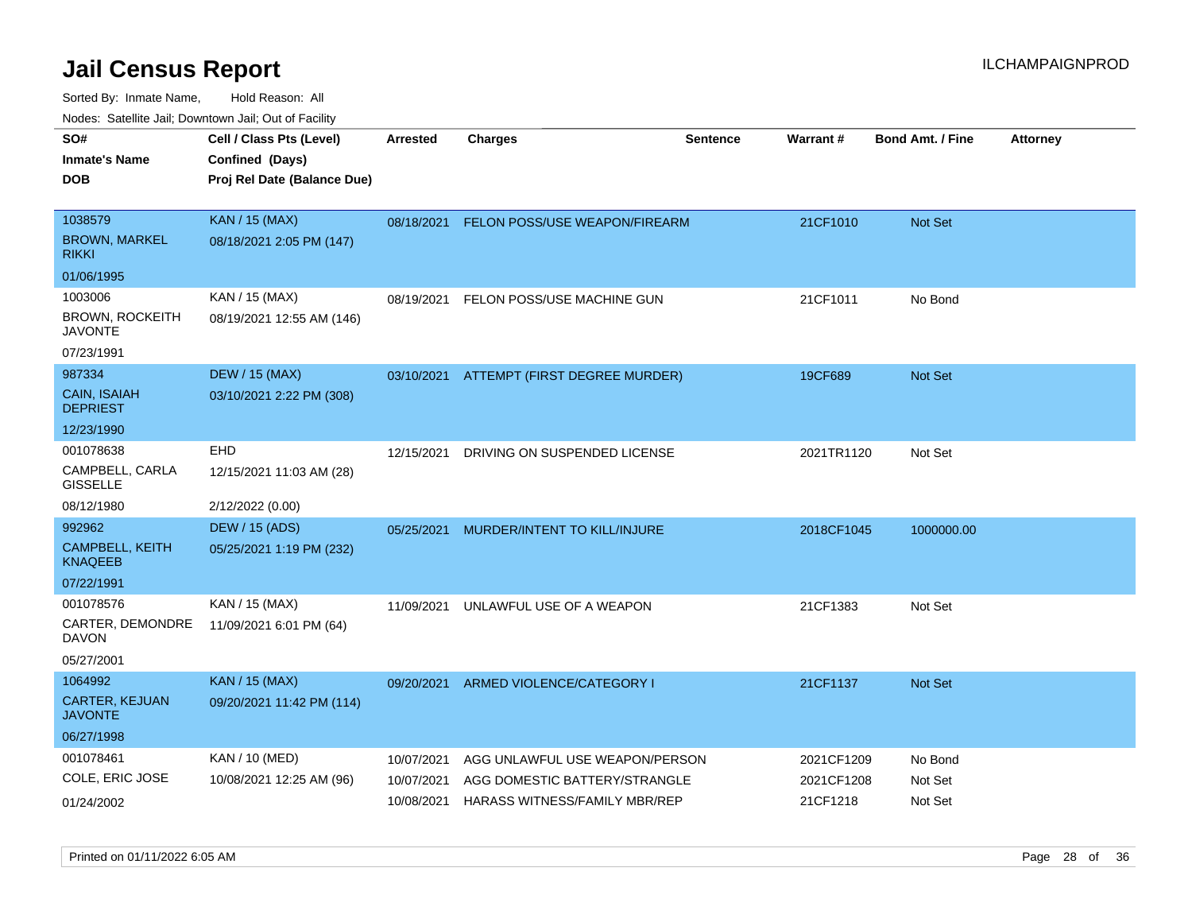# Jail Census Report

Sorted By: Inmate Name, Hold Reason: All

Nodes: Satellite Jail; Downtown Jail; Out of Facility

| SO# / Inmate's Name / DOB | Cell / Class Pts (Level) / Confined (Days) / Proj Rel Date (Balance Due) | Arrested | Charges | Sentence | Warrant # | Bond Amt. / Fine | Attorney |
|---|---|---|---|---|---|---|---|
| 1038579<br>BROWN, MARKEL RIKKI<br>01/06/1995 | KAN / 15 (MAX)<br>08/18/2021 2:05 PM (147) | 08/18/2021 | FELON POSS/USE WEAPON/FIREARM | | 21CF1010 | Not Set | |
| 1003006<br>BROWN, ROCKEITH JAVONTE<br>07/23/1991 | KAN / 15 (MAX)<br>08/19/2021 12:55 AM (146) | 08/19/2021 | FELON POSS/USE MACHINE GUN | | 21CF1011 | No Bond | |
| 987334<br>CAIN, ISAIAH DEPRIEST<br>12/23/1990 | DEW / 15 (MAX)<br>03/10/2021 2:22 PM (308) | 03/10/2021 | ATTEMPT (FIRST DEGREE MURDER) | | 19CF689 | Not Set | |
| 001078638<br>CAMPBELL, CARLA GISSELLE<br>08/12/1980 | EHD<br>12/15/2021 11:03 AM (28)<br>2/12/2022 (0.00) | 12/15/2021 | DRIVING ON SUSPENDED LICENSE | | 2021TR1120 | Not Set | |
| 992962<br>CAMPBELL, KEITH KNAQEEB<br>07/22/1991 | DEW / 15 (ADS)<br>05/25/2021 1:19 PM (232) | 05/25/2021 | MURDER/INTENT TO KILL/INJURE | | 2018CF1045 | 1000000.00 | |
| 001078576<br>CARTER, DEMONDRE DAVON<br>05/27/2001 | KAN / 15 (MAX)<br>11/09/2021 6:01 PM (64) | 11/09/2021 | UNLAWFUL USE OF A WEAPON | | 21CF1383 | Not Set | |
| 1064992<br>CARTER, KEJUAN JAVONTE<br>06/27/1998 | KAN / 15 (MAX)<br>09/20/2021 11:42 PM (114) | 09/20/2021 | ARMED VIOLENCE/CATEGORY I | | 21CF1137 | Not Set | |
| 001078461<br>COLE, ERIC JOSE<br>01/24/2002 | KAN / 10 (MED)<br>10/08/2021 12:25 AM (96) | 10/07/2021<br>10/07/2021<br>10/08/2021 | AGG UNLAWFUL USE WEAPON/PERSON<br>AGG DOMESTIC BATTERY/STRANGLE<br>HARASS WITNESS/FAMILY MBR/REP | | 2021CF1209<br>2021CF1208<br>21CF1218 | No Bond<br>Not Set<br>Not Set | |

Printed on 01/11/2022 6:05 AM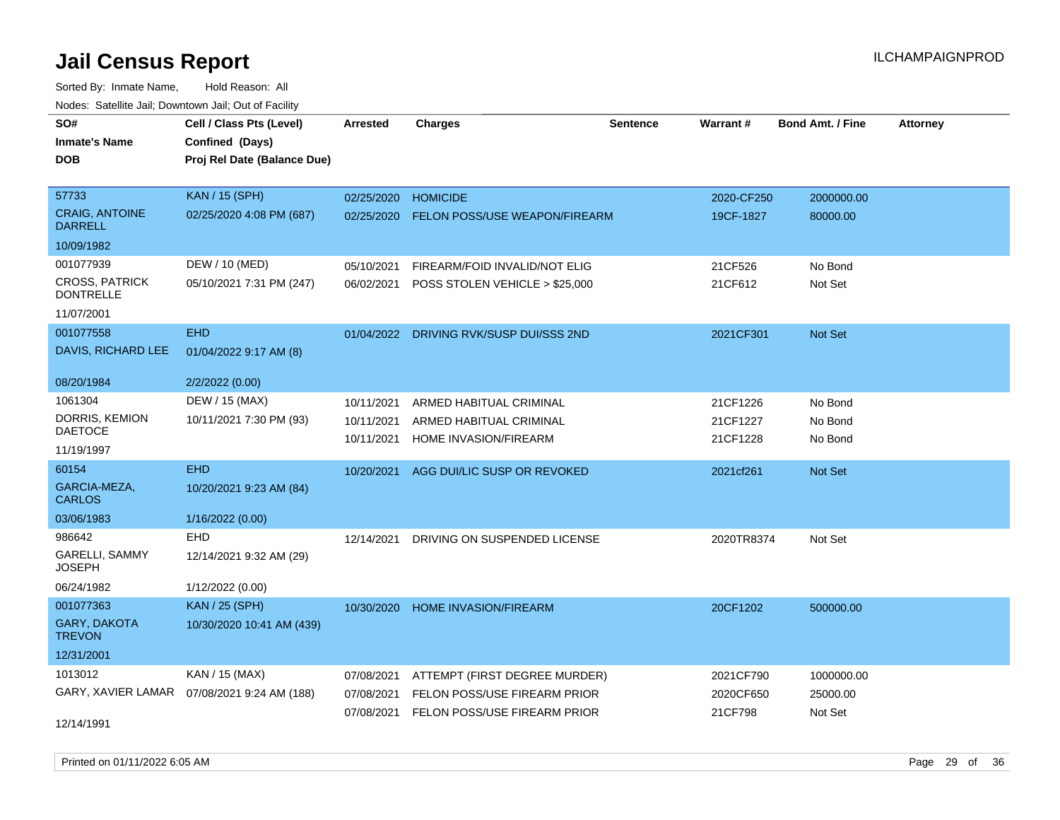# Jail Census Report

ILCHAMPAIGNPROD

Sorted By: Inmate Name, Hold Reason: All

Nodes: Satellite Jail; Downtown Jail; Out of Facility

| SO# / Inmate's Name / DOB | Cell / Class Pts (Level) / Confined (Days) / Proj Rel Date (Balance Due) | Arrested | Charges | Sentence | Warrant # | Bond Amt. / Fine | Attorney |
|---|---|---|---|---|---|---|---|
| 57733<br>CRAIG, ANTOINE DARRELL<br>10/09/1982 | KAN / 15 (SPH)<br>02/25/2020 4:08 PM (687) | 02/25/2020 | HOMICIDE | | 2020-CF250 | 2000000.00 | |
| | | 02/25/2020 | FELON POSS/USE WEAPON/FIREARM | | 19CF-1827 | 80000.00 | |
| 001077939<br>CROSS, PATRICK DONTRELLE<br>11/07/2001 | DEW / 10 (MED)<br>05/10/2021 7:31 PM (247) | 05/10/2021 | FIREARM/FOID INVALID/NOT ELIG | | 21CF526 | No Bond | |
| | | 06/02/2021 | POSS STOLEN VEHICLE > $25,000 | | 21CF612 | Not Set | |
| 001077558<br>DAVIS, RICHARD LEE<br>08/20/1984 | EHD<br>01/04/2022 9:17 AM (8)<br>2/2/2022 (0.00) | 01/04/2022 | DRIVING RVK/SUSP DUI/SSS 2ND | | 2021CF301 | Not Set | |
| 1061304<br>DORRIS, KEMION DAETOCE<br>11/19/1997 | DEW / 15 (MAX)<br>10/11/2021 7:30 PM (93) | 10/11/2021 | ARMED HABITUAL CRIMINAL | | 21CF1226 | No Bond | |
| | | 10/11/2021 | ARMED HABITUAL CRIMINAL | | 21CF1227 | No Bond | |
| | | 10/11/2021 | HOME INVASION/FIREARM | | 21CF1228 | No Bond | |
| 60154<br>GARCIA-MEZA, CARLOS<br>03/06/1983 | EHD<br>10/20/2021 9:23 AM (84)<br>1/16/2022 (0.00) | 10/20/2021 | AGG DUI/LIC SUSP OR REVOKED | | 2021cf261 | Not Set | |
| 986642<br>GARELLI, SAMMY JOSEPH<br>06/24/1982 | EHD<br>12/14/2021 9:32 AM (29)<br>1/12/2022 (0.00) | 12/14/2021 | DRIVING ON SUSPENDED LICENSE | | 2020TR8374 | Not Set | |
| 001077363<br>GARY, DAKOTA TREVON<br>12/31/2001 | KAN / 25 (SPH)<br>10/30/2020 10:41 AM (439) | 10/30/2020 | HOME INVASION/FIREARM | | 20CF1202 | 500000.00 | |
| 1013012<br>GARY, XAVIER LAMAR<br>12/14/1991 | KAN / 15 (MAX)<br>07/08/2021 9:24 AM (188) | 07/08/2021 | ATTEMPT (FIRST DEGREE MURDER) | | 2021CF790 | 1000000.00 | |
| | | 07/08/2021 | FELON POSS/USE FIREARM PRIOR | | 2020CF650 | 25000.00 | |
| | | 07/08/2021 | FELON POSS/USE FIREARM PRIOR | | 21CF798 | Not Set | |

Printed on 01/11/2022 6:05 AM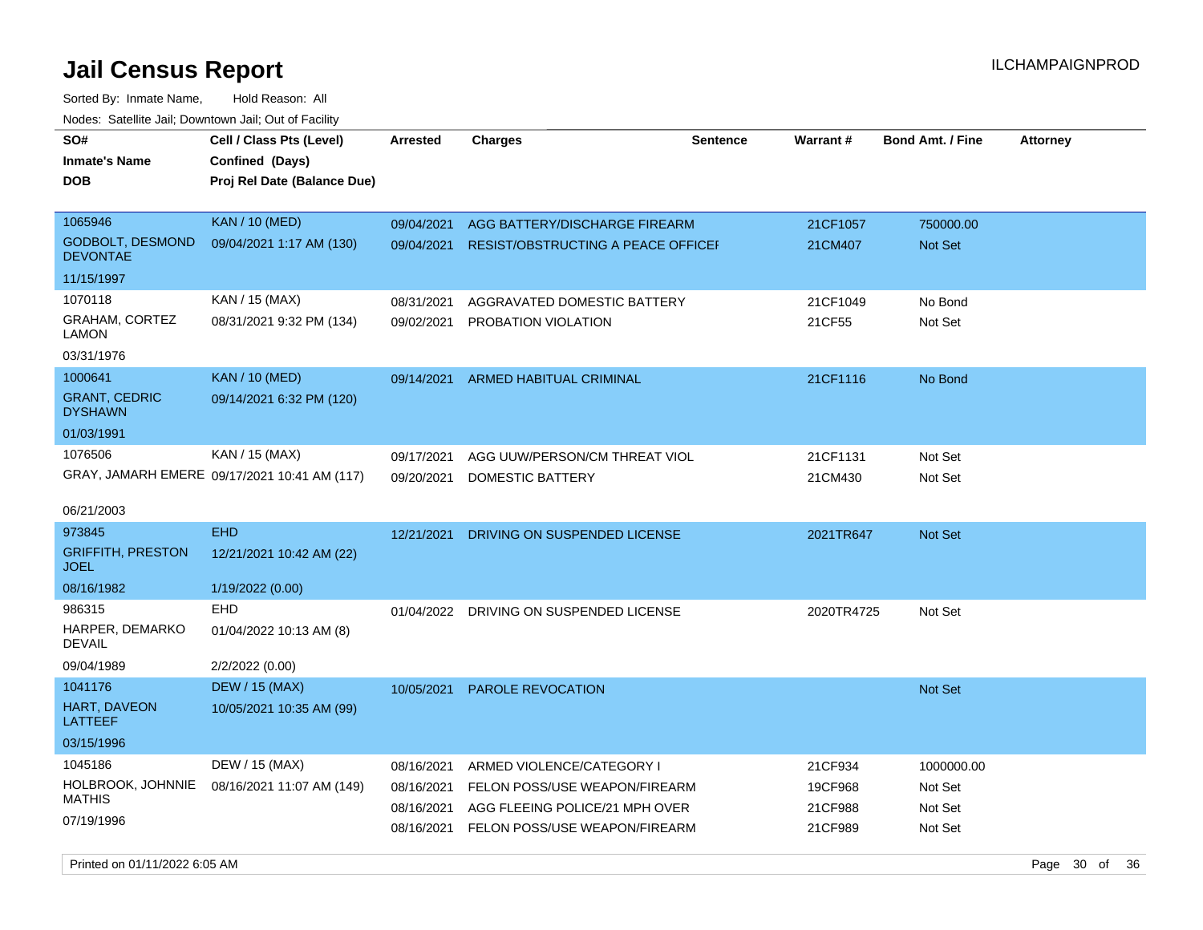# Jail Census Report

ILCHAMPAIGNPROD

Sorted By: Inmate Name, Hold Reason: All

Nodes: Satellite Jail; Downtown Jail; Out of Facility

| SO# / Inmate's Name / DOB | Cell / Class Pts (Level) / Confined (Days) / Proj Rel Date (Balance Due) | Arrested | Charges | Sentence | Warrant # | Bond Amt. / Fine | Attorney |
|---|---|---|---|---|---|---|---|
| 1065946<br>GODBOLT, DESMOND DEVONTAE<br>11/15/1997 | KAN / 10 (MED)<br>09/04/2021 1:17 AM (130) | 09/04/2021 | AGG BATTERY/DISCHARGE FIREARM | | 21CF1057 | 750000.00 | |
| | | 09/04/2021 | RESIST/OBSTRUCTING A PEACE OFFICEI | | 21CM407 | Not Set | |
| 1070118<br>GRAHAM, CORTEZ LAMON<br>03/31/1976 | KAN / 15 (MAX)<br>08/31/2021 9:32 PM (134) | 08/31/2021 | AGGRAVATED DOMESTIC BATTERY | | 21CF1049 | No Bond | |
| | | 09/02/2021 | PROBATION VIOLATION | | 21CF55 | Not Set | |
| 1000641<br>GRANT, CEDRIC DYSHAWN<br>01/03/1991 | KAN / 10 (MED)<br>09/14/2021 6:32 PM (120) | 09/14/2021 | ARMED HABITUAL CRIMINAL | | 21CF1116 | No Bond | |
| 1076506<br>GRAY, JAMARH EMERE<br>06/21/2003 | KAN / 15 (MAX)<br>09/17/2021 10:41 AM (117) | 09/17/2021 | AGG UUW/PERSON/CM THREAT VIOL | | 21CF1131 | Not Set | |
| | | 09/20/2021 | DOMESTIC BATTERY | | 21CM430 | Not Set | |
| 973845<br>GRIFFITH, PRESTON JOEL<br>08/16/1982 | EHD<br>12/21/2021 10:42 AM (22)<br>1/19/2022 (0.00) | 12/21/2021 | DRIVING ON SUSPENDED LICENSE | | 2021TR647 | Not Set | |
| 986315<br>HARPER, DEMARKO DEVAIL<br>09/04/1989 | EHD<br>01/04/2022 10:13 AM (8)<br>2/2/2022 (0.00) | 01/04/2022 | DRIVING ON SUSPENDED LICENSE | | 2020TR4725 | Not Set | |
| 1041176<br>HART, DAVEON LATTEEF<br>03/15/1996 | DEW / 15 (MAX)<br>10/05/2021 10:35 AM (99) | 10/05/2021 | PAROLE REVOCATION | | | Not Set | |
| 1045186<br>HOLBROOK, JOHNNIE MATHIS<br>07/19/1996 | DEW / 15 (MAX)<br>08/16/2021 11:07 AM (149) | 08/16/2021 | ARMED VIOLENCE/CATEGORY I | | 21CF934 | 1000000.00 | |
| | | 08/16/2021 | FELON POSS/USE WEAPON/FIREARM | | 19CF968 | Not Set | |
| | | 08/16/2021 | AGG FLEEING POLICE/21 MPH OVER | | 21CF988 | Not Set | |
| | | 08/16/2021 | FELON POSS/USE WEAPON/FIREARM | | 21CF989 | Not Set | |

Printed on 01/11/2022 6:05 AM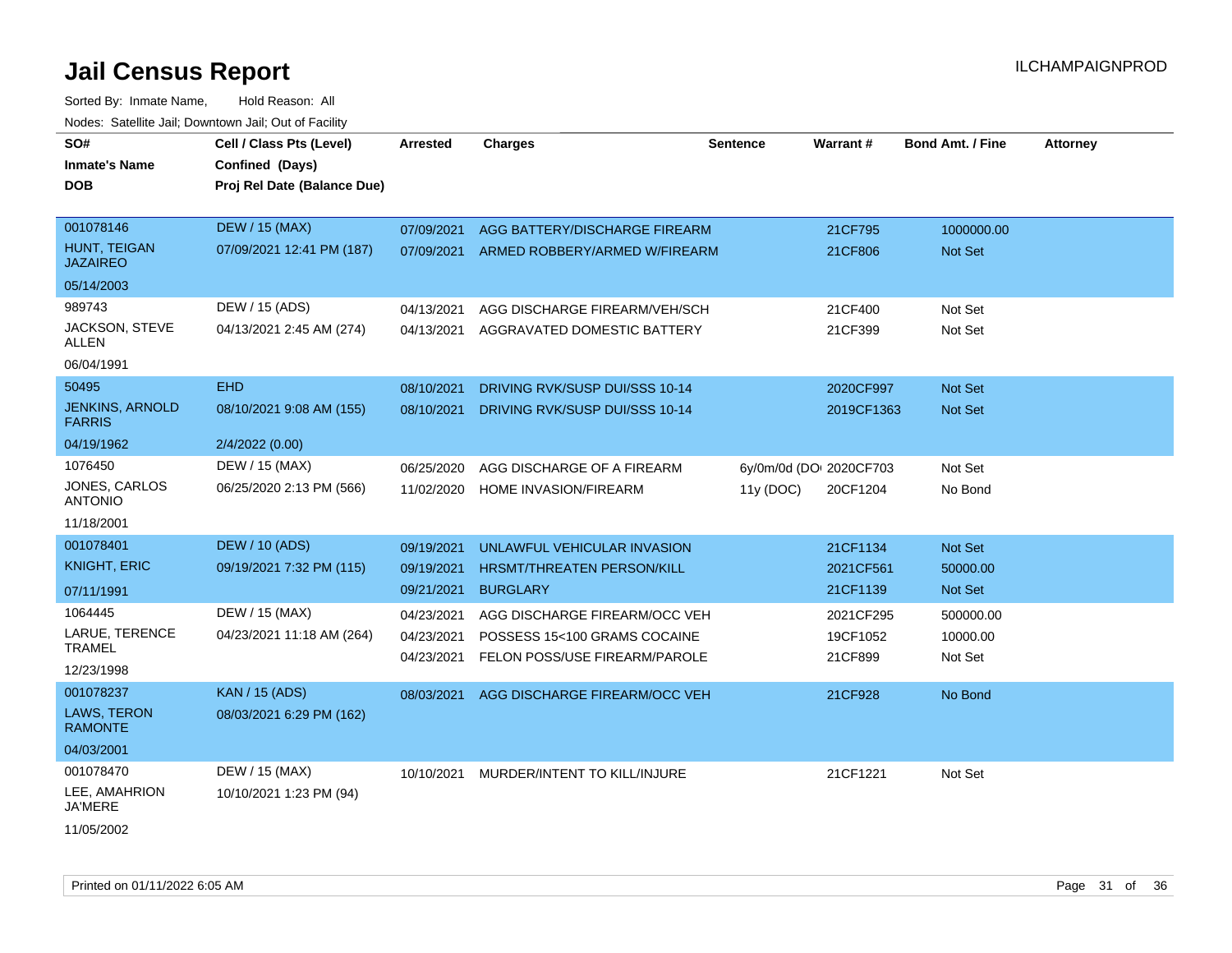# Jail Census Report

Sorted By: Inmate Name, Hold Reason: All

Nodes: Satellite Jail; Downtown Jail; Out of Facility

| SO# / Inmate's Name / DOB | Cell / Class Pts (Level) / Confined (Days) / Proj Rel Date (Balance Due) | Arrested | Charges | Sentence | Warrant # | Bond Amt. / Fine | Attorney |
|---|---|---|---|---|---|---|---|
| 001078146 HUNT, TEIGAN JAZAIREO 05/14/2003 | DEW / 15 (MAX) 07/09/2021 12:41 PM (187) | 07/09/2021 | AGG BATTERY/DISCHARGE FIREARM | | 21CF795 | 1000000.00 | |
| | | 07/09/2021 | ARMED ROBBERY/ARMED W/FIREARM | | 21CF806 | Not Set | |
| 989743 JACKSON, STEVE ALLEN 06/04/1991 | DEW / 15 (ADS) 04/13/2021 2:45 AM (274) | 04/13/2021 | AGG DISCHARGE FIREARM/VEH/SCH | | 21CF400 | Not Set | |
| | | 04/13/2021 | AGGRAVATED DOMESTIC BATTERY | | 21CF399 | Not Set | |
| 50495 JENKINS, ARNOLD FARRIS 04/19/1962 | EHD 08/10/2021 9:08 AM (155) 2/4/2022 (0.00) | 08/10/2021 | DRIVING RVK/SUSP DUI/SSS 10-14 | | 2020CF997 | Not Set | |
| | | 08/10/2021 | DRIVING RVK/SUSP DUI/SSS 10-14 | | 2019CF1363 | Not Set | |
| 1076450 JONES, CARLOS ANTONIO 11/18/2001 | DEW / 15 (MAX) 06/25/2020 2:13 PM (566) | 06/25/2020 | AGG DISCHARGE OF A FIREARM | 6y/0m/0d (DO | 2020CF703 | Not Set | |
| | | 11/02/2020 | HOME INVASION/FIREARM | 11y (DOC) | 20CF1204 | No Bond | |
| 001078401 KNIGHT, ERIC 07/11/1991 | DEW / 10 (ADS) 09/19/2021 7:32 PM (115) | 09/19/2021 | UNLAWFUL VEHICULAR INVASION | | 21CF1134 | Not Set | |
| | | 09/19/2021 | HRSMT/THREATEN PERSON/KILL | | 2021CF561 | 50000.00 | |
| | | 09/21/2021 | BURGLARY | | 21CF1139 | Not Set | |
| 1064445 LARUE, TERENCE TRAMEL 12/23/1998 | DEW / 15 (MAX) 04/23/2021 11:18 AM (264) | 04/23/2021 | AGG DISCHARGE FIREARM/OCC VEH | | 2021CF295 | 500000.00 | |
| | | 04/23/2021 | POSSESS 15<100 GRAMS COCAINE | | 19CF1052 | 10000.00 | |
| | | 04/23/2021 | FELON POSS/USE FIREARM/PAROLE | | 21CF899 | Not Set | |
| 001078237 LAWS, TERON RAMONTE 04/03/2001 | KAN / 15 (ADS) 08/03/2021 6:29 PM (162) | 08/03/2021 | AGG DISCHARGE FIREARM/OCC VEH | | 21CF928 | No Bond | |
| 001078470 LEE, AMAHRION JA'MERE 11/05/2002 | DEW / 15 (MAX) 10/10/2021 1:23 PM (94) | 10/10/2021 | MURDER/INTENT TO KILL/INJURE | | 21CF1221 | Not Set | |

Printed on 01/11/2022 6:05 AM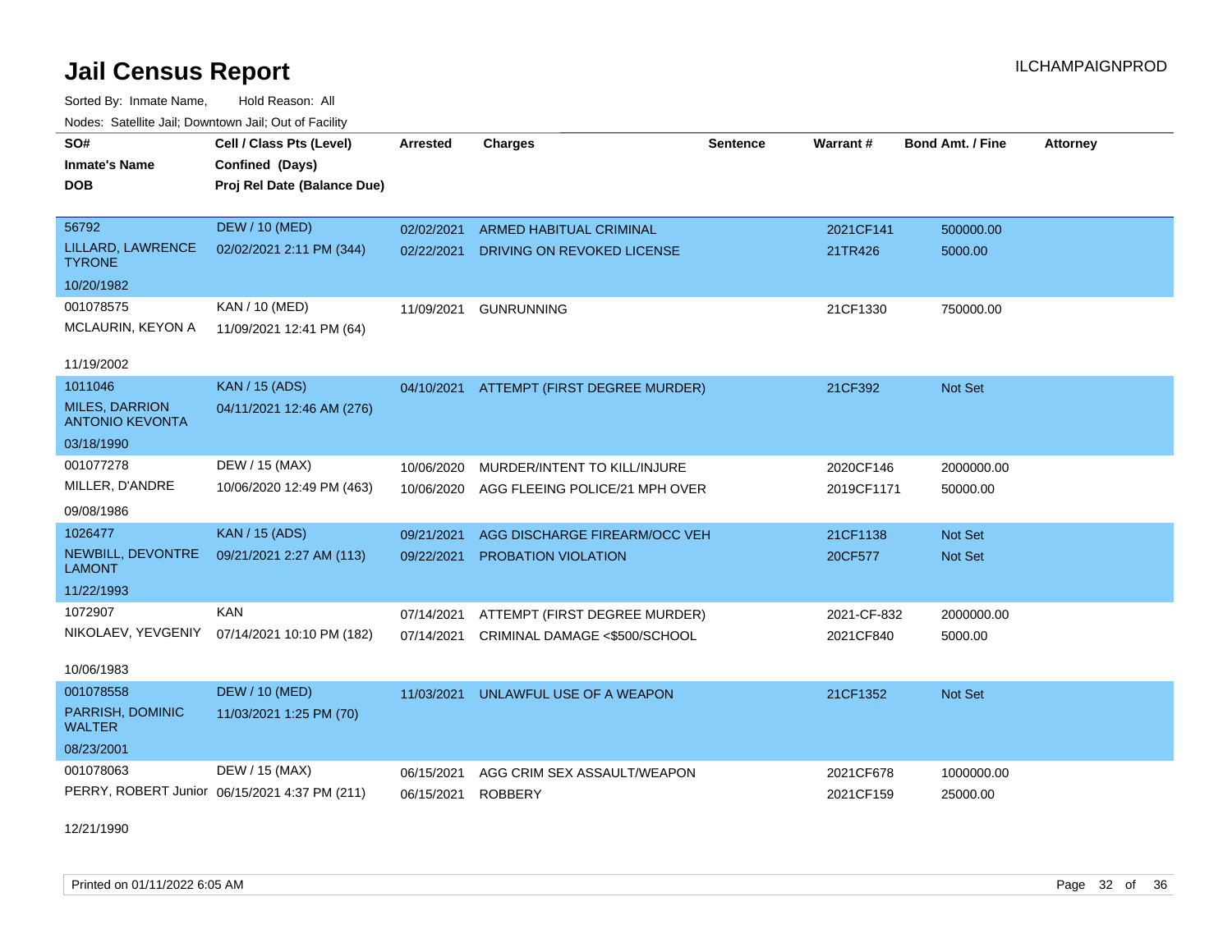# Jail Census Report

Sorted By: Inmate Name, Hold Reason: All

Nodes: Satellite Jail; Downtown Jail; Out of Facility

| SO# / Inmate's Name / DOB | Cell / Class Pts (Level) / Confined (Days) / Proj Rel Date (Balance Due) | Arrested | Charges | Sentence | Warrant # | Bond Amt. / Fine | Attorney |
|---|---|---|---|---|---|---|---|
| 56792<br>LILLARD, LAWRENCE TYRONE<br>10/20/1982 | DEW / 10 (MED)<br>02/02/2021 2:11 PM (344) | 02/02/2021<br>02/22/2021 | ARMED HABITUAL CRIMINAL<br>DRIVING ON REVOKED LICENSE | | 2021CF141<br>21TR426 | 500000.00<br>5000.00 | |
| 001078575<br>MCLAURIN, KEYON A<br>11/19/2002 | KAN / 10 (MED)<br>11/09/2021 12:41 PM (64) | 11/09/2021 | GUNRUNNING | | 21CF1330 | 750000.00 | |
| 1011046<br>MILES, DARRION ANTONIO KEVONTA<br>03/18/1990 | KAN / 15 (ADS)<br>04/11/2021 12:46 AM (276) | 04/10/2021 | ATTEMPT (FIRST DEGREE MURDER) | | 21CF392 | Not Set | |
| 001077278<br>MILLER, D'ANDRE<br>09/08/1986 | DEW / 15 (MAX)<br>10/06/2020 12:49 PM (463) | 10/06/2020<br>10/06/2020 | MURDER/INTENT TO KILL/INJURE<br>AGG FLEEING POLICE/21 MPH OVER | | 2020CF146<br>2019CF1171 | 2000000.00<br>50000.00 | |
| 1026477<br>NEWBILL, DEVONTRE LAMONT<br>11/22/1993 | KAN / 15 (ADS)<br>09/21/2021 2:27 AM (113) | 09/21/2021<br>09/22/2021 | AGG DISCHARGE FIREARM/OCC VEH<br>PROBATION VIOLATION | | 21CF1138<br>20CF577 | Not Set<br>Not Set | |
| 1072907<br>NIKOLAEV, YEVGENIY<br>10/06/1983 | KAN<br>07/14/2021 10:10 PM (182) | 07/14/2021<br>07/14/2021 | ATTEMPT (FIRST DEGREE MURDER)<br>CRIMINAL DAMAGE <$500/SCHOOL | | 2021-CF-832<br>2021CF840 | 2000000.00<br>5000.00 | |
| 001078558<br>PARRISH, DOMINIC WALTER<br>08/23/2001 | DEW / 10 (MED)<br>11/03/2021 1:25 PM (70) | 11/03/2021 | UNLAWFUL USE OF A WEAPON | | 21CF1352 | Not Set | |
| 001078063<br>PERRY, ROBERT Junior<br>12/21/1990 | DEW / 15 (MAX)<br>06/15/2021 4:37 PM (211) | 06/15/2021<br>06/15/2021 | AGG CRIM SEX ASSAULT/WEAPON<br>ROBBERY | | 2021CF678<br>2021CF159 | 1000000.00<br>25000.00 | |

Printed on 01/11/2022 6:05 AM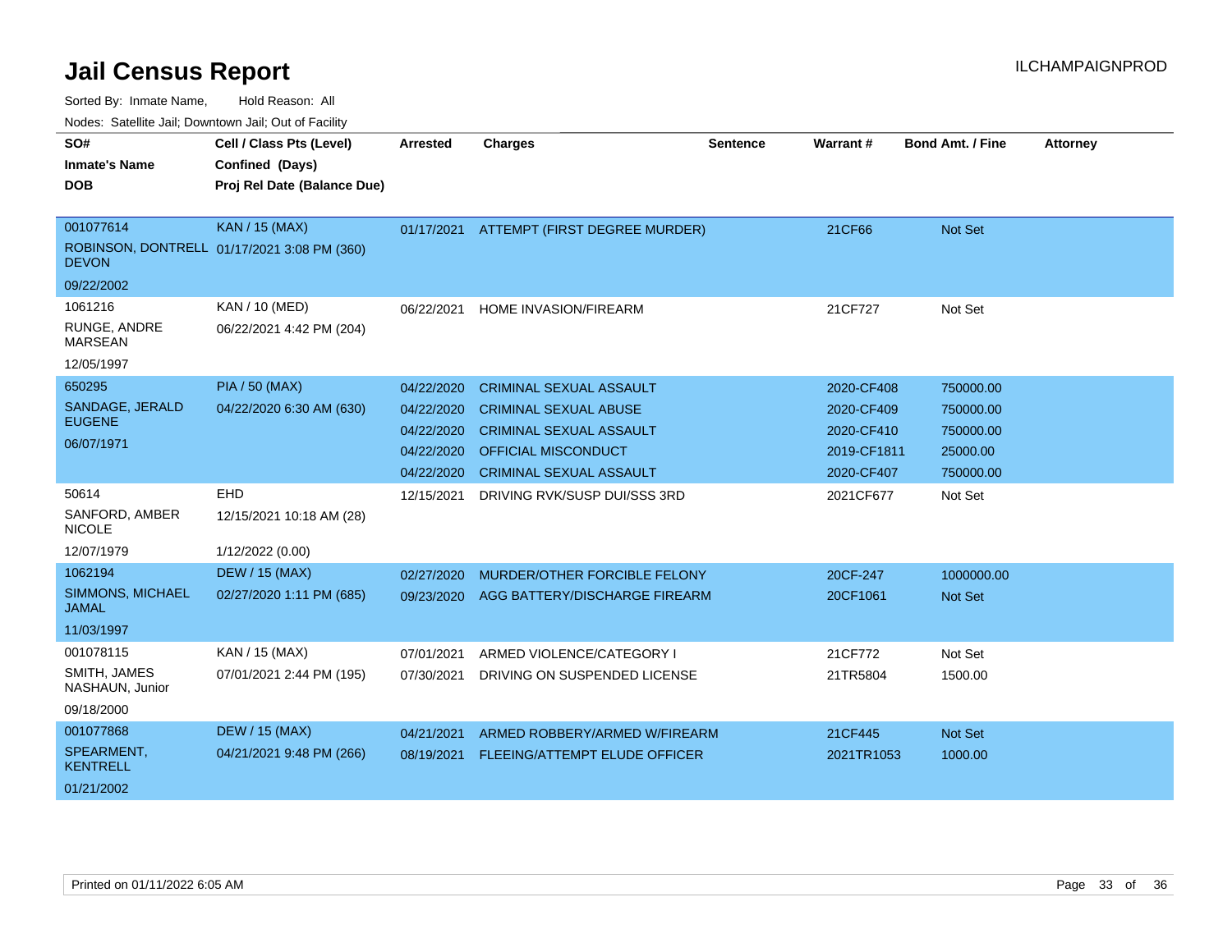# Jail Census Report

Sorted By: Inmate Name, Hold Reason: All

Nodes: Satellite Jail; Downtown Jail; Out of Facility

| SO# / Inmate's Name / DOB | Cell / Class Pts (Level) / Confined (Days) / Proj Rel Date (Balance Due) | Arrested | Charges | Sentence | Warrant # | Bond Amt. / Fine | Attorney |
|---|---|---|---|---|---|---|---|
| 001077614 ROBINSON, DONTRELL DEVON 09/22/2002 | KAN / 15 (MAX) 01/17/2021 3:08 PM (360) | 01/17/2021 | ATTEMPT (FIRST DEGREE MURDER) | | 21CF66 | Not Set | |
| 1061216 RUNGE, ANDRE MARSEAN 12/05/1997 | KAN / 10 (MED) 06/22/2021 4:42 PM (204) | 06/22/2021 | HOME INVASION/FIREARM | | 21CF727 | Not Set | |
| 650295 SANDAGE, JERALD EUGENE 06/07/1971 | PIA / 50 (MAX) 04/22/2020 6:30 AM (630) | 04/22/2020 | CRIMINAL SEXUAL ASSAULT | | 2020-CF408 | 750000.00 | |
| | | 04/22/2020 | CRIMINAL SEXUAL ABUSE | | 2020-CF409 | 750000.00 | |
| | | 04/22/2020 | CRIMINAL SEXUAL ASSAULT | | 2020-CF410 | 750000.00 | |
| | | 04/22/2020 | OFFICIAL MISCONDUCT | | 2019-CF1811 | 25000.00 | |
| | | 04/22/2020 | CRIMINAL SEXUAL ASSAULT | | 2020-CF407 | 750000.00 | |
| 50614 SANFORD, AMBER NICOLE 12/07/1979 | EHD 12/15/2021 10:18 AM (28) 1/12/2022 (0.00) | 12/15/2021 | DRIVING RVK/SUSP DUI/SSS 3RD | | 2021CF677 | Not Set | |
| 1062194 SIMMONS, MICHAEL JAMAL 11/03/1997 | DEW / 15 (MAX) 02/27/2020 1:11 PM (685) | 02/27/2020 | MURDER/OTHER FORCIBLE FELONY | | 20CF-247 | 1000000.00 | |
| | | 09/23/2020 | AGG BATTERY/DISCHARGE FIREARM | | 20CF1061 | Not Set | |
| 001078115 SMITH, JAMES NASHAUN, Junior 09/18/2000 | KAN / 15 (MAX) 07/01/2021 2:44 PM (195) | 07/01/2021 | ARMED VIOLENCE/CATEGORY I | | 21CF772 | Not Set | |
| | | 07/30/2021 | DRIVING ON SUSPENDED LICENSE | | 21TR5804 | 1500.00 | |
| 001077868 SPEARMENT, KENTRELL 01/21/2002 | DEW / 15 (MAX) 04/21/2021 9:48 PM (266) | 04/21/2021 | ARMED ROBBERY/ARMED W/FIREARM | | 21CF445 | Not Set | |
| | | 08/19/2021 | FLEEING/ATTEMPT ELUDE OFFICER | | 2021TR1053 | 1000.00 | |

Printed on 01/11/2022 6:05 AM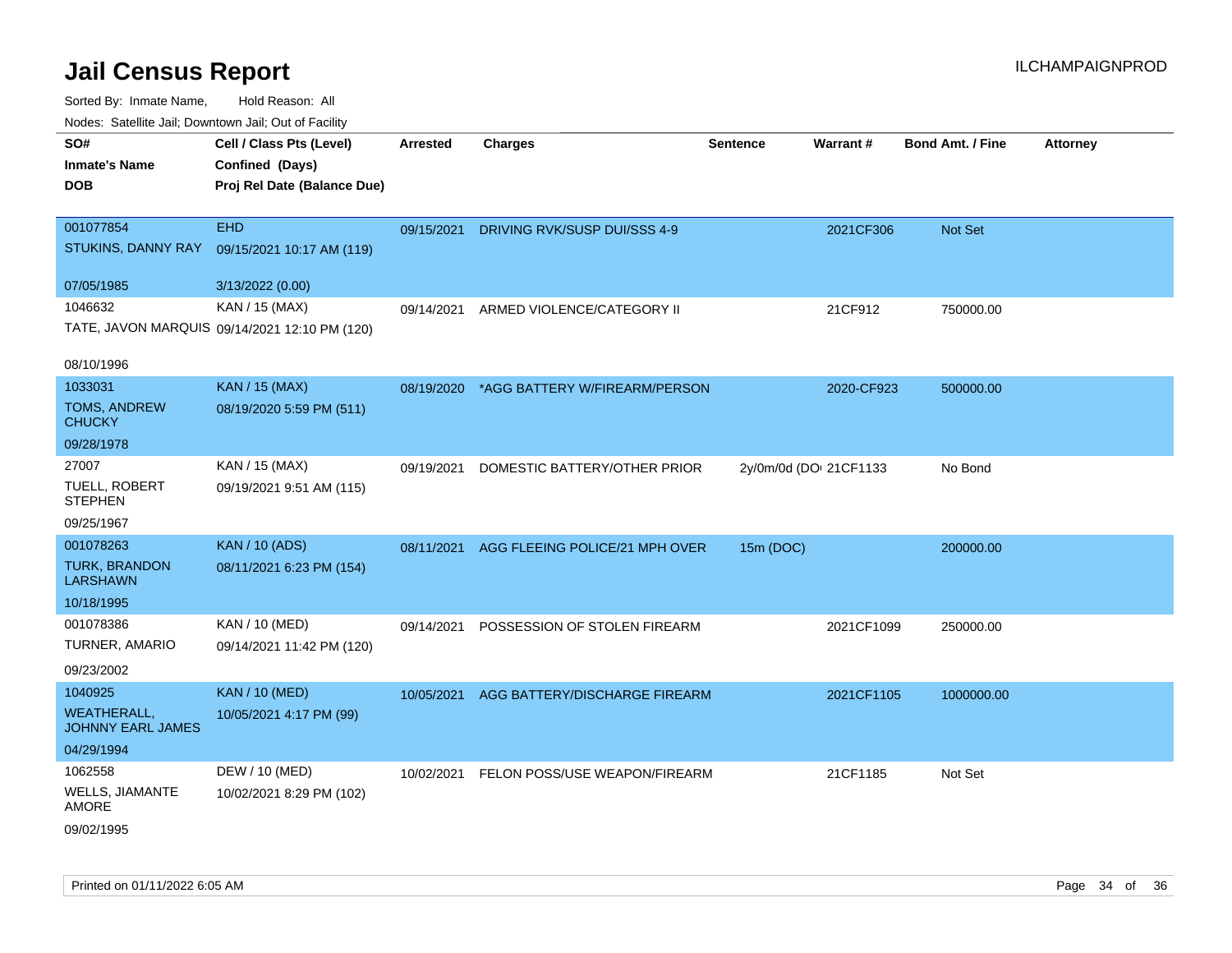# Jail Census Report

ILCHAMPAIGNPROD

Sorted By: Inmate Name, Hold Reason: All

Nodes: Satellite Jail; Downtown Jail; Out of Facility

| SO# / Inmate's Name / DOB | Cell / Class Pts (Level) / Confined (Days) / Proj Rel Date (Balance Due) | Arrested | Charges | Sentence | Warrant # | Bond Amt. / Fine | Attorney |
|---|---|---|---|---|---|---|---|
| 001077854<br>STUKINS, DANNY RAY<br>07/05/1985 | EHD<br>09/15/2021 10:17 AM (119)<br>3/13/2022 (0.00) | 09/15/2021 | DRIVING RVK/SUSP DUI/SSS 4-9 | | 2021CF306 | Not Set | |
| 1046632<br>TATE, JAVON MARQUIS<br>08/10/1996 | KAN / 15 (MAX)<br>09/14/2021 12:10 PM (120) | 09/14/2021 | ARMED VIOLENCE/CATEGORY II | | 21CF912 | 750000.00 | |
| 1033031<br>TOMS, ANDREW CHUCKY<br>09/28/1978 | KAN / 15 (MAX)<br>08/19/2020 5:59 PM (511) | 08/19/2020 | *AGG BATTERY W/FIREARM/PERSON | | 2020-CF923 | 500000.00 | |
| 27007<br>TUELL, ROBERT STEPHEN<br>09/25/1967 | KAN / 15 (MAX)<br>09/19/2021 9:51 AM (115) | 09/19/2021 | DOMESTIC BATTERY/OTHER PRIOR | 2y/0m/0d (DO | 21CF1133 | No Bond | |
| 001078263<br>TURK, BRANDON LARSHAWN<br>10/18/1995 | KAN / 10 (ADS)<br>08/11/2021 6:23 PM (154) | 08/11/2021 | AGG FLEEING POLICE/21 MPH OVER | 15m (DOC) | | 200000.00 | |
| 001078386<br>TURNER, AMARIO<br>09/23/2002 | KAN / 10 (MED)<br>09/14/2021 11:42 PM (120) | 09/14/2021 | POSSESSION OF STOLEN FIREARM | | 2021CF1099 | 250000.00 | |
| 1040925<br>WEATHERALL, JOHNNY EARL JAMES<br>04/29/1994 | KAN / 10 (MED)<br>10/05/2021 4:17 PM (99) | 10/05/2021 | AGG BATTERY/DISCHARGE FIREARM | | 2021CF1105 | 1000000.00 | |
| 1062558<br>WELLS, JIAMANTE AMORE<br>09/02/1995 | DEW / 10 (MED)<br>10/02/2021 8:29 PM (102) | 10/02/2021 | FELON POSS/USE WEAPON/FIREARM | | 21CF1185 | Not Set | |

Printed on 01/11/2022 6:05 AM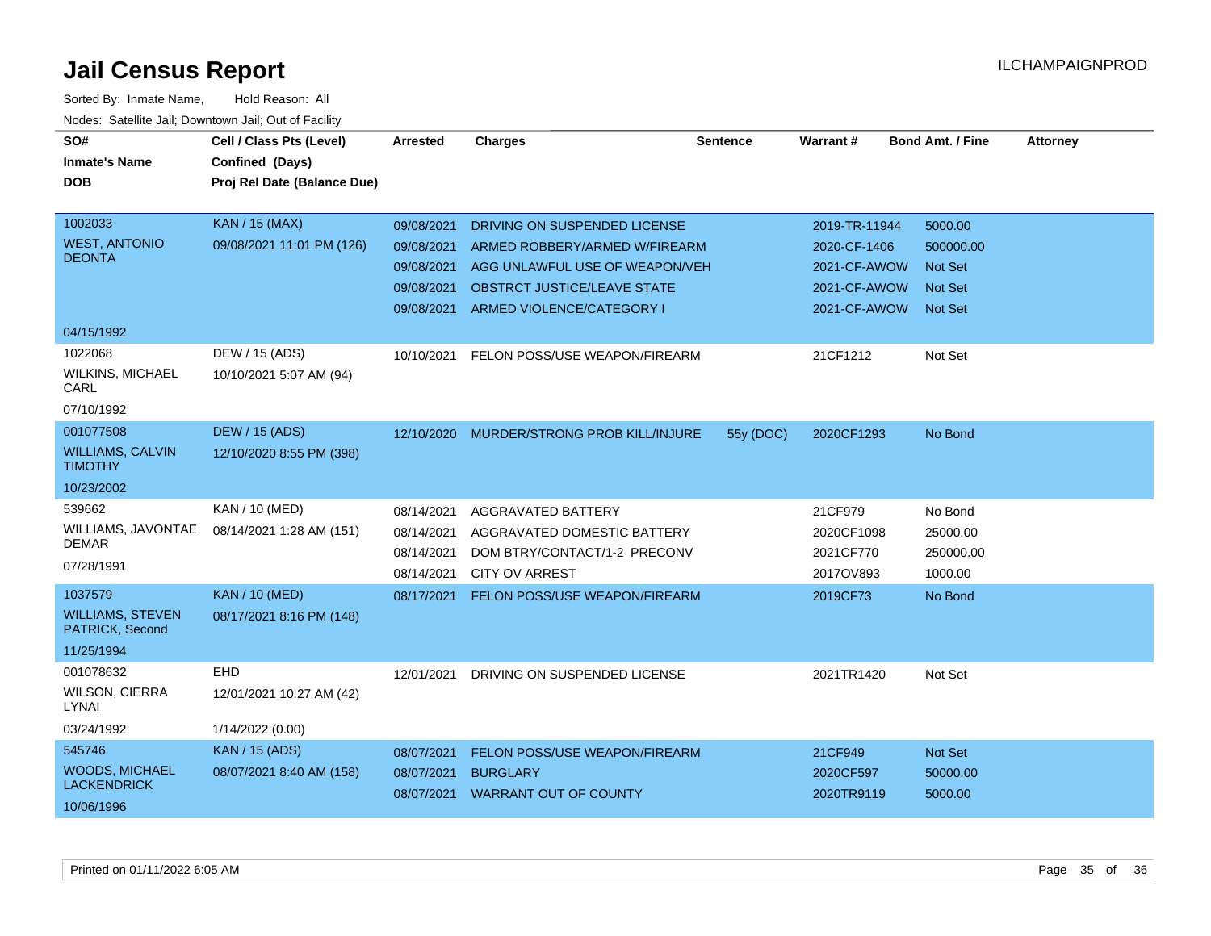# Jail Census Report

Sorted By: Inmate Name, Hold Reason: All

Nodes: Satellite Jail; Downtown Jail; Out of Facility

| SO# / Inmate's Name / DOB | Cell / Class Pts (Level) / Confined (Days) / Proj Rel Date (Balance Due) | Arrested | Charges | Sentence | Warrant # | Bond Amt. / Fine | Attorney |
|---|---|---|---|---|---|---|---|
| 1002033 WEST, ANTONIO DEONTA 04/15/1992 | KAN / 15 (MAX) 09/08/2021 11:01 PM (126) | 09/08/2021 | DRIVING ON SUSPENDED LICENSE | | 2019-TR-11944 | 5000.00 | |
| | | 09/08/2021 | ARMED ROBBERY/ARMED W/FIREARM | | 2020-CF-1406 | 500000.00 | |
| | | 09/08/2021 | AGG UNLAWFUL USE OF WEAPON/VEH | | 2021-CF-AWOW | Not Set | |
| | | 09/08/2021 | OBSTRCT JUSTICE/LEAVE STATE | | 2021-CF-AWOW | Not Set | |
| | | 09/08/2021 | ARMED VIOLENCE/CATEGORY I | | 2021-CF-AWOW | Not Set | |
| 1022068 WILKINS, MICHAEL CARL 07/10/1992 | DEW / 15 (ADS) 10/10/2021 5:07 AM (94) | 10/10/2021 | FELON POSS/USE WEAPON/FIREARM | | 21CF1212 | Not Set | |
| 001077508 WILLIAMS, CALVIN TIMOTHY 10/23/2002 | DEW / 15 (ADS) 12/10/2020 8:55 PM (398) | 12/10/2020 | MURDER/STRONG PROB KILL/INJURE | 55y (DOC) | 2020CF1293 | No Bond | |
| 539662 WILLIAMS, JAVONTAE DEMAR 07/28/1991 | KAN / 10 (MED) 08/14/2021 1:28 AM (151) | 08/14/2021 | AGGRAVATED BATTERY | | 21CF979 | No Bond | |
| | | 08/14/2021 | AGGRAVATED DOMESTIC BATTERY | | 2020CF1098 | 25000.00 | |
| | | 08/14/2021 | DOM BTRY/CONTACT/1-2 PRECONV | | 2021CF770 | 250000.00 | |
| | | 08/14/2021 | CITY OV ARREST | | 2017OV893 | 1000.00 | |
| 1037579 WILLIAMS, STEVEN PATRICK, Second 11/25/1994 | KAN / 10 (MED) 08/17/2021 8:16 PM (148) | 08/17/2021 | FELON POSS/USE WEAPON/FIREARM | | 2019CF73 | No Bond | |
| 001078632 WILSON, CIERRA LYNAI 03/24/1992 | EHD 12/01/2021 10:27 AM (42) 1/14/2022 (0.00) | 12/01/2021 | DRIVING ON SUSPENDED LICENSE | | 2021TR1420 | Not Set | |
| 545746 WOODS, MICHAEL LACKENDRICK 10/06/1996 | KAN / 15 (ADS) 08/07/2021 8:40 AM (158) | 08/07/2021 | FELON POSS/USE WEAPON/FIREARM | | 21CF949 | Not Set | |
| | | 08/07/2021 | BURGLARY | | 2020CF597 | 50000.00 | |
| | | 08/07/2021 | WARRANT OUT OF COUNTY | | 2020TR9119 | 5000.00 | |

Printed on 01/11/2022 6:05 AM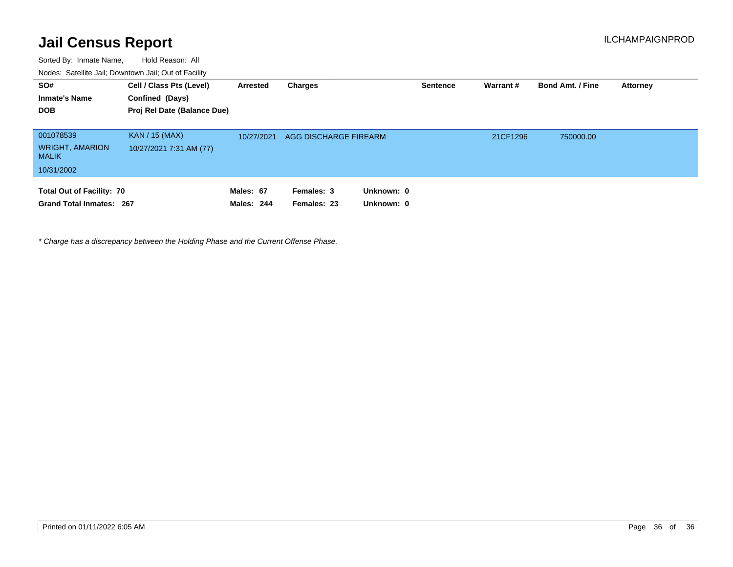# Jail Census Report

ILCHAMPAIGNPROD

Sorted By: Inmate Name, Hold Reason: All

Nodes: Satellite Jail; Downtown Jail; Out of Facility

| SO#<br>Inmate's Name<br>DOB | Cell / Class Pts (Level)<br>Confined (Days)<br>Proj Rel Date (Balance Due) | Arrested | Charges | Sentence | Warrant # | Bond Amt. / Fine | Attorney |
|---|---|---|---|---|---|---|---|
| 001078539<br>WRIGHT, AMARION MALIK<br>10/31/2002 | KAN / 15 (MAX)<br>10/27/2021 7:31 AM (77) | 10/27/2021 | AGG DISCHARGE FIREARM | | 21CF1296 | 750000.00 | |

| | | | |
|---|---|---|---|
| **Total Out of Facility: 70** | **Males: 67** | **Females: 3** | **Unknown: 0** |
| **Grand Total Inmates: 267** | **Males: 244** | **Females: 23** | **Unknown: 0** |

*\* Charge has a discrepancy between the Holding Phase and the Current Offense Phase.*

Printed on 01/11/2022 6:05 AM